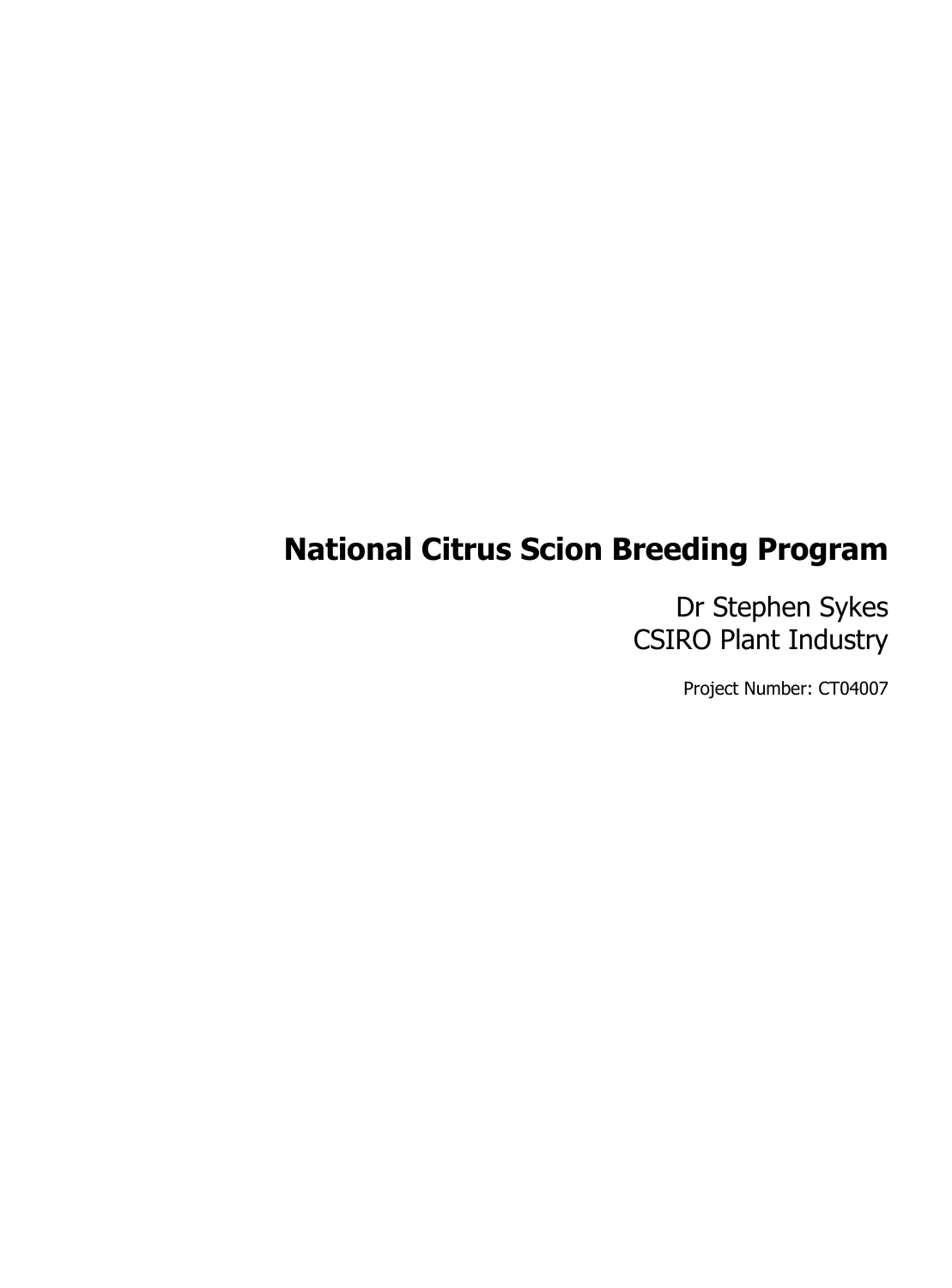# National Citrus Scion Breeding Program

Dr Stephen Sykes
CSIRO Plant Industry

Project Number: CT04007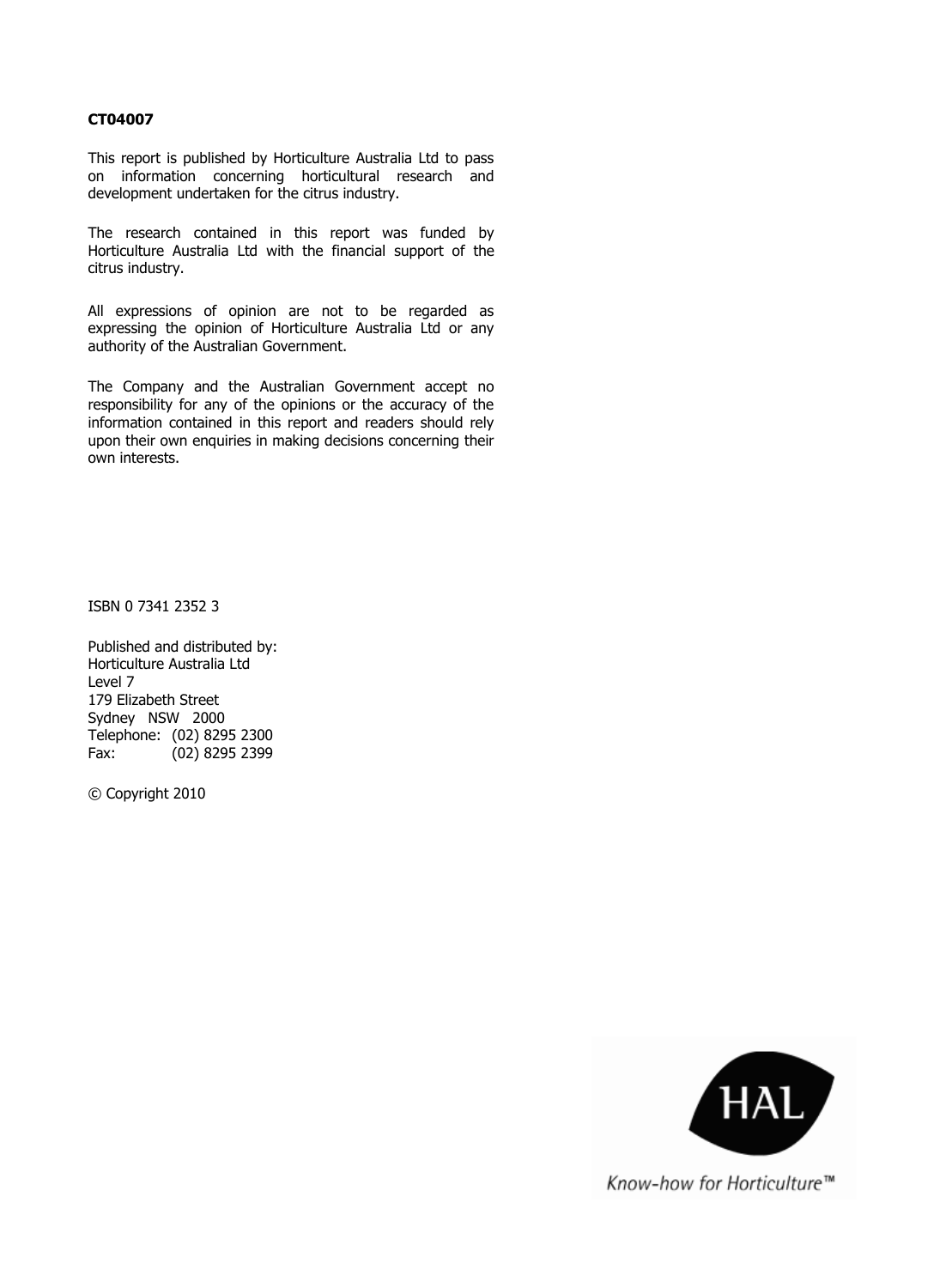**CT04007**

This report is published by Horticulture Australia Ltd to pass on information concerning horticultural research and development undertaken for the citrus industry.

The research contained in this report was funded by Horticulture Australia Ltd with the financial support of the citrus industry.

All expressions of opinion are not to be regarded as expressing the opinion of Horticulture Australia Ltd or any authority of the Australian Government.

The Company and the Australian Government accept no responsibility for any of the opinions or the accuracy of the information contained in this report and readers should rely upon their own enquiries in making decisions concerning their own interests.

ISBN 0 7341 2352 3

Published and distributed by:
Horticulture Australia Ltd
Level 7
179 Elizabeth Street
Sydney NSW 2000
Telephone: (02) 8295 2300
Fax: (02) 8295 2399

© Copyright 2010

HAL

*Know-how for Horticulture™*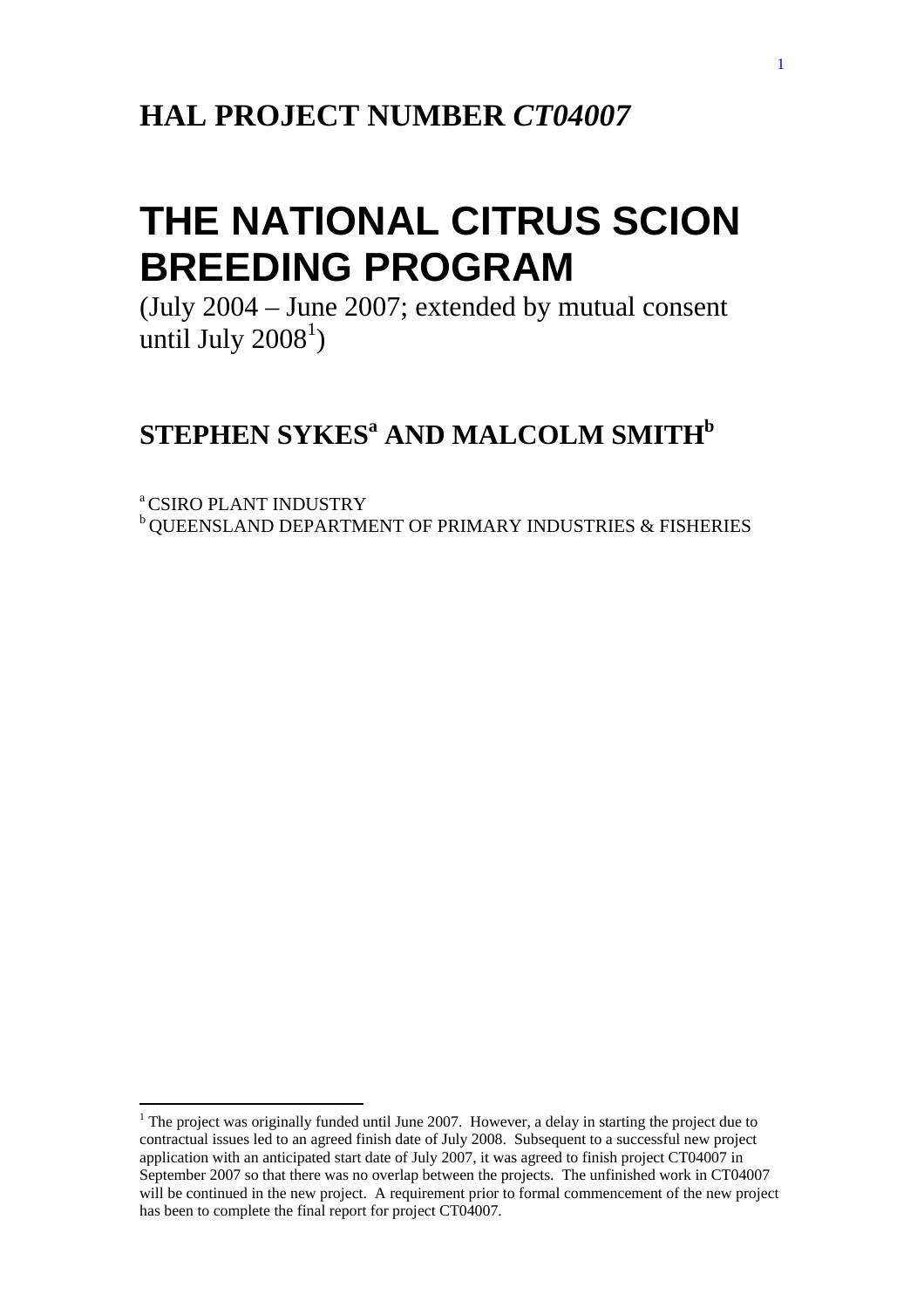# HAL PROJECT NUMBER *CT04007*

# THE NATIONAL CITRUS SCION BREEDING PROGRAM

(July 2004 – June 2007; extended by mutual consent until July 2008[1])

## STEPHEN SYKES[a] AND MALCOLM SMITH[b]

[a] CSIRO PLANT INDUSTRY
[b] QUEENSLAND DEPARTMENT OF PRIMARY INDUSTRIES & FISHERIES

[1] The project was originally funded until June 2007. However, a delay in starting the project due to contractual issues led to an agreed finish date of July 2008. Subsequent to a successful new project application with an anticipated start date of July 2007, it was agreed to finish project CT04007 in September 2007 so that there was no overlap between the projects. The unfinished work in CT04007 will be continued in the new project. A requirement prior to formal commencement of the new project has been to complete the final report for project CT04007.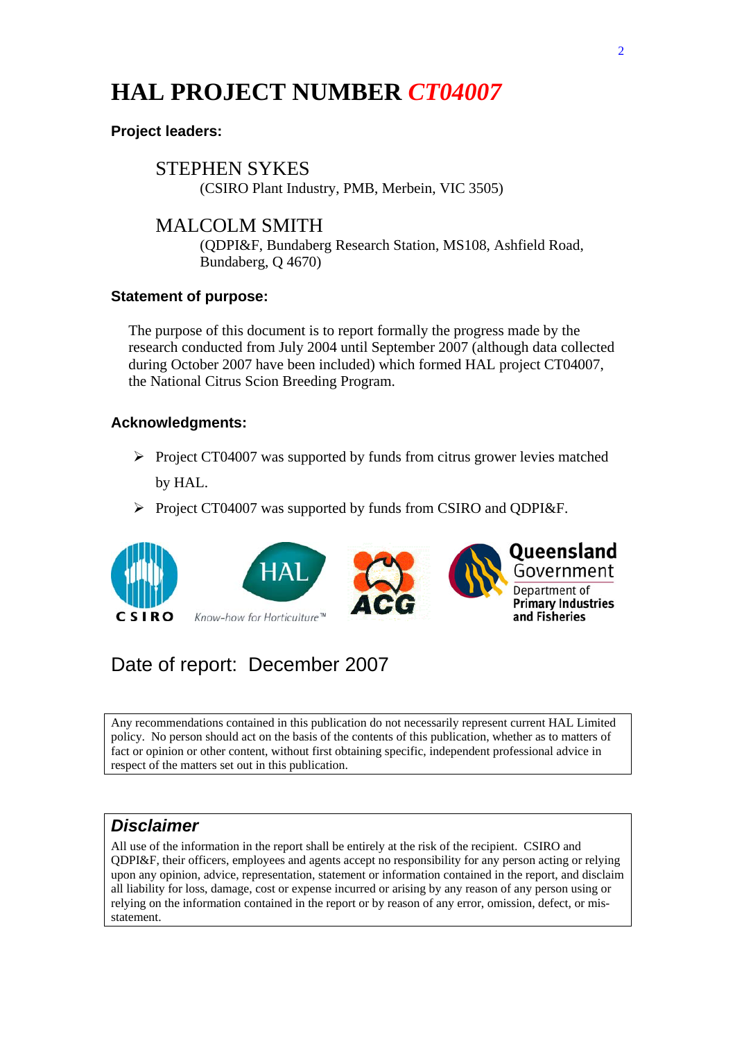# HAL PROJECT NUMBER *CT04007*

**Project leaders:**

STEPHEN SYKES
(CSIRO Plant Industry, PMB, Merbein, VIC 3505)

MALCOLM SMITH
(QDPI&F, Bundaberg Research Station, MS108, Ashfield Road, Bundaberg, Q 4670)

**Statement of purpose:**

The purpose of this document is to report formally the progress made by the research conducted from July 2004 until September 2007 (although data collected during October 2007 have been included) which formed HAL project CT04007, the National Citrus Scion Breeding Program.

**Acknowledgments:**

- Project CT04007 was supported by funds from citrus grower levies matched by HAL.
- Project CT04007 was supported by funds from CSIRO and QDPI&F.

CSIRO | HAL Know-how for Horticulture™ | ACG | Queensland Government Department of Primary Industries and Fisheries

Date of report: December 2007

Any recommendations contained in this publication do not necessarily represent current HAL Limited policy. No person should act on the basis of the contents of this publication, whether as to matters of fact or opinion or other content, without first obtaining specific, independent professional advice in respect of the matters set out in this publication.

***Disclaimer***

All use of the information in the report shall be entirely at the risk of the recipient. CSIRO and QDPI&F, their officers, employees and agents accept no responsibility for any person acting or relying upon any opinion, advice, representation, statement or information contained in the report, and disclaim all liability for loss, damage, cost or expense incurred or arising by any reason of any person using or relying on the information contained in the report or by reason of any error, omission, defect, or mis-statement.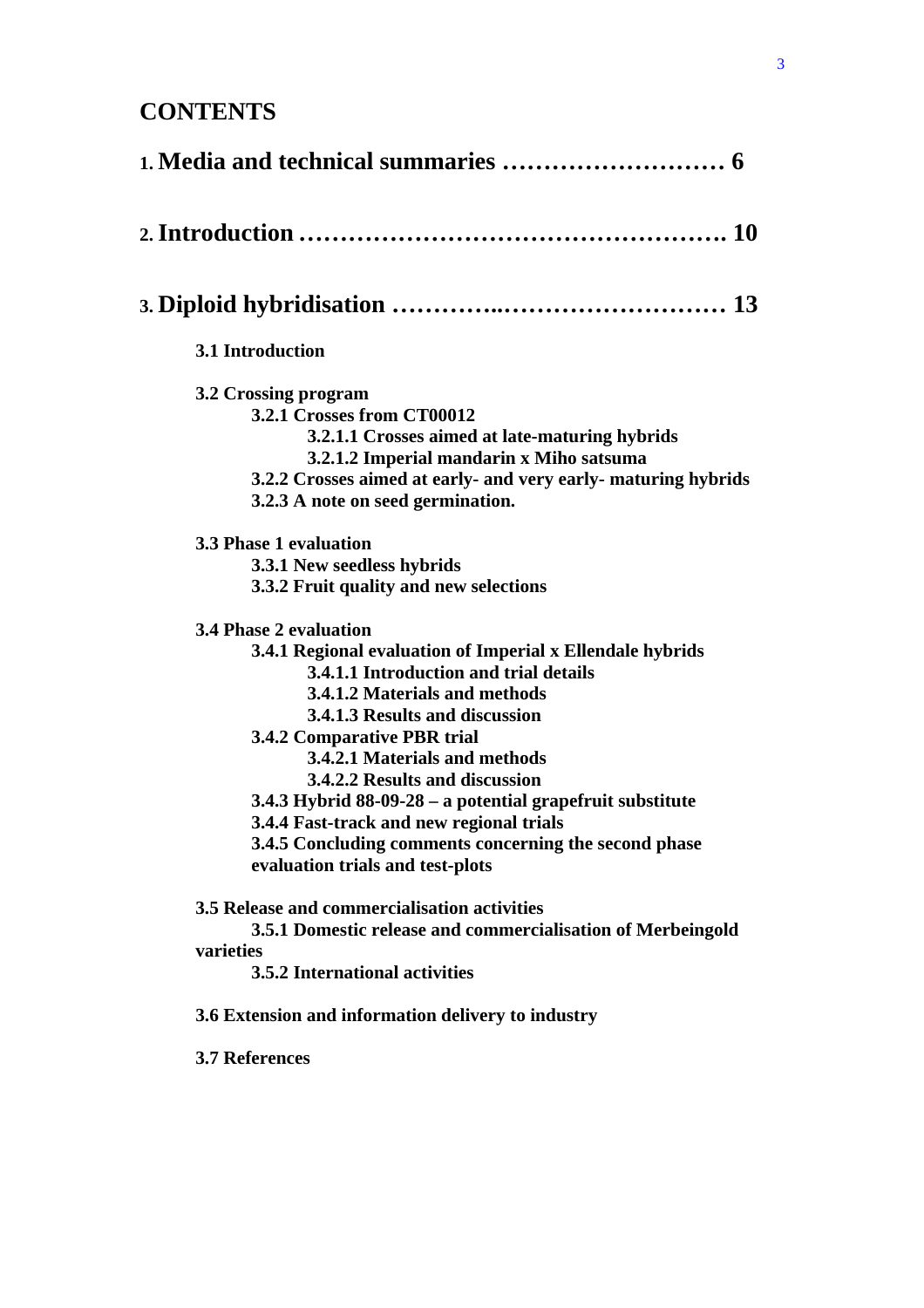# CONTENTS

**1. Media and technical summaries ……………………… 6**

**2. Introduction ……………………………………………. 10**

**3. Diploid hybridisation …………..……………………… 13**

**3.1 Introduction**

**3.2 Crossing program**

**3.2.1 Crosses from CT00012**

**3.2.1.1 Crosses aimed at late-maturing hybrids**

**3.2.1.2 Imperial mandarin x Miho satsuma**

**3.2.2 Crosses aimed at early- and very early- maturing hybrids**

**3.2.3 A note on seed germination.**

**3.3 Phase 1 evaluation**

**3.3.1 New seedless hybrids**

**3.3.2 Fruit quality and new selections**

**3.4 Phase 2 evaluation**

**3.4.1 Regional evaluation of Imperial x Ellendale hybrids**

**3.4.1.1 Introduction and trial details**

**3.4.1.2 Materials and methods**

**3.4.1.3 Results and discussion**

**3.4.2 Comparative PBR trial**

**3.4.2.1 Materials and methods**

**3.4.2.2 Results and discussion**

**3.4.3 Hybrid 88-09-28 – a potential grapefruit substitute**

**3.4.4 Fast-track and new regional trials**

**3.4.5 Concluding comments concerning the second phase evaluation trials and test-plots**

**3.5 Release and commercialisation activities**

**3.5.1 Domestic release and commercialisation of Merbeingold varieties**

**3.5.2 International activities**

**3.6 Extension and information delivery to industry**

**3.7 References**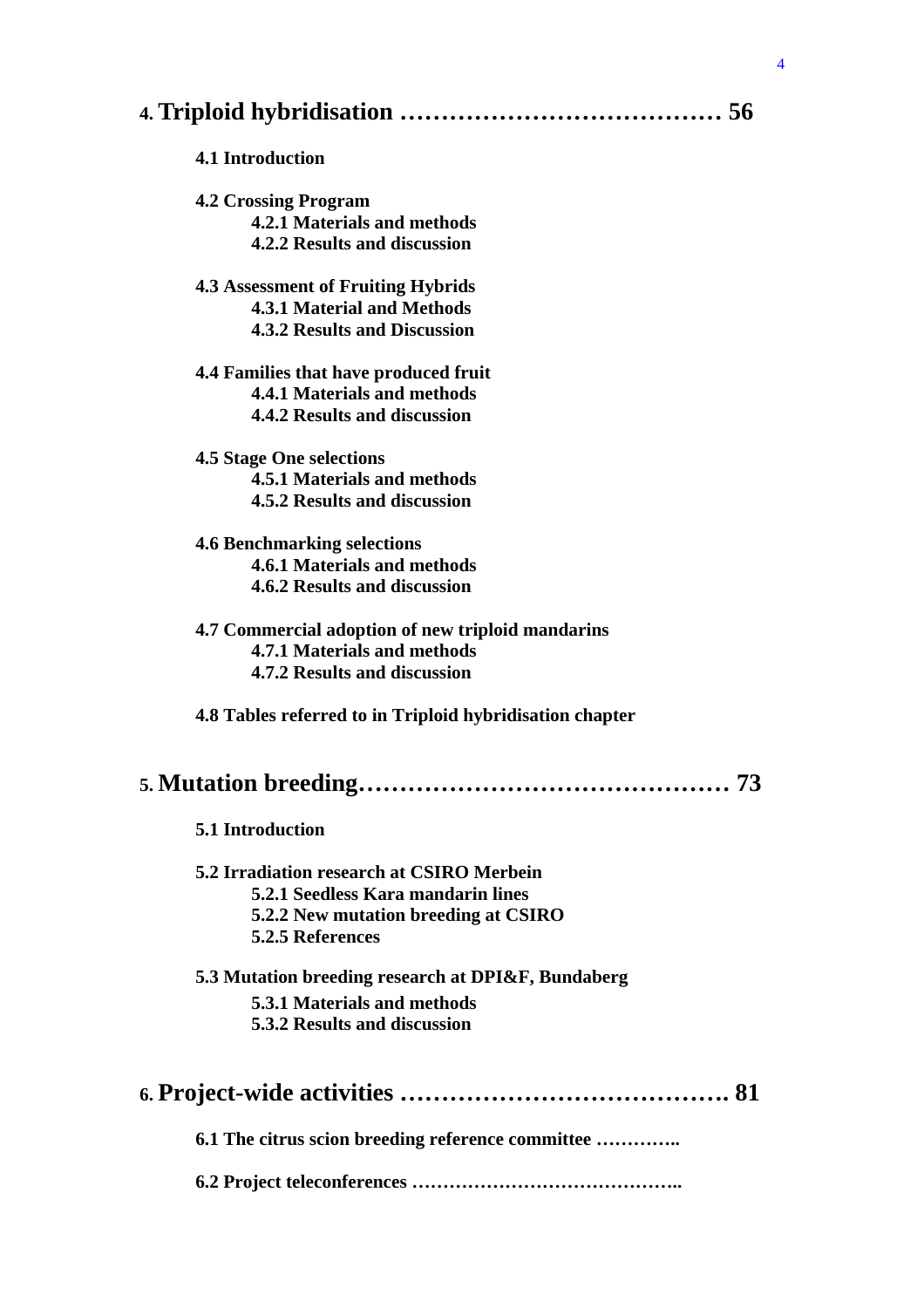# 4. Triploid hybridisation ………………………………… 56

**4.1 Introduction**

**4.2 Crossing Program**
- **4.2.1 Materials and methods**
- **4.2.2 Results and discussion**

**4.3 Assessment of Fruiting Hybrids**
- **4.3.1 Material and Methods**
- **4.3.2 Results and Discussion**

**4.4 Families that have produced fruit**
- **4.4.1 Materials and methods**
- **4.4.2 Results and discussion**

**4.5 Stage One selections**
- **4.5.1 Materials and methods**
- **4.5.2 Results and discussion**

**4.6 Benchmarking selections**
- **4.6.1 Materials and methods**
- **4.6.2 Results and discussion**

**4.7 Commercial adoption of new triploid mandarins**
- **4.7.1 Materials and methods**
- **4.7.2 Results and discussion**

**4.8 Tables referred to in Triploid hybridisation chapter**

# 5. Mutation breeding…………………………………… 73

**5.1 Introduction**

**5.2 Irradiation research at CSIRO Merbein**
- **5.2.1 Seedless Kara mandarin lines**
- **5.2.2 New mutation breeding at CSIRO**
- **5.2.5 References**

**5.3 Mutation breeding research at DPI&F, Bundaberg**
- **5.3.1 Materials and methods**
- **5.3.2 Results and discussion**

# 6. Project-wide activities …………………………………. 81

**6.1 The citrus scion breeding reference committee …………..**

**6.2 Project teleconferences ……………………………………..**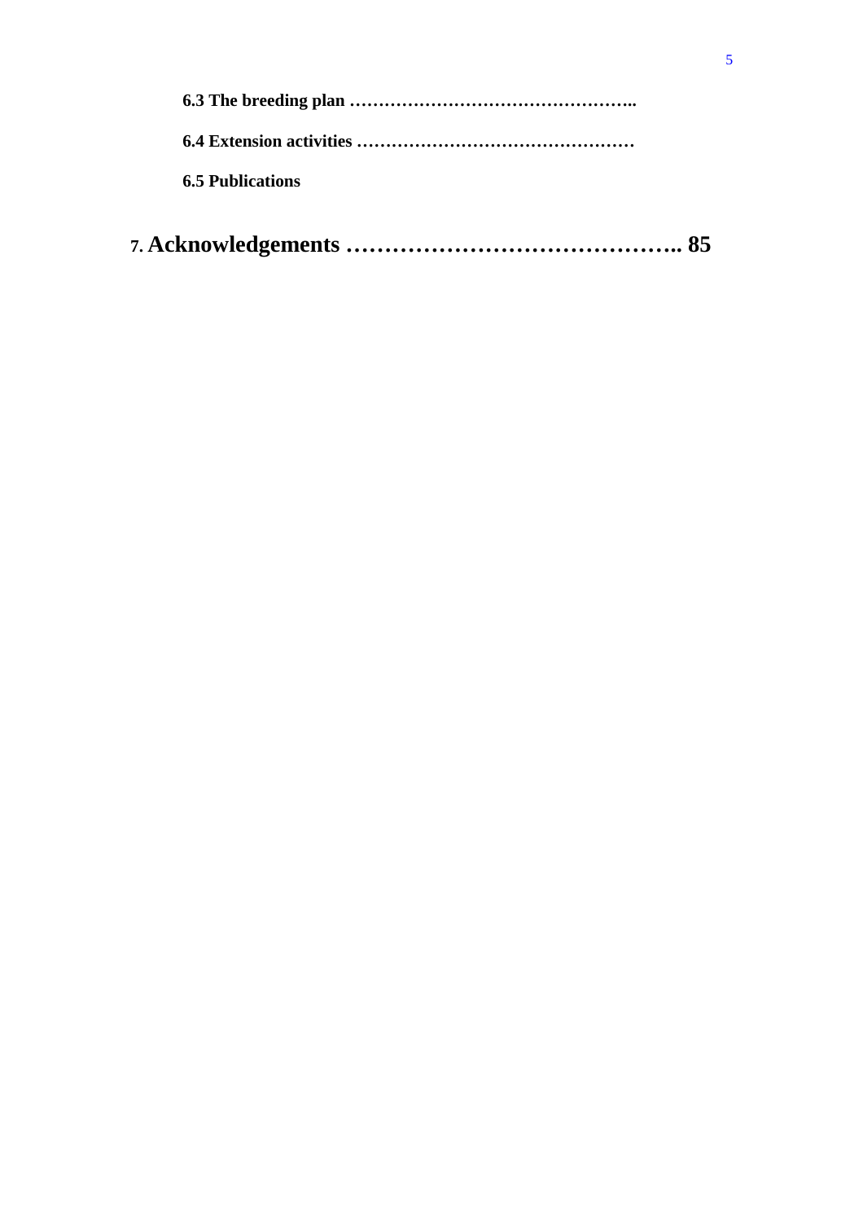**6.3 The breeding plan …………………………………………..**

**6.4 Extension activities …………………………………………**

**6.5 Publications**

**7. Acknowledgements …………………………………….. 85**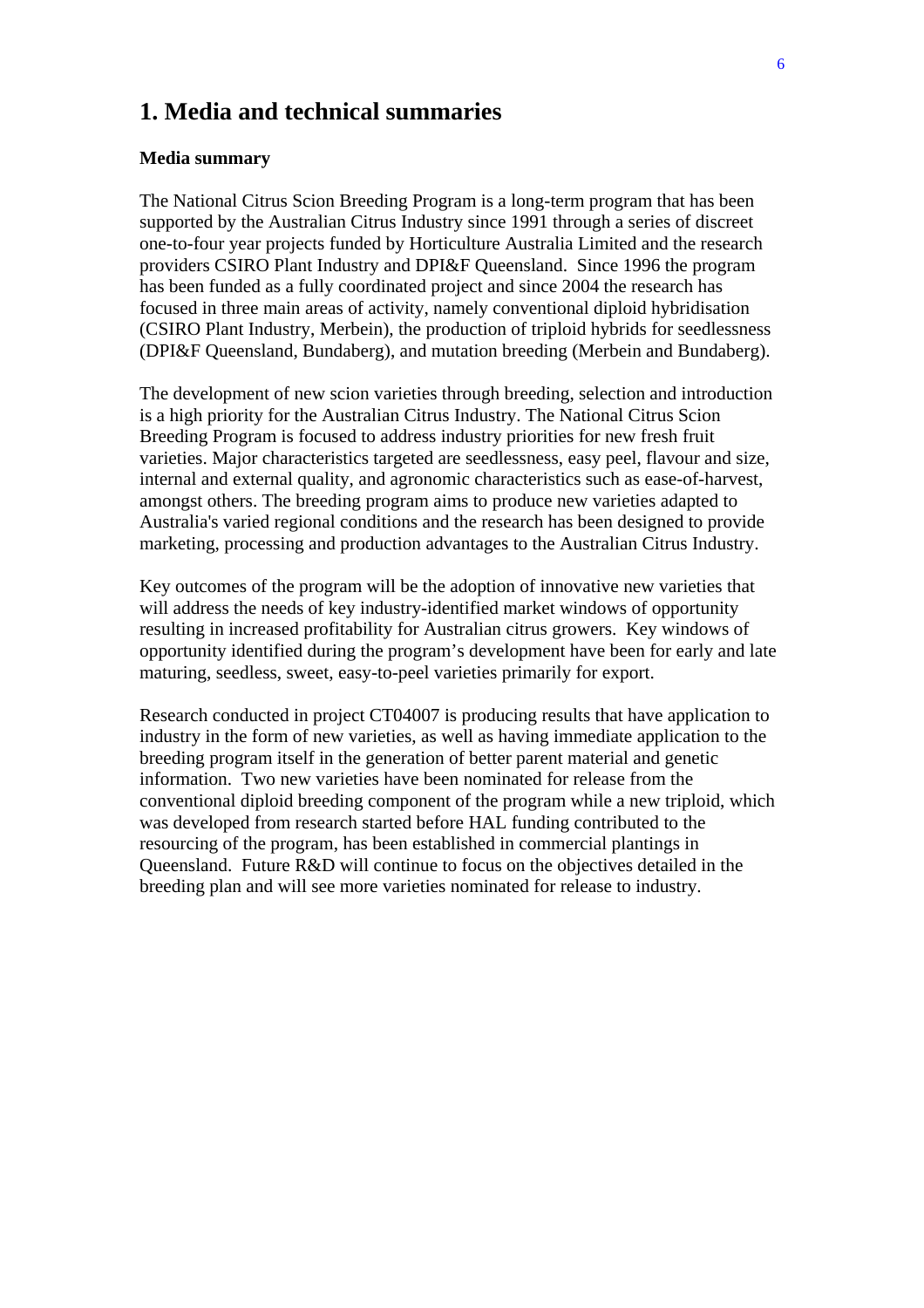# 1. Media and technical summaries

**Media summary**

The National Citrus Scion Breeding Program is a long-term program that has been supported by the Australian Citrus Industry since 1991 through a series of discreet one-to-four year projects funded by Horticulture Australia Limited and the research providers CSIRO Plant Industry and DPI&F Queensland. Since 1996 the program has been funded as a fully coordinated project and since 2004 the research has focused in three main areas of activity, namely conventional diploid hybridisation (CSIRO Plant Industry, Merbein), the production of triploid hybrids for seedlessness (DPI&F Queensland, Bundaberg), and mutation breeding (Merbein and Bundaberg).

The development of new scion varieties through breeding, selection and introduction is a high priority for the Australian Citrus Industry. The National Citrus Scion Breeding Program is focused to address industry priorities for new fresh fruit varieties. Major characteristics targeted are seedlessness, easy peel, flavour and size, internal and external quality, and agronomic characteristics such as ease-of-harvest, amongst others. The breeding program aims to produce new varieties adapted to Australia's varied regional conditions and the research has been designed to provide marketing, processing and production advantages to the Australian Citrus Industry.

Key outcomes of the program will be the adoption of innovative new varieties that will address the needs of key industry-identified market windows of opportunity resulting in increased profitability for Australian citrus growers. Key windows of opportunity identified during the program's development have been for early and late maturing, seedless, sweet, easy-to-peel varieties primarily for export.

Research conducted in project CT04007 is producing results that have application to industry in the form of new varieties, as well as having immediate application to the breeding program itself in the generation of better parent material and genetic information. Two new varieties have been nominated for release from the conventional diploid breeding component of the program while a new triploid, which was developed from research started before HAL funding contributed to the resourcing of the program, has been established in commercial plantings in Queensland. Future R&D will continue to focus on the objectives detailed in the breeding plan and will see more varieties nominated for release to industry.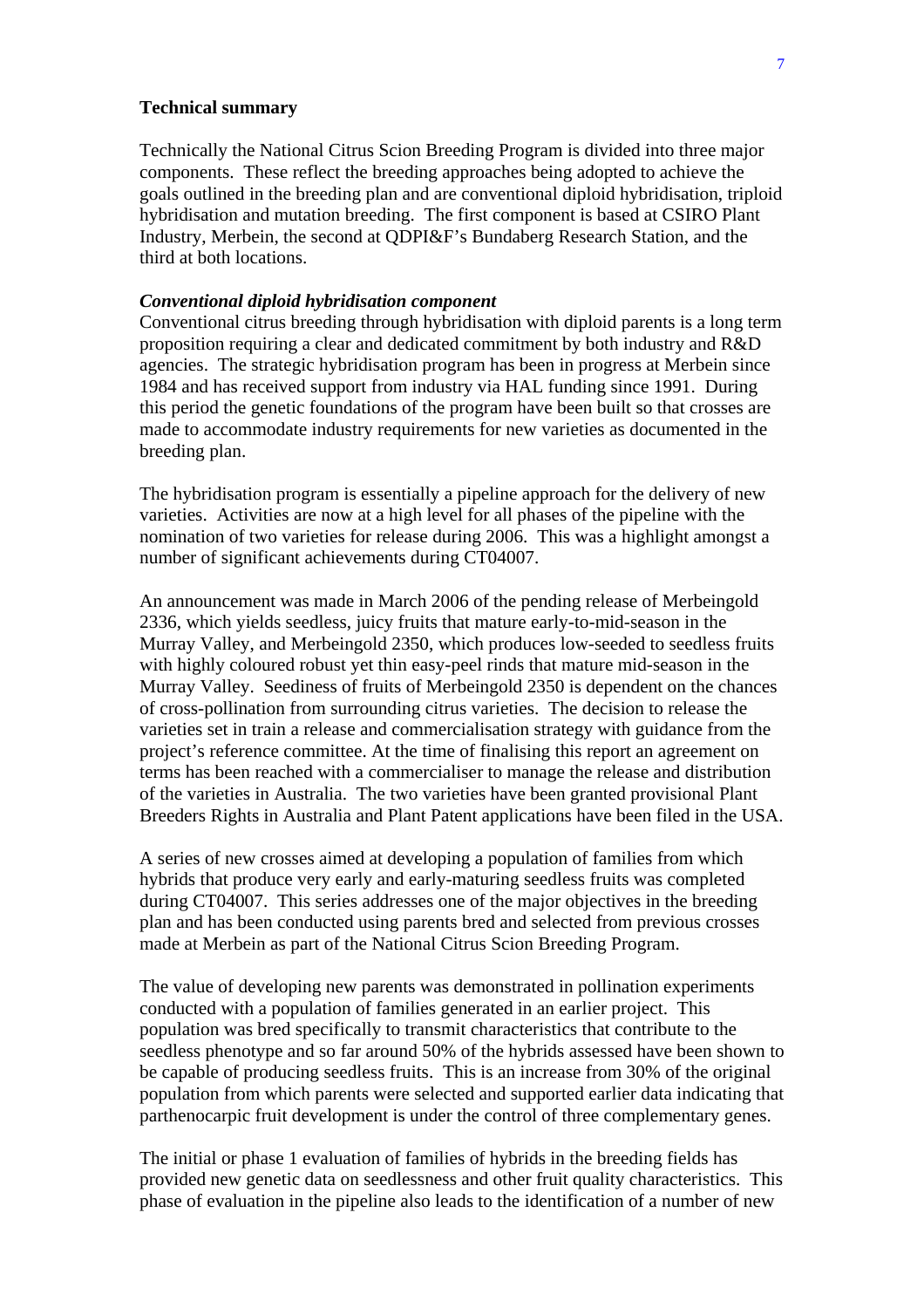## Technical summary

Technically the National Citrus Scion Breeding Program is divided into three major components. These reflect the breeding approaches being adopted to achieve the goals outlined in the breeding plan and are conventional diploid hybridisation, triploid hybridisation and mutation breeding. The first component is based at CSIRO Plant Industry, Merbein, the second at QDPI&F's Bundaberg Research Station, and the third at both locations.

### *Conventional diploid hybridisation component*

Conventional citrus breeding through hybridisation with diploid parents is a long term proposition requiring a clear and dedicated commitment by both industry and R&D agencies. The strategic hybridisation program has been in progress at Merbein since 1984 and has received support from industry via HAL funding since 1991. During this period the genetic foundations of the program have been built so that crosses are made to accommodate industry requirements for new varieties as documented in the breeding plan.

The hybridisation program is essentially a pipeline approach for the delivery of new varieties. Activities are now at a high level for all phases of the pipeline with the nomination of two varieties for release during 2006. This was a highlight amongst a number of significant achievements during CT04007.

An announcement was made in March 2006 of the pending release of Merbeingold 2336, which yields seedless, juicy fruits that mature early-to-mid-season in the Murray Valley, and Merbeingold 2350, which produces low-seeded to seedless fruits with highly coloured robust yet thin easy-peel rinds that mature mid-season in the Murray Valley. Seediness of fruits of Merbeingold 2350 is dependent on the chances of cross-pollination from surrounding citrus varieties. The decision to release the varieties set in train a release and commercialisation strategy with guidance from the project's reference committee. At the time of finalising this report an agreement on terms has been reached with a commercialiser to manage the release and distribution of the varieties in Australia. The two varieties have been granted provisional Plant Breeders Rights in Australia and Plant Patent applications have been filed in the USA.

A series of new crosses aimed at developing a population of families from which hybrids that produce very early and early-maturing seedless fruits was completed during CT04007. This series addresses one of the major objectives in the breeding plan and has been conducted using parents bred and selected from previous crosses made at Merbein as part of the National Citrus Scion Breeding Program.

The value of developing new parents was demonstrated in pollination experiments conducted with a population of families generated in an earlier project. This population was bred specifically to transmit characteristics that contribute to the seedless phenotype and so far around 50% of the hybrids assessed have been shown to be capable of producing seedless fruits. This is an increase from 30% of the original population from which parents were selected and supported earlier data indicating that parthenocarpic fruit development is under the control of three complementary genes.

The initial or phase 1 evaluation of families of hybrids in the breeding fields has provided new genetic data on seedlessness and other fruit quality characteristics. This phase of evaluation in the pipeline also leads to the identification of a number of new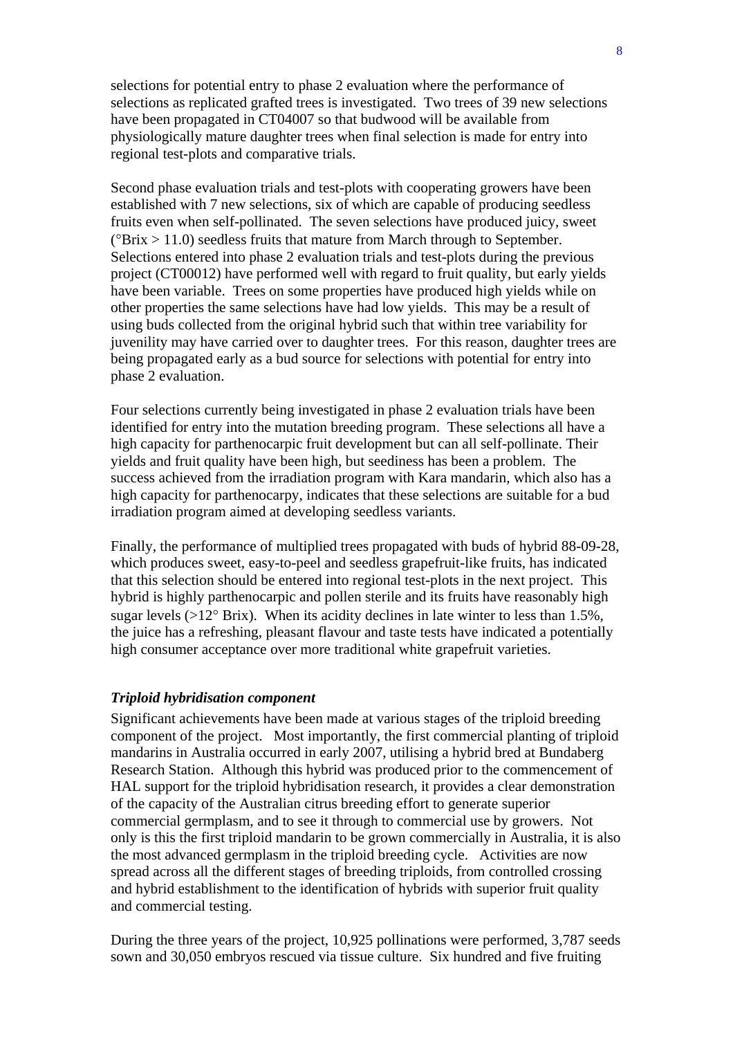selections for potential entry to phase 2 evaluation where the performance of selections as replicated grafted trees is investigated. Two trees of 39 new selections have been propagated in CT04007 so that budwood will be available from physiologically mature daughter trees when final selection is made for entry into regional test-plots and comparative trials.

Second phase evaluation trials and test-plots with cooperating growers have been established with 7 new selections, six of which are capable of producing seedless fruits even when self-pollinated. The seven selections have produced juicy, sweet (°Brix > 11.0) seedless fruits that mature from March through to September. Selections entered into phase 2 evaluation trials and test-plots during the previous project (CT00012) have performed well with regard to fruit quality, but early yields have been variable. Trees on some properties have produced high yields while on other properties the same selections have had low yields. This may be a result of using buds collected from the original hybrid such that within tree variability for juvenility may have carried over to daughter trees. For this reason, daughter trees are being propagated early as a bud source for selections with potential for entry into phase 2 evaluation.

Four selections currently being investigated in phase 2 evaluation trials have been identified for entry into the mutation breeding program. These selections all have a high capacity for parthenocarpic fruit development but can all self-pollinate. Their yields and fruit quality have been high, but seediness has been a problem. The success achieved from the irradiation program with Kara mandarin, which also has a high capacity for parthenocarpy, indicates that these selections are suitable for a bud irradiation program aimed at developing seedless variants.

Finally, the performance of multiplied trees propagated with buds of hybrid 88-09-28, which produces sweet, easy-to-peel and seedless grapefruit-like fruits, has indicated that this selection should be entered into regional test-plots in the next project. This hybrid is highly parthenocarpic and pollen sterile and its fruits have reasonably high sugar levels (>12° Brix). When its acidity declines in late winter to less than 1.5%, the juice has a refreshing, pleasant flavour and taste tests have indicated a potentially high consumer acceptance over more traditional white grapefruit varieties.

***Triploid hybridisation component***

Significant achievements have been made at various stages of the triploid breeding component of the project. Most importantly, the first commercial planting of triploid mandarins in Australia occurred in early 2007, utilising a hybrid bred at Bundaberg Research Station. Although this hybrid was produced prior to the commencement of HAL support for the triploid hybridisation research, it provides a clear demonstration of the capacity of the Australian citrus breeding effort to generate superior commercial germplasm, and to see it through to commercial use by growers. Not only is this the first triploid mandarin to be grown commercially in Australia, it is also the most advanced germplasm in the triploid breeding cycle. Activities are now spread across all the different stages of breeding triploids, from controlled crossing and hybrid establishment to the identification of hybrids with superior fruit quality and commercial testing.

During the three years of the project, 10,925 pollinations were performed, 3,787 seeds sown and 30,050 embryos rescued via tissue culture. Six hundred and five fruiting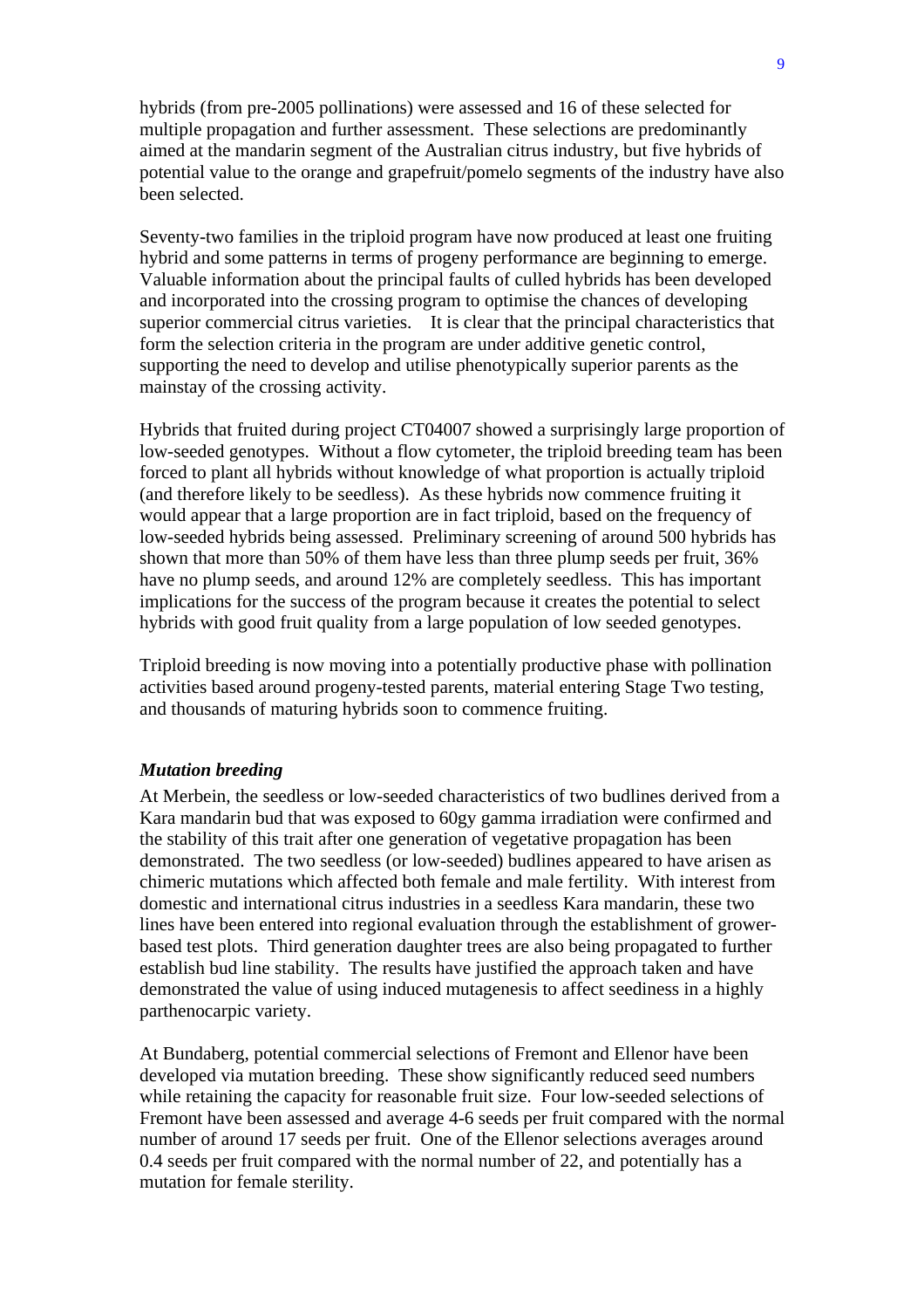hybrids (from pre-2005 pollinations) were assessed and 16 of these selected for multiple propagation and further assessment. These selections are predominantly aimed at the mandarin segment of the Australian citrus industry, but five hybrids of potential value to the orange and grapefruit/pomelo segments of the industry have also been selected.

Seventy-two families in the triploid program have now produced at least one fruiting hybrid and some patterns in terms of progeny performance are beginning to emerge. Valuable information about the principal faults of culled hybrids has been developed and incorporated into the crossing program to optimise the chances of developing superior commercial citrus varieties. It is clear that the principal characteristics that form the selection criteria in the program are under additive genetic control, supporting the need to develop and utilise phenotypically superior parents as the mainstay of the crossing activity.

Hybrids that fruited during project CT04007 showed a surprisingly large proportion of low-seeded genotypes. Without a flow cytometer, the triploid breeding team has been forced to plant all hybrids without knowledge of what proportion is actually triploid (and therefore likely to be seedless). As these hybrids now commence fruiting it would appear that a large proportion are in fact triploid, based on the frequency of low-seeded hybrids being assessed. Preliminary screening of around 500 hybrids has shown that more than 50% of them have less than three plump seeds per fruit, 36% have no plump seeds, and around 12% are completely seedless. This has important implications for the success of the program because it creates the potential to select hybrids with good fruit quality from a large population of low seeded genotypes.

Triploid breeding is now moving into a potentially productive phase with pollination activities based around progeny-tested parents, material entering Stage Two testing, and thousands of maturing hybrids soon to commence fruiting.

***Mutation breeding***

At Merbein, the seedless or low-seeded characteristics of two budlines derived from a Kara mandarin bud that was exposed to 60gy gamma irradiation were confirmed and the stability of this trait after one generation of vegetative propagation has been demonstrated. The two seedless (or low-seeded) budlines appeared to have arisen as chimeric mutations which affected both female and male fertility. With interest from domestic and international citrus industries in a seedless Kara mandarin, these two lines have been entered into regional evaluation through the establishment of grower-based test plots. Third generation daughter trees are also being propagated to further establish bud line stability. The results have justified the approach taken and have demonstrated the value of using induced mutagenesis to affect seediness in a highly parthenocarpic variety.

At Bundaberg, potential commercial selections of Fremont and Ellenor have been developed via mutation breeding. These show significantly reduced seed numbers while retaining the capacity for reasonable fruit size. Four low-seeded selections of Fremont have been assessed and average 4-6 seeds per fruit compared with the normal number of around 17 seeds per fruit. One of the Ellenor selections averages around 0.4 seeds per fruit compared with the normal number of 22, and potentially has a mutation for female sterility.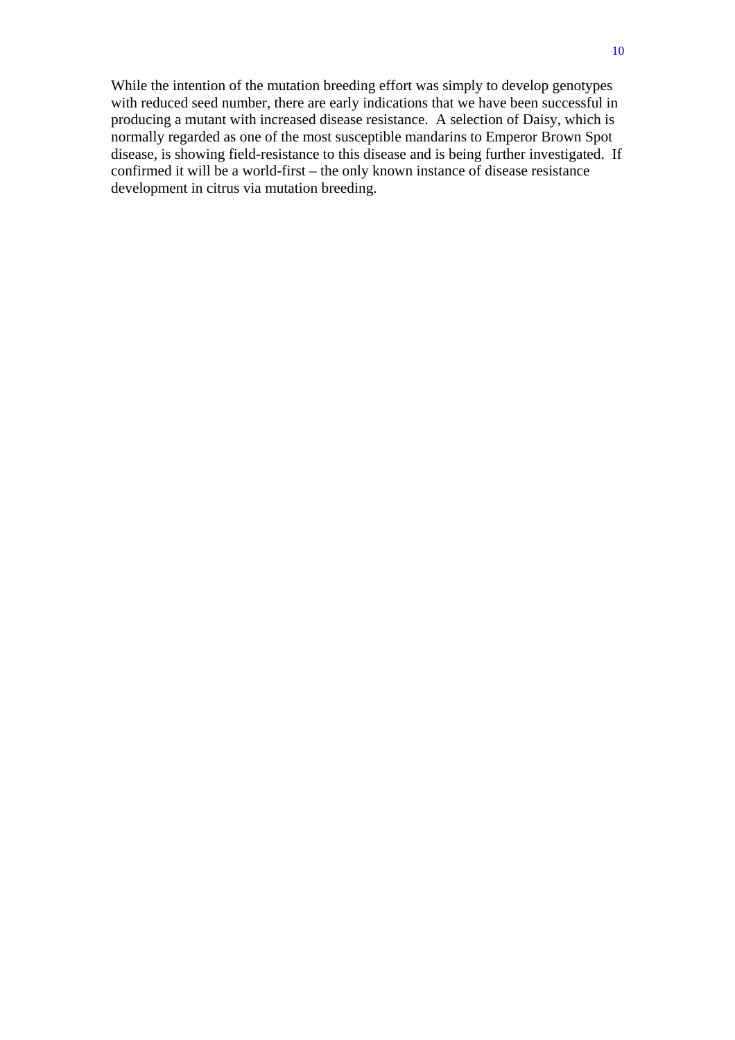While the intention of the mutation breeding effort was simply to develop genotypes with reduced seed number, there are early indications that we have been successful in producing a mutant with increased disease resistance. A selection of Daisy, which is normally regarded as one of the most susceptible mandarins to Emperor Brown Spot disease, is showing field-resistance to this disease and is being further investigated. If confirmed it will be a world-first – the only known instance of disease resistance development in citrus via mutation breeding.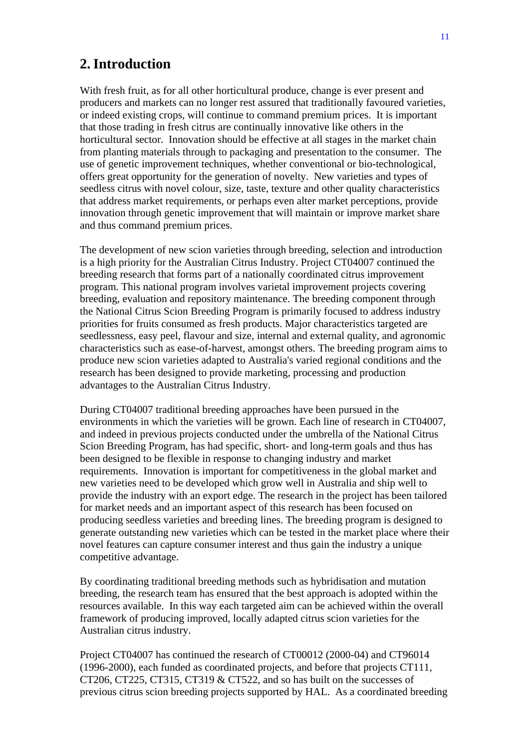# 2. Introduction

With fresh fruit, as for all other horticultural produce, change is ever present and producers and markets can no longer rest assured that traditionally favoured varieties, or indeed existing crops, will continue to command premium prices. It is important that those trading in fresh citrus are continually innovative like others in the horticultural sector. Innovation should be effective at all stages in the market chain from planting materials through to packaging and presentation to the consumer. The use of genetic improvement techniques, whether conventional or bio-technological, offers great opportunity for the generation of novelty. New varieties and types of seedless citrus with novel colour, size, taste, texture and other quality characteristics that address market requirements, or perhaps even alter market perceptions, provide innovation through genetic improvement that will maintain or improve market share and thus command premium prices.

The development of new scion varieties through breeding, selection and introduction is a high priority for the Australian Citrus Industry. Project CT04007 continued the breeding research that forms part of a nationally coordinated citrus improvement program. This national program involves varietal improvement projects covering breeding, evaluation and repository maintenance. The breeding component through the National Citrus Scion Breeding Program is primarily focused to address industry priorities for fruits consumed as fresh products. Major characteristics targeted are seedlessness, easy peel, flavour and size, internal and external quality, and agronomic characteristics such as ease-of-harvest, amongst others. The breeding program aims to produce new scion varieties adapted to Australia's varied regional conditions and the research has been designed to provide marketing, processing and production advantages to the Australian Citrus Industry.

During CT04007 traditional breeding approaches have been pursued in the environments in which the varieties will be grown. Each line of research in CT04007, and indeed in previous projects conducted under the umbrella of the National Citrus Scion Breeding Program, has had specific, short- and long-term goals and thus has been designed to be flexible in response to changing industry and market requirements. Innovation is important for competitiveness in the global market and new varieties need to be developed which grow well in Australia and ship well to provide the industry with an export edge. The research in the project has been tailored for market needs and an important aspect of this research has been focused on producing seedless varieties and breeding lines. The breeding program is designed to generate outstanding new varieties which can be tested in the market place where their novel features can capture consumer interest and thus gain the industry a unique competitive advantage.

By coordinating traditional breeding methods such as hybridisation and mutation breeding, the research team has ensured that the best approach is adopted within the resources available. In this way each targeted aim can be achieved within the overall framework of producing improved, locally adapted citrus scion varieties for the Australian citrus industry.

Project CT04007 has continued the research of CT00012 (2000-04) and CT96014 (1996-2000), each funded as coordinated projects, and before that projects CT111, CT206, CT225, CT315, CT319 & CT522, and so has built on the successes of previous citrus scion breeding projects supported by HAL. As a coordinated breeding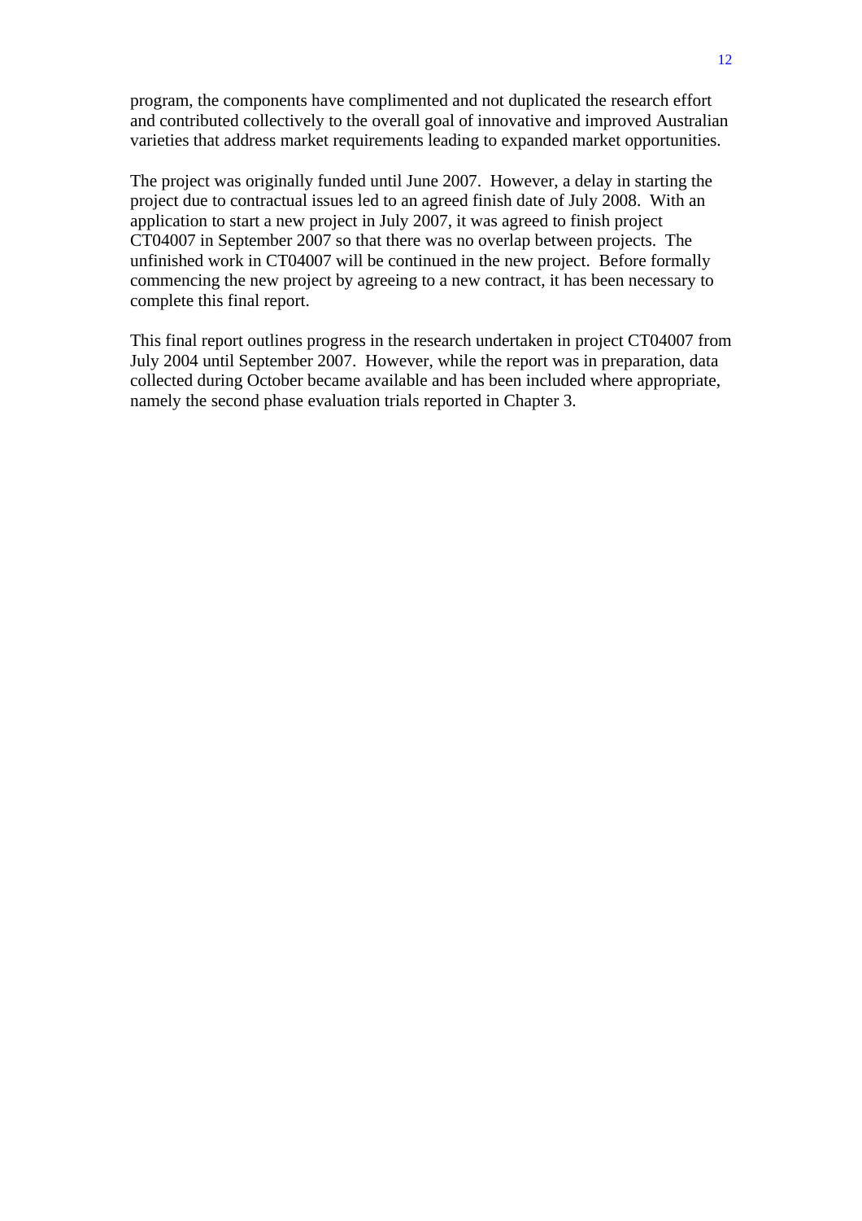program, the components have complimented and not duplicated the research effort and contributed collectively to the overall goal of innovative and improved Australian varieties that address market requirements leading to expanded market opportunities.

The project was originally funded until June 2007. However, a delay in starting the project due to contractual issues led to an agreed finish date of July 2008. With an application to start a new project in July 2007, it was agreed to finish project CT04007 in September 2007 so that there was no overlap between projects. The unfinished work in CT04007 will be continued in the new project. Before formally commencing the new project by agreeing to a new contract, it has been necessary to complete this final report.

This final report outlines progress in the research undertaken in project CT04007 from July 2004 until September 2007. However, while the report was in preparation, data collected during October became available and has been included where appropriate, namely the second phase evaluation trials reported in Chapter 3.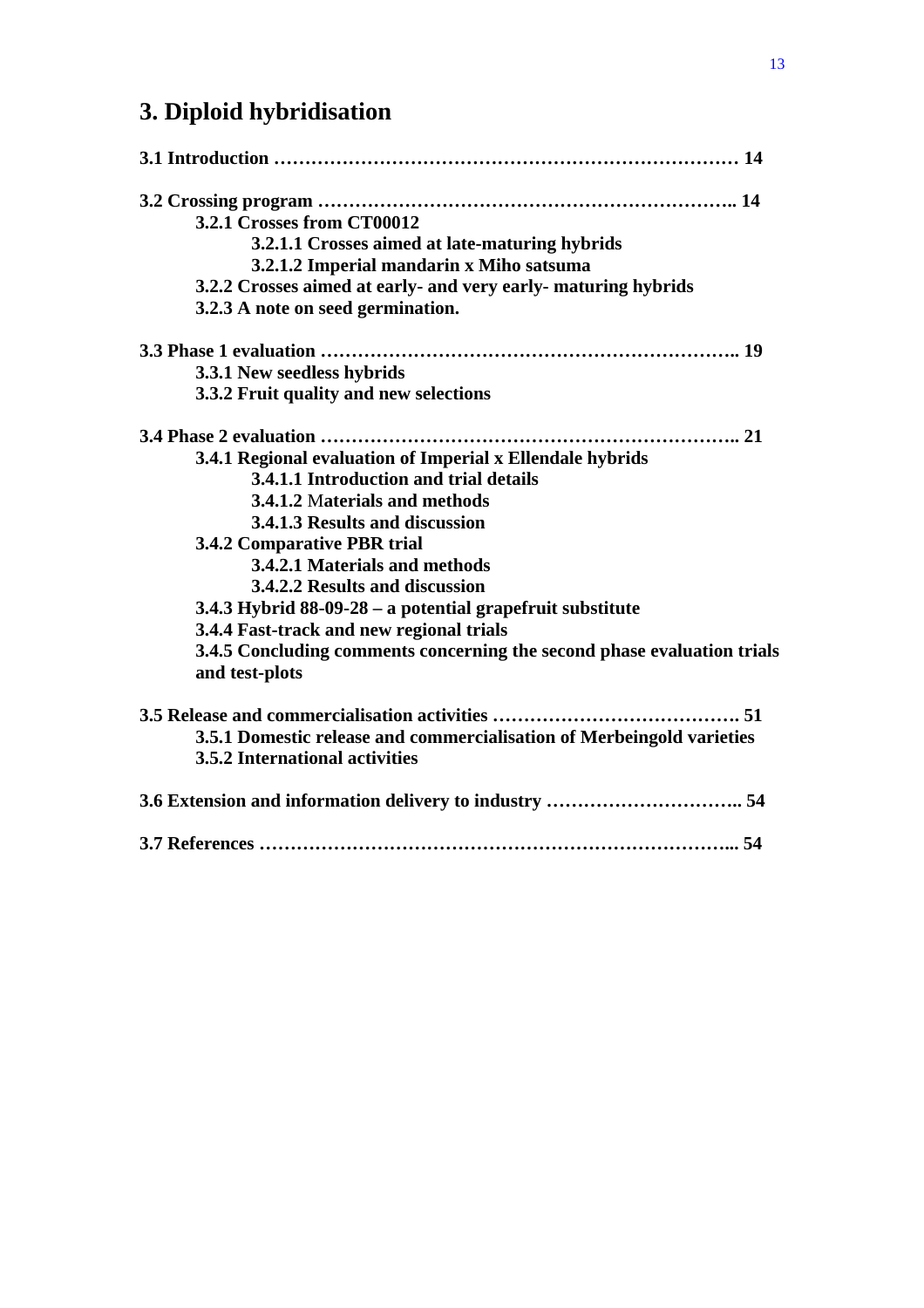# 3. Diploid hybridisation

**3.1 Introduction ………………………………………………………………… 14**

**3.2 Crossing program ………………………………………………………….. 14**

- **3.2.1 Crosses from CT00012**
  - **3.2.1.1 Crosses aimed at late-maturing hybrids**
  - **3.2.1.2 Imperial mandarin x Miho satsuma**
- **3.2.2 Crosses aimed at early- and very early- maturing hybrids**
- **3.2.3 A note on seed germination.**

**3.3 Phase 1 evaluation ………………………………………………………….. 19**

- **3.3.1 New seedless hybrids**
- **3.3.2 Fruit quality and new selections**

**3.4 Phase 2 evaluation ………………………………………………………….. 21**

- **3.4.1 Regional evaluation of Imperial x Ellendale hybrids**
  - **3.4.1.1 Introduction and trial details**
  - **3.4.1.2 Materials and methods**
  - **3.4.1.3 Results and discussion**
- **3.4.2 Comparative PBR trial**
  - **3.4.2.1 Materials and methods**
  - **3.4.2.2 Results and discussion**
- **3.4.3 Hybrid 88-09-28 – a potential grapefruit substitute**
- **3.4.4 Fast-track and new regional trials**
- **3.4.5 Concluding comments concerning the second phase evaluation trials and test-plots**

**3.5 Release and commercialisation activities …………………………………. 51**

- **3.5.1 Domestic release and commercialisation of Merbeingold varieties**
- **3.5.2 International activities**

**3.6 Extension and information delivery to industry ………………………….. 54**

**3.7 References ………………………………………………………………... 54**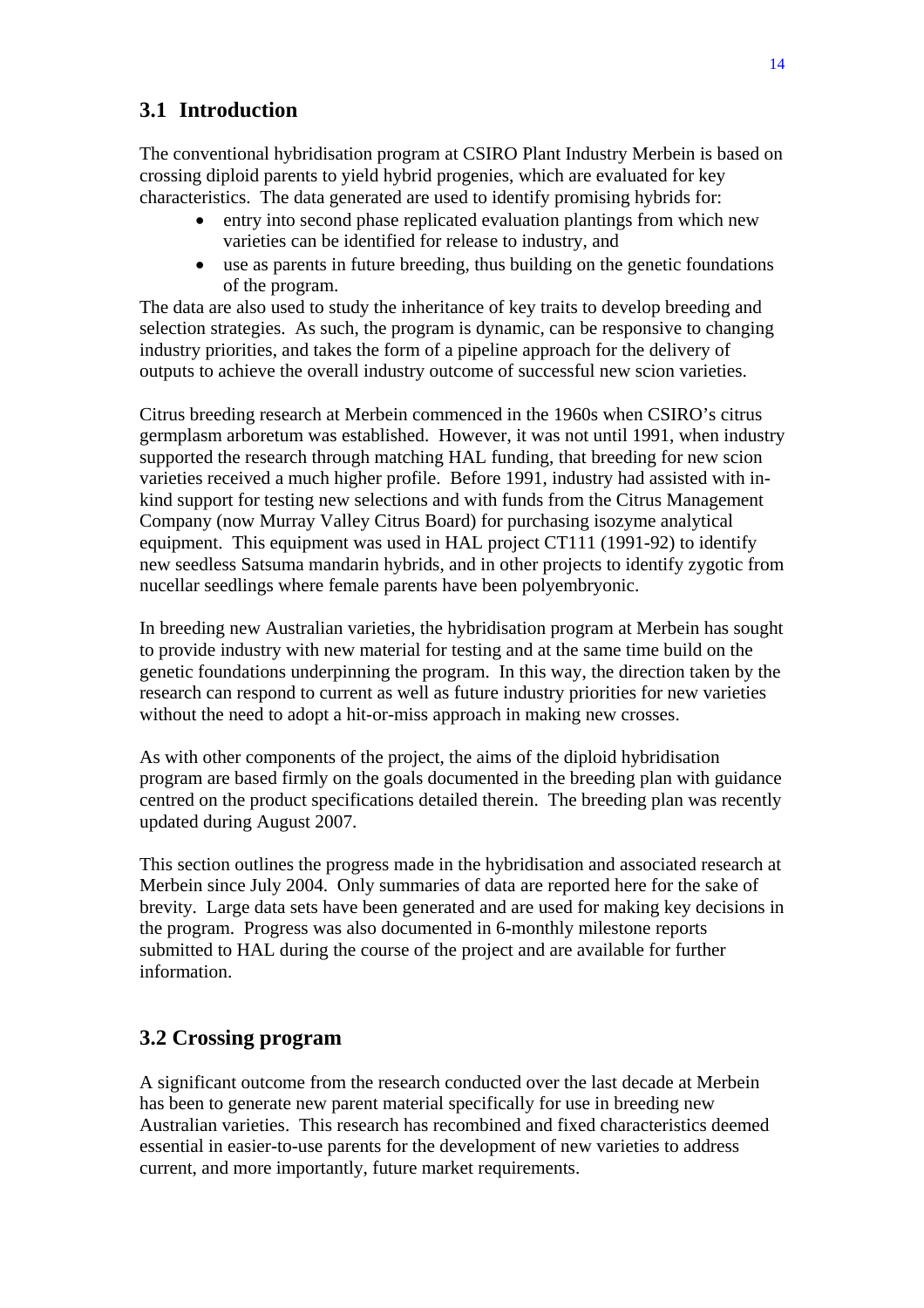## 3.1 Introduction

The conventional hybridisation program at CSIRO Plant Industry Merbein is based on crossing diploid parents to yield hybrid progenies, which are evaluated for key characteristics. The data generated are used to identify promising hybrids for:

- entry into second phase replicated evaluation plantings from which new varieties can be identified for release to industry, and
- use as parents in future breeding, thus building on the genetic foundations of the program.

The data are also used to study the inheritance of key traits to develop breeding and selection strategies. As such, the program is dynamic, can be responsive to changing industry priorities, and takes the form of a pipeline approach for the delivery of outputs to achieve the overall industry outcome of successful new scion varieties.

Citrus breeding research at Merbein commenced in the 1960s when CSIRO's citrus germplasm arboretum was established. However, it was not until 1991, when industry supported the research through matching HAL funding, that breeding for new scion varieties received a much higher profile. Before 1991, industry had assisted with in-kind support for testing new selections and with funds from the Citrus Management Company (now Murray Valley Citrus Board) for purchasing isozyme analytical equipment. This equipment was used in HAL project CT111 (1991-92) to identify new seedless Satsuma mandarin hybrids, and in other projects to identify zygotic from nucellar seedlings where female parents have been polyembryonic.

In breeding new Australian varieties, the hybridisation program at Merbein has sought to provide industry with new material for testing and at the same time build on the genetic foundations underpinning the program. In this way, the direction taken by the research can respond to current as well as future industry priorities for new varieties without the need to adopt a hit-or-miss approach in making new crosses.

As with other components of the project, the aims of the diploid hybridisation program are based firmly on the goals documented in the breeding plan with guidance centred on the product specifications detailed therein. The breeding plan was recently updated during August 2007.

This section outlines the progress made in the hybridisation and associated research at Merbein since July 2004. Only summaries of data are reported here for the sake of brevity. Large data sets have been generated and are used for making key decisions in the program. Progress was also documented in 6-monthly milestone reports submitted to HAL during the course of the project and are available for further information.

## 3.2 Crossing program

A significant outcome from the research conducted over the last decade at Merbein has been to generate new parent material specifically for use in breeding new Australian varieties. This research has recombined and fixed characteristics deemed essential in easier-to-use parents for the development of new varieties to address current, and more importantly, future market requirements.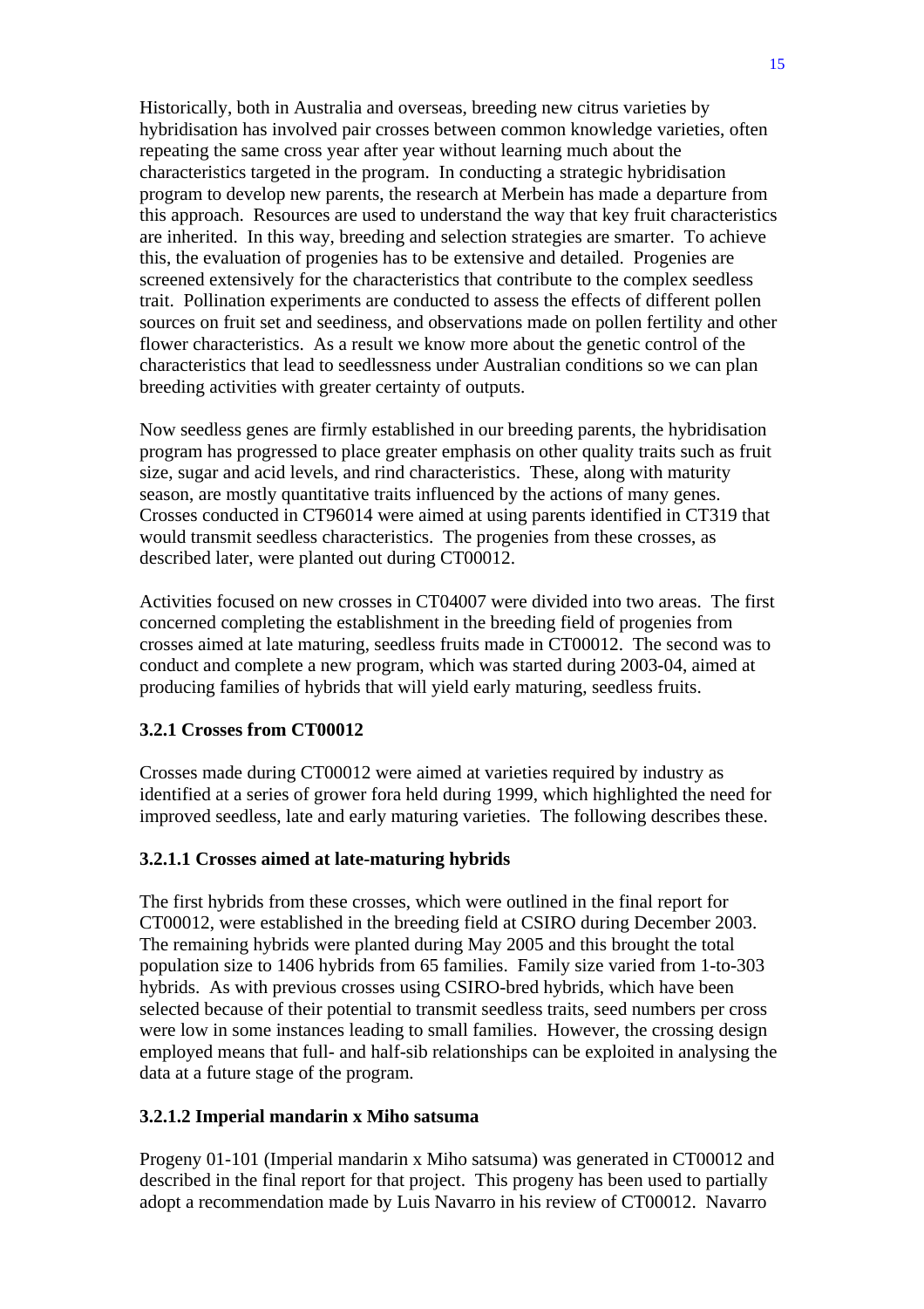Historically, both in Australia and overseas, breeding new citrus varieties by hybridisation has involved pair crosses between common knowledge varieties, often repeating the same cross year after year without learning much about the characteristics targeted in the program. In conducting a strategic hybridisation program to develop new parents, the research at Merbein has made a departure from this approach. Resources are used to understand the way that key fruit characteristics are inherited. In this way, breeding and selection strategies are smarter. To achieve this, the evaluation of progenies has to be extensive and detailed. Progenies are screened extensively for the characteristics that contribute to the complex seedless trait. Pollination experiments are conducted to assess the effects of different pollen sources on fruit set and seediness, and observations made on pollen fertility and other flower characteristics. As a result we know more about the genetic control of the characteristics that lead to seedlessness under Australian conditions so we can plan breeding activities with greater certainty of outputs.

Now seedless genes are firmly established in our breeding parents, the hybridisation program has progressed to place greater emphasis on other quality traits such as fruit size, sugar and acid levels, and rind characteristics. These, along with maturity season, are mostly quantitative traits influenced by the actions of many genes. Crosses conducted in CT96014 were aimed at using parents identified in CT319 that would transmit seedless characteristics. The progenies from these crosses, as described later, were planted out during CT00012.

Activities focused on new crosses in CT04007 were divided into two areas. The first concerned completing the establishment in the breeding field of progenies from crosses aimed at late maturing, seedless fruits made in CT00012. The second was to conduct and complete a new program, which was started during 2003-04, aimed at producing families of hybrids that will yield early maturing, seedless fruits.

### 3.2.1 Crosses from CT00012

Crosses made during CT00012 were aimed at varieties required by industry as identified at a series of grower fora held during 1999, which highlighted the need for improved seedless, late and early maturing varieties. The following describes these.

#### 3.2.1.1 Crosses aimed at late-maturing hybrids

The first hybrids from these crosses, which were outlined in the final report for CT00012, were established in the breeding field at CSIRO during December 2003. The remaining hybrids were planted during May 2005 and this brought the total population size to 1406 hybrids from 65 families. Family size varied from 1-to-303 hybrids. As with previous crosses using CSIRO-bred hybrids, which have been selected because of their potential to transmit seedless traits, seed numbers per cross were low in some instances leading to small families. However, the crossing design employed means that full- and half-sib relationships can be exploited in analysing the data at a future stage of the program.

#### 3.2.1.2 Imperial mandarin x Miho satsuma

Progeny 01-101 (Imperial mandarin x Miho satsuma) was generated in CT00012 and described in the final report for that project. This progeny has been used to partially adopt a recommendation made by Luis Navarro in his review of CT00012. Navarro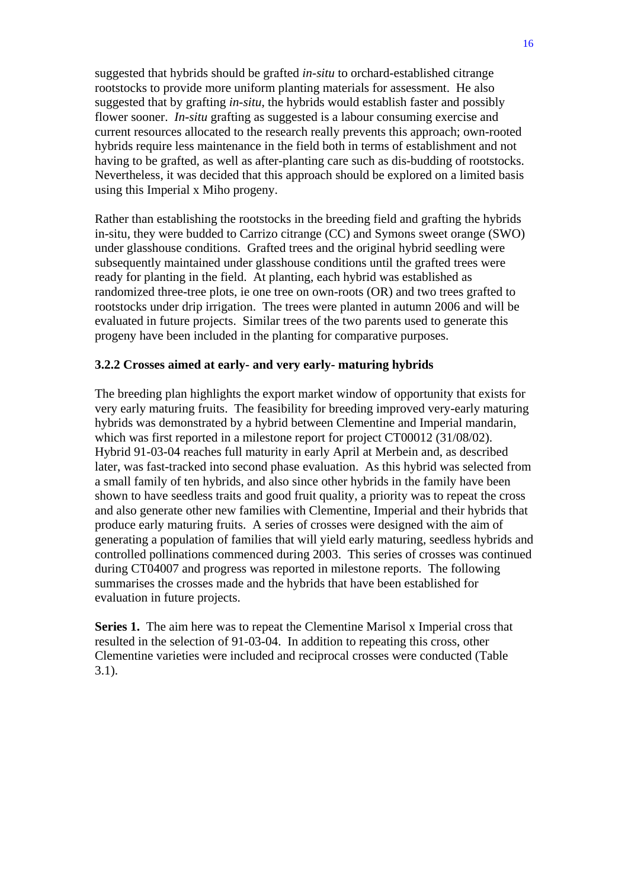suggested that hybrids should be grafted *in-situ* to orchard-established citrange rootstocks to provide more uniform planting materials for assessment. He also suggested that by grafting *in-situ*, the hybrids would establish faster and possibly flower sooner. *In-situ* grafting as suggested is a labour consuming exercise and current resources allocated to the research really prevents this approach; own-rooted hybrids require less maintenance in the field both in terms of establishment and not having to be grafted, as well as after-planting care such as dis-budding of rootstocks. Nevertheless, it was decided that this approach should be explored on a limited basis using this Imperial x Miho progeny.

Rather than establishing the rootstocks in the breeding field and grafting the hybrids in-situ, they were budded to Carrizo citrange (CC) and Symons sweet orange (SWO) under glasshouse conditions. Grafted trees and the original hybrid seedling were subsequently maintained under glasshouse conditions until the grafted trees were ready for planting in the field. At planting, each hybrid was established as randomized three-tree plots, ie one tree on own-roots (OR) and two trees grafted to rootstocks under drip irrigation. The trees were planted in autumn 2006 and will be evaluated in future projects. Similar trees of the two parents used to generate this progeny have been included in the planting for comparative purposes.

### 3.2.2 Crosses aimed at early- and very early- maturing hybrids

The breeding plan highlights the export market window of opportunity that exists for very early maturing fruits. The feasibility for breeding improved very-early maturing hybrids was demonstrated by a hybrid between Clementine and Imperial mandarin, which was first reported in a milestone report for project CT00012 (31/08/02). Hybrid 91-03-04 reaches full maturity in early April at Merbein and, as described later, was fast-tracked into second phase evaluation. As this hybrid was selected from a small family of ten hybrids, and also since other hybrids in the family have been shown to have seedless traits and good fruit quality, a priority was to repeat the cross and also generate other new families with Clementine, Imperial and their hybrids that produce early maturing fruits. A series of crosses were designed with the aim of generating a population of families that will yield early maturing, seedless hybrids and controlled pollinations commenced during 2003. This series of crosses was continued during CT04007 and progress was reported in milestone reports. The following summarises the crosses made and the hybrids that have been established for evaluation in future projects.

**Series 1.** The aim here was to repeat the Clementine Marisol x Imperial cross that resulted in the selection of 91-03-04. In addition to repeating this cross, other Clementine varieties were included and reciprocal crosses were conducted (Table 3.1).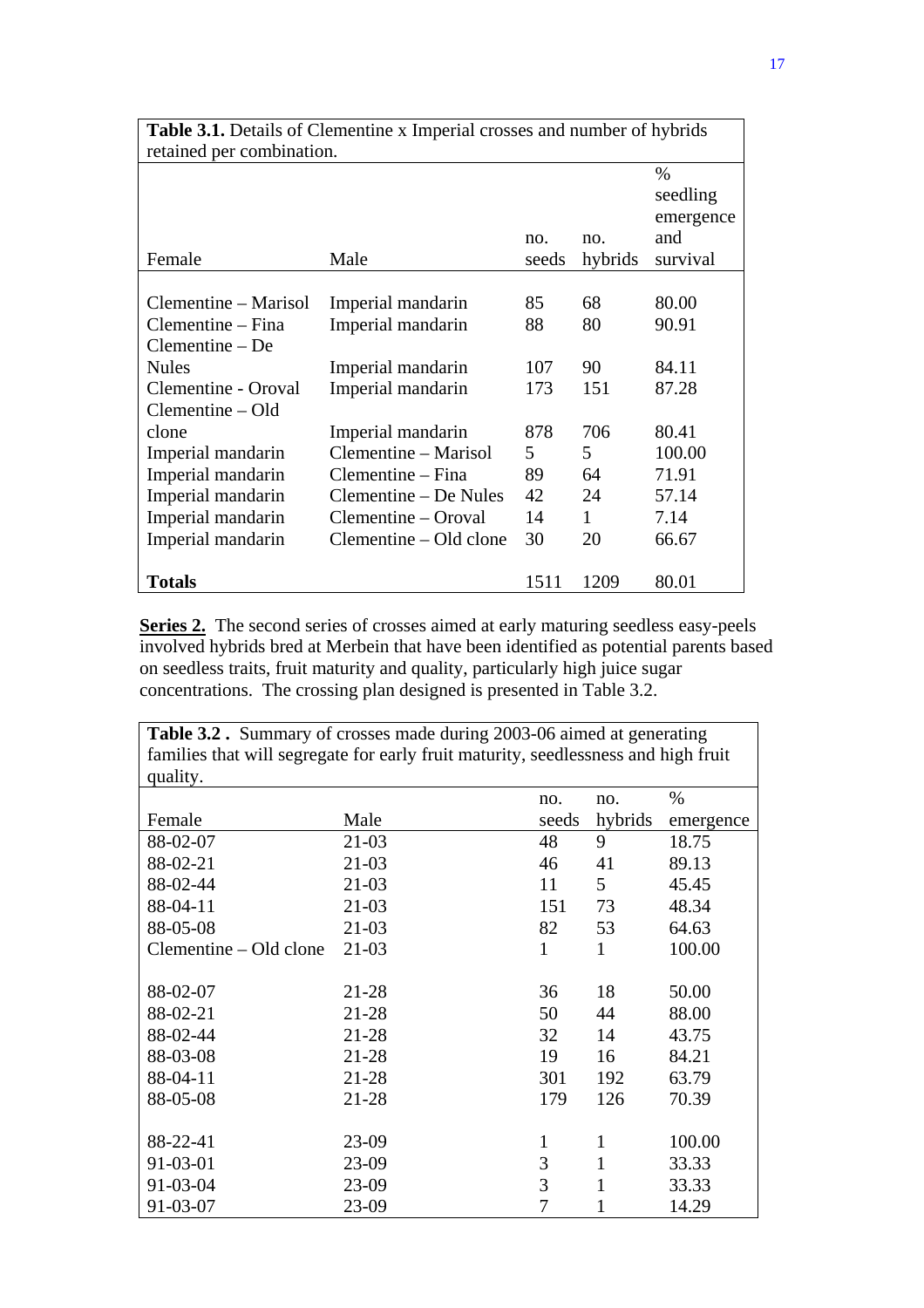| **Table 3.1.** Details of Clementine x Imperial crosses and number of hybrids retained per combination. | | | | |
|---|---|---|---|---|
| Female | Male | no. seeds | no. hybrids | % seedling emergence and survival |
| Clementine – Marisol | Imperial mandarin | 85 | 68 | 80.00 |
| Clementine – Fina | Imperial mandarin | 88 | 80 | 90.91 |
| Clementine – De Nules | Imperial mandarin | 107 | 90 | 84.11 |
| Clementine - Oroval | Imperial mandarin | 173 | 151 | 87.28 |
| Clementine – Old clone | Imperial mandarin | 878 | 706 | 80.41 |
| Imperial mandarin | Clementine – Marisol | 5 | 5 | 100.00 |
| Imperial mandarin | Clementine – Fina | 89 | 64 | 71.91 |
| Imperial mandarin | Clementine – De Nules | 42 | 24 | 57.14 |
| Imperial mandarin | Clementine – Oroval | 14 | 1 | 7.14 |
| Imperial mandarin | Clementine – Old clone | 30 | 20 | 66.67 |
| **Totals** | | 1511 | 1209 | 80.01 |

**Series 2.** The second series of crosses aimed at early maturing seedless easy-peels involved hybrids bred at Merbein that have been identified as potential parents based on seedless traits, fruit maturity and quality, particularly high juice sugar concentrations. The crossing plan designed is presented in Table 3.2.

| **Table 3.2 .** Summary of crosses made during 2003-06 aimed at generating families that will segregate for early fruit maturity, seedlessness and high fruit quality. | | | | |
|---|---|---|---|---|
| Female | Male | no. seeds | no. hybrids | % emergence |
| 88-02-07 | 21-03 | 48 | 9 | 18.75 |
| 88-02-21 | 21-03 | 46 | 41 | 89.13 |
| 88-02-44 | 21-03 | 11 | 5 | 45.45 |
| 88-04-11 | 21-03 | 151 | 73 | 48.34 |
| 88-05-08 | 21-03 | 82 | 53 | 64.63 |
| Clementine – Old clone | 21-03 | 1 | 1 | 100.00 |
| | | | | |
| 88-02-07 | 21-28 | 36 | 18 | 50.00 |
| 88-02-21 | 21-28 | 50 | 44 | 88.00 |
| 88-02-44 | 21-28 | 32 | 14 | 43.75 |
| 88-03-08 | 21-28 | 19 | 16 | 84.21 |
| 88-04-11 | 21-28 | 301 | 192 | 63.79 |
| 88-05-08 | 21-28 | 179 | 126 | 70.39 |
| | | | | |
| 88-22-41 | 23-09 | 1 | 1 | 100.00 |
| 91-03-01 | 23-09 | 3 | 1 | 33.33 |
| 91-03-04 | 23-09 | 3 | 1 | 33.33 |
| 91-03-07 | 23-09 | 7 | 1 | 14.29 |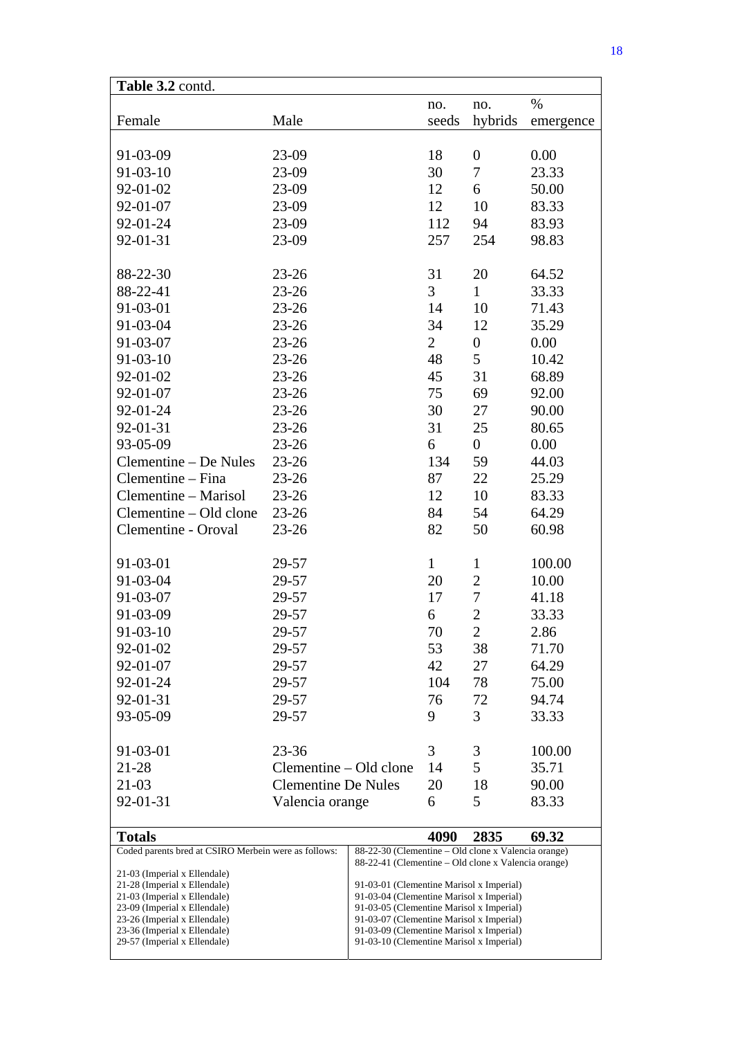**Table 3.2** contd.

| Female | Male | no. seeds | no. hybrids | % emergence |
|---|---|---|---|---|
| 91-03-09 | 23-09 | 18 | 0 | 0.00 |
| 91-03-10 | 23-09 | 30 | 7 | 23.33 |
| 92-01-02 | 23-09 | 12 | 6 | 50.00 |
| 92-01-07 | 23-09 | 12 | 10 | 83.33 |
| 92-01-24 | 23-09 | 112 | 94 | 83.93 |
| 92-01-31 | 23-09 | 257 | 254 | 98.83 |
| | | | | |
| 88-22-30 | 23-26 | 31 | 20 | 64.52 |
| 88-22-41 | 23-26 | 3 | 1 | 33.33 |
| 91-03-01 | 23-26 | 14 | 10 | 71.43 |
| 91-03-04 | 23-26 | 34 | 12 | 35.29 |
| 91-03-07 | 23-26 | 2 | 0 | 0.00 |
| 91-03-10 | 23-26 | 48 | 5 | 10.42 |
| 92-01-02 | 23-26 | 45 | 31 | 68.89 |
| 92-01-07 | 23-26 | 75 | 69 | 92.00 |
| 92-01-24 | 23-26 | 30 | 27 | 90.00 |
| 92-01-31 | 23-26 | 31 | 25 | 80.65 |
| 93-05-09 | 23-26 | 6 | 0 | 0.00 |
| Clementine – De Nules | 23-26 | 134 | 59 | 44.03 |
| Clementine – Fina | 23-26 | 87 | 22 | 25.29 |
| Clementine – Marisol | 23-26 | 12 | 10 | 83.33 |
| Clementine – Old clone | 23-26 | 84 | 54 | 64.29 |
| Clementine - Oroval | 23-26 | 82 | 50 | 60.98 |
| | | | | |
| 91-03-01 | 29-57 | 1 | 1 | 100.00 |
| 91-03-04 | 29-57 | 20 | 2 | 10.00 |
| 91-03-07 | 29-57 | 17 | 7 | 41.18 |
| 91-03-09 | 29-57 | 6 | 2 | 33.33 |
| 91-03-10 | 29-57 | 70 | 2 | 2.86 |
| 92-01-02 | 29-57 | 53 | 38 | 71.70 |
| 92-01-07 | 29-57 | 42 | 27 | 64.29 |
| 92-01-24 | 29-57 | 104 | 78 | 75.00 |
| 92-01-31 | 29-57 | 76 | 72 | 94.74 |
| 93-05-09 | 29-57 | 9 | 3 | 33.33 |
| | | | | |
| 91-03-01 | 23-36 | 3 | 3 | 100.00 |
| 21-28 | Clementine – Old clone | 14 | 5 | 35.71 |
| 21-03 | Clementine De Nules | 20 | 18 | 90.00 |
| 92-01-31 | Valencia orange | 6 | 5 | 83.33 |
| | | | | |
| **Totals** | | **4090** | **2835** | **69.32** |

Coded parents bred at CSIRO Merbein were as follows:

21-03 (Imperial x Ellendale)
21-28 (Imperial x Ellendale)
21-03 (Imperial x Ellendale)
23-09 (Imperial x Ellendale)
23-26 (Imperial x Ellendale)
23-36 (Imperial x Ellendale)
29-57 (Imperial x Ellendale)

88-22-30 (Clementine – Old clone x Valencia orange)
88-22-41 (Clementine – Old clone x Valencia orange)

91-03-01 (Clementine Marisol x Imperial)
91-03-04 (Clementine Marisol x Imperial)
91-03-05 (Clementine Marisol x Imperial)
91-03-07 (Clementine Marisol x Imperial)
91-03-09 (Clementine Marisol x Imperial)
91-03-10 (Clementine Marisol x Imperial)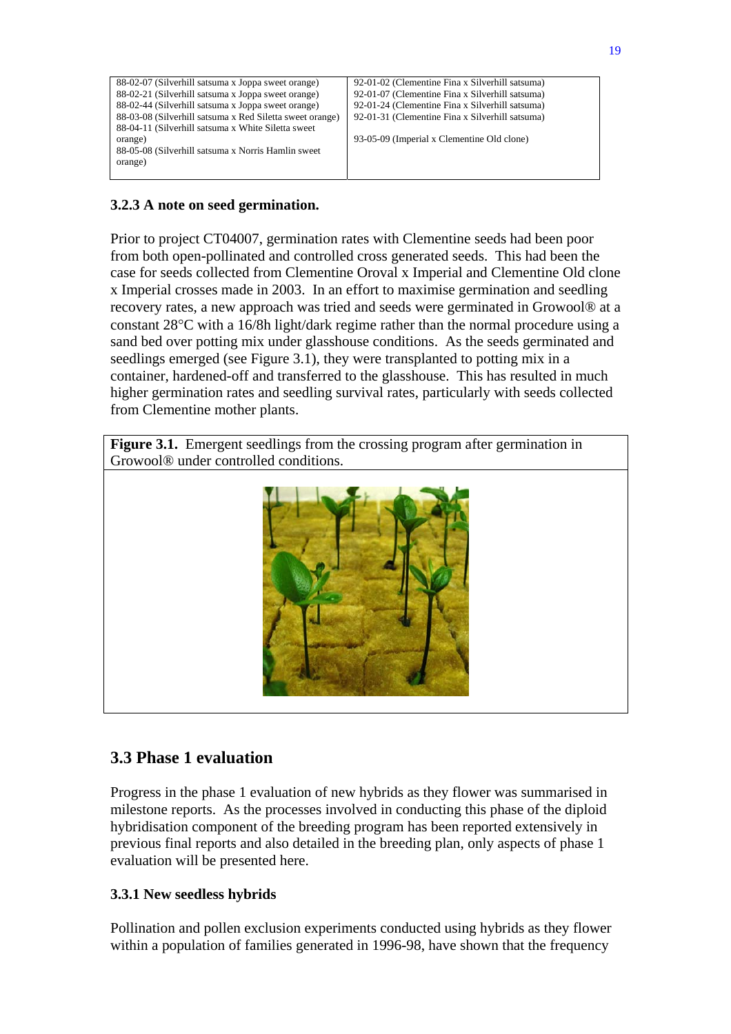| | |
|---|---|
| 88-02-07 (Silverhill satsuma x Joppa sweet orange)<br>88-02-21 (Silverhill satsuma x Joppa sweet orange)<br>88-02-44 (Silverhill satsuma x Joppa sweet orange)<br>88-03-08 (Silverhill satsuma x Red Siletta sweet orange)<br>88-04-11 (Silverhill satsuma x White Siletta sweet orange)<br>88-05-08 (Silverhill satsuma x Norris Hamlin sweet orange) | 92-01-02 (Clementine Fina x Silverhill satsuma)<br>92-01-07 (Clementine Fina x Silverhill satsuma)<br>92-01-24 (Clementine Fina x Silverhill satsuma)<br>92-01-31 (Clementine Fina x Silverhill satsuma)<br><br>93-05-09 (Imperial x Clementine Old clone) |

### 3.2.3 A note on seed germination.

Prior to project CT04007, germination rates with Clementine seeds had been poor from both open-pollinated and controlled cross generated seeds. This had been the case for seeds collected from Clementine Oroval x Imperial and Clementine Old clone x Imperial crosses made in 2003. In an effort to maximise germination and seedling recovery rates, a new approach was tried and seeds were germinated in Growool® at a constant 28°C with a 16/8h light/dark regime rather than the normal procedure using a sand bed over potting mix under glasshouse conditions. As the seeds germinated and seedlings emerged (see Figure 3.1), they were transplanted to potting mix in a container, hardened-off and transferred to the glasshouse. This has resulted in much higher germination rates and seedling survival rates, particularly with seeds collected from Clementine mother plants.

**Figure 3.1.** Emergent seedlings from the crossing program after germination in Growool® under controlled conditions.

## 3.3 Phase 1 evaluation

Progress in the phase 1 evaluation of new hybrids as they flower was summarised in milestone reports. As the processes involved in conducting this phase of the diploid hybridisation component of the breeding program has been reported extensively in previous final reports and also detailed in the breeding plan, only aspects of phase 1 evaluation will be presented here.

### 3.3.1 New seedless hybrids

Pollination and pollen exclusion experiments conducted using hybrids as they flower within a population of families generated in 1996-98, have shown that the frequency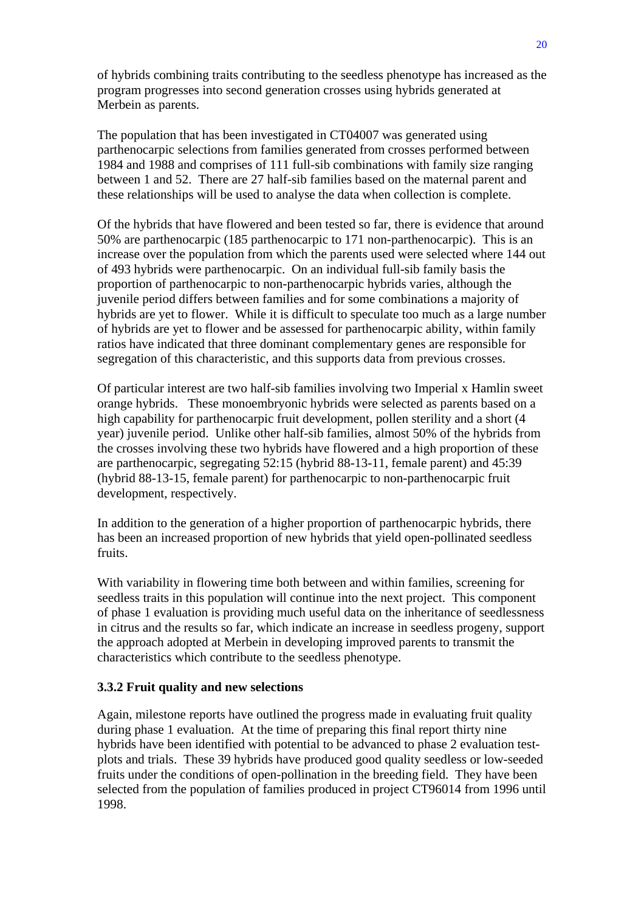of hybrids combining traits contributing to the seedless phenotype has increased as the program progresses into second generation crosses using hybrids generated at Merbein as parents.

The population that has been investigated in CT04007 was generated using parthenocarpic selections from families generated from crosses performed between 1984 and 1988 and comprises of 111 full-sib combinations with family size ranging between 1 and 52. There are 27 half-sib families based on the maternal parent and these relationships will be used to analyse the data when collection is complete.

Of the hybrids that have flowered and been tested so far, there is evidence that around 50% are parthenocarpic (185 parthenocarpic to 171 non-parthenocarpic). This is an increase over the population from which the parents used were selected where 144 out of 493 hybrids were parthenocarpic. On an individual full-sib family basis the proportion of parthenocarpic to non-parthenocarpic hybrids varies, although the juvenile period differs between families and for some combinations a majority of hybrids are yet to flower. While it is difficult to speculate too much as a large number of hybrids are yet to flower and be assessed for parthenocarpic ability, within family ratios have indicated that three dominant complementary genes are responsible for segregation of this characteristic, and this supports data from previous crosses.

Of particular interest are two half-sib families involving two Imperial x Hamlin sweet orange hybrids. These monoembryonic hybrids were selected as parents based on a high capability for parthenocarpic fruit development, pollen sterility and a short (4 year) juvenile period. Unlike other half-sib families, almost 50% of the hybrids from the crosses involving these two hybrids have flowered and a high proportion of these are parthenocarpic, segregating 52:15 (hybrid 88-13-11, female parent) and 45:39 (hybrid 88-13-15, female parent) for parthenocarpic to non-parthenocarpic fruit development, respectively.

In addition to the generation of a higher proportion of parthenocarpic hybrids, there has been an increased proportion of new hybrids that yield open-pollinated seedless fruits.

With variability in flowering time both between and within families, screening for seedless traits in this population will continue into the next project. This component of phase 1 evaluation is providing much useful data on the inheritance of seedlessness in citrus and the results so far, which indicate an increase in seedless progeny, support the approach adopted at Merbein in developing improved parents to transmit the characteristics which contribute to the seedless phenotype.

### 3.3.2 Fruit quality and new selections

Again, milestone reports have outlined the progress made in evaluating fruit quality during phase 1 evaluation. At the time of preparing this final report thirty nine hybrids have been identified with potential to be advanced to phase 2 evaluation test-plots and trials. These 39 hybrids have produced good quality seedless or low-seeded fruits under the conditions of open-pollination in the breeding field. They have been selected from the population of families produced in project CT96014 from 1996 until 1998.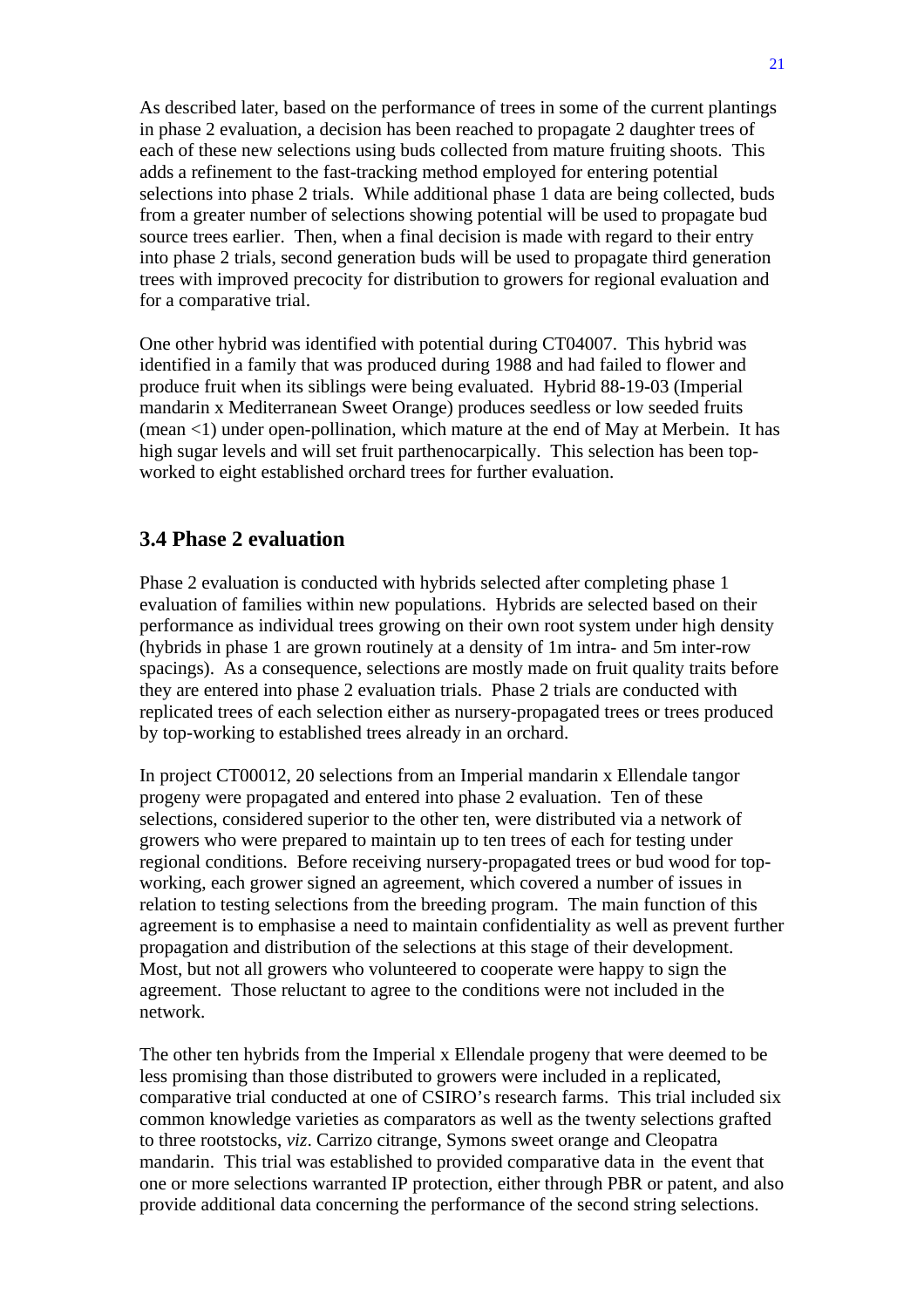As described later, based on the performance of trees in some of the current plantings in phase 2 evaluation, a decision has been reached to propagate 2 daughter trees of each of these new selections using buds collected from mature fruiting shoots. This adds a refinement to the fast-tracking method employed for entering potential selections into phase 2 trials. While additional phase 1 data are being collected, buds from a greater number of selections showing potential will be used to propagate bud source trees earlier. Then, when a final decision is made with regard to their entry into phase 2 trials, second generation buds will be used to propagate third generation trees with improved precocity for distribution to growers for regional evaluation and for a comparative trial.

One other hybrid was identified with potential during CT04007. This hybrid was identified in a family that was produced during 1988 and had failed to flower and produce fruit when its siblings were being evaluated. Hybrid 88-19-03 (Imperial mandarin x Mediterranean Sweet Orange) produces seedless or low seeded fruits (mean <1) under open-pollination, which mature at the end of May at Merbein. It has high sugar levels and will set fruit parthenocarpically. This selection has been top-worked to eight established orchard trees for further evaluation.

## 3.4 Phase 2 evaluation

Phase 2 evaluation is conducted with hybrids selected after completing phase 1 evaluation of families within new populations. Hybrids are selected based on their performance as individual trees growing on their own root system under high density (hybrids in phase 1 are grown routinely at a density of 1m intra- and 5m inter-row spacings). As a consequence, selections are mostly made on fruit quality traits before they are entered into phase 2 evaluation trials. Phase 2 trials are conducted with replicated trees of each selection either as nursery-propagated trees or trees produced by top-working to established trees already in an orchard.

In project CT00012, 20 selections from an Imperial mandarin x Ellendale tangor progeny were propagated and entered into phase 2 evaluation. Ten of these selections, considered superior to the other ten, were distributed via a network of growers who were prepared to maintain up to ten trees of each for testing under regional conditions. Before receiving nursery-propagated trees or bud wood for top-working, each grower signed an agreement, which covered a number of issues in relation to testing selections from the breeding program. The main function of this agreement is to emphasise a need to maintain confidentiality as well as prevent further propagation and distribution of the selections at this stage of their development. Most, but not all growers who volunteered to cooperate were happy to sign the agreement. Those reluctant to agree to the conditions were not included in the network.

The other ten hybrids from the Imperial x Ellendale progeny that were deemed to be less promising than those distributed to growers were included in a replicated, comparative trial conducted at one of CSIRO's research farms. This trial included six common knowledge varieties as comparators as well as the twenty selections grafted to three rootstocks, *viz*. Carrizo citrange, Symons sweet orange and Cleopatra mandarin. This trial was established to provided comparative data in the event that one or more selections warranted IP protection, either through PBR or patent, and also provide additional data concerning the performance of the second string selections.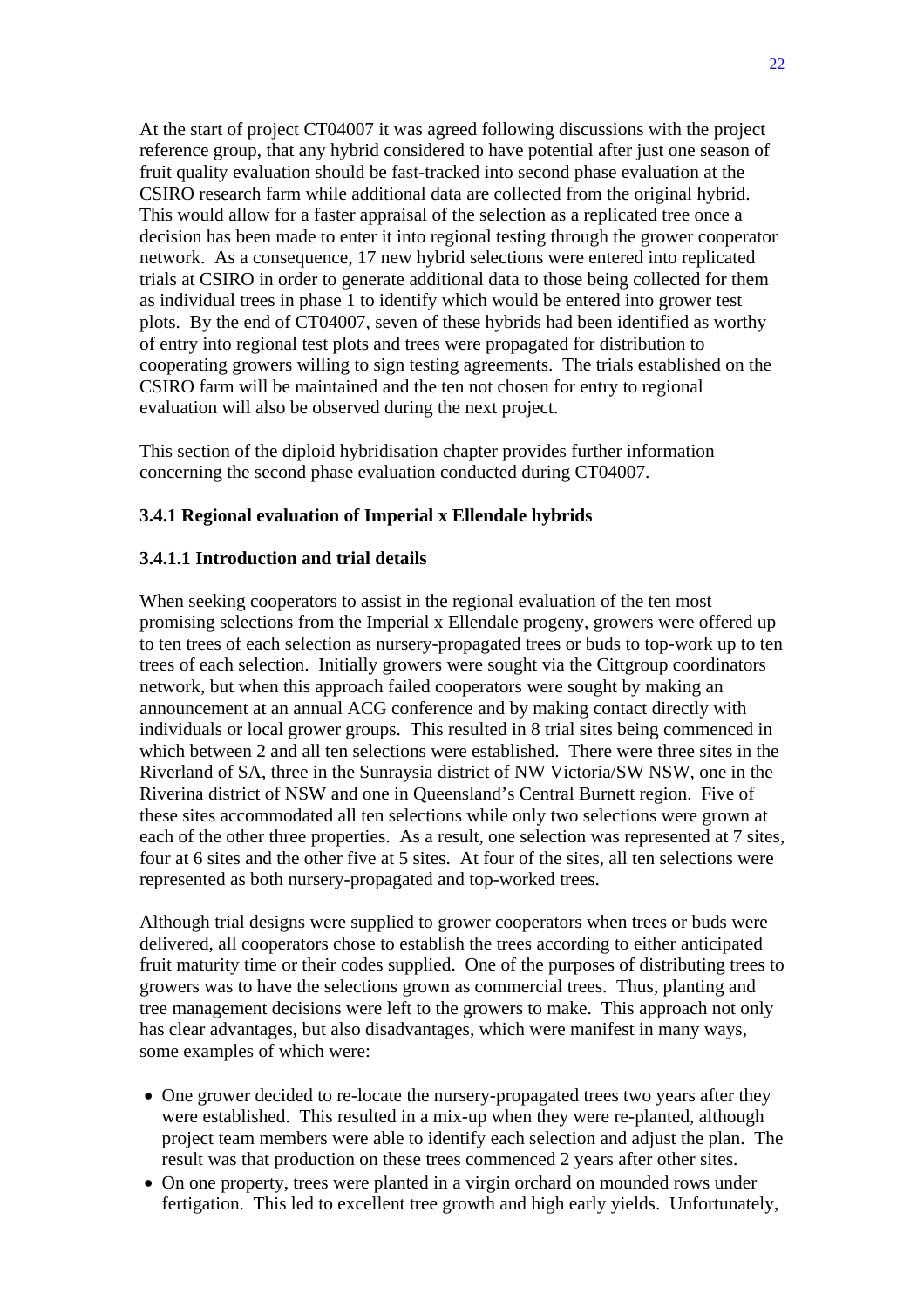At the start of project CT04007 it was agreed following discussions with the project reference group, that any hybrid considered to have potential after just one season of fruit quality evaluation should be fast-tracked into second phase evaluation at the CSIRO research farm while additional data are collected from the original hybrid. This would allow for a faster appraisal of the selection as a replicated tree once a decision has been made to enter it into regional testing through the grower cooperator network. As a consequence, 17 new hybrid selections were entered into replicated trials at CSIRO in order to generate additional data to those being collected for them as individual trees in phase 1 to identify which would be entered into grower test plots. By the end of CT04007, seven of these hybrids had been identified as worthy of entry into regional test plots and trees were propagated for distribution to cooperating growers willing to sign testing agreements. The trials established on the CSIRO farm will be maintained and the ten not chosen for entry to regional evaluation will also be observed during the next project.

This section of the diploid hybridisation chapter provides further information concerning the second phase evaluation conducted during CT04007.

### 3.4.1 Regional evaluation of Imperial x Ellendale hybrids

#### 3.4.1.1 Introduction and trial details

When seeking cooperators to assist in the regional evaluation of the ten most promising selections from the Imperial x Ellendale progeny, growers were offered up to ten trees of each selection as nursery-propagated trees or buds to top-work up to ten trees of each selection. Initially growers were sought via the Cittgroup coordinators network, but when this approach failed cooperators were sought by making an announcement at an annual ACG conference and by making contact directly with individuals or local grower groups. This resulted in 8 trial sites being commenced in which between 2 and all ten selections were established. There were three sites in the Riverland of SA, three in the Sunraysia district of NW Victoria/SW NSW, one in the Riverina district of NSW and one in Queensland's Central Burnett region. Five of these sites accommodated all ten selections while only two selections were grown at each of the other three properties. As a result, one selection was represented at 7 sites, four at 6 sites and the other five at 5 sites. At four of the sites, all ten selections were represented as both nursery-propagated and top-worked trees.

Although trial designs were supplied to grower cooperators when trees or buds were delivered, all cooperators chose to establish the trees according to either anticipated fruit maturity time or their codes supplied. One of the purposes of distributing trees to growers was to have the selections grown as commercial trees. Thus, planting and tree management decisions were left to the growers to make. This approach not only has clear advantages, but also disadvantages, which were manifest in many ways, some examples of which were:

- One grower decided to re-locate the nursery-propagated trees two years after they were established. This resulted in a mix-up when they were re-planted, although project team members were able to identify each selection and adjust the plan. The result was that production on these trees commenced 2 years after other sites.
- On one property, trees were planted in a virgin orchard on mounded rows under fertigation. This led to excellent tree growth and high early yields. Unfortunately,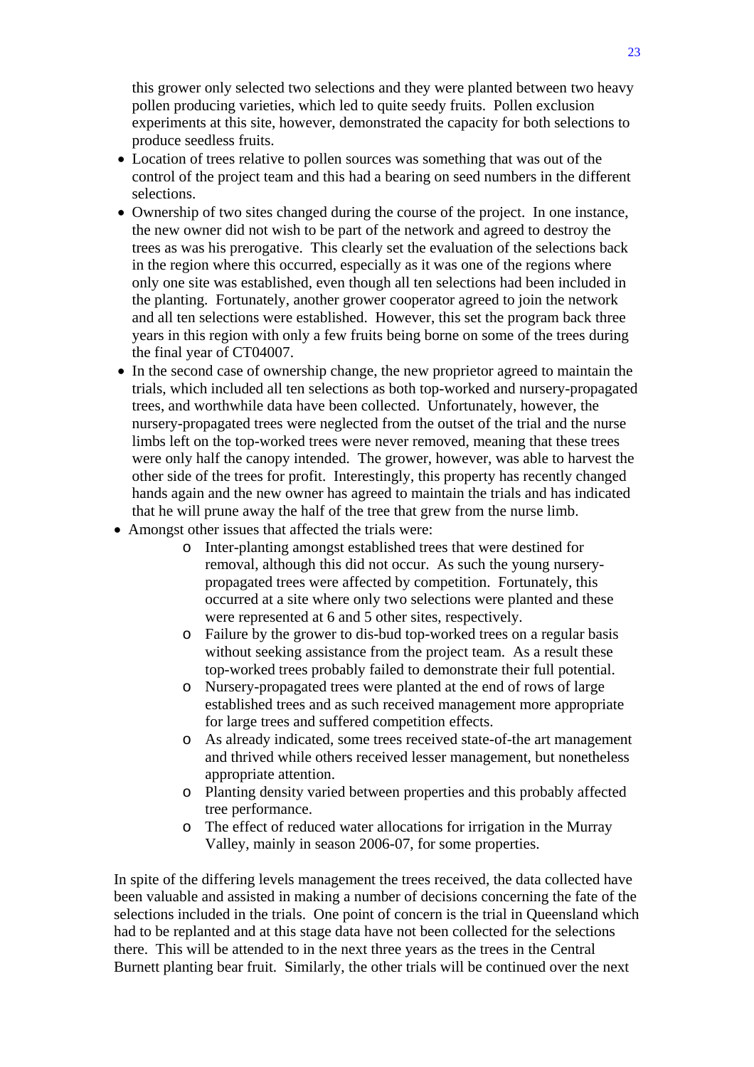this grower only selected two selections and they were planted between two heavy pollen producing varieties, which led to quite seedy fruits. Pollen exclusion experiments at this site, however, demonstrated the capacity for both selections to produce seedless fruits.

- Location of trees relative to pollen sources was something that was out of the control of the project team and this had a bearing on seed numbers in the different selections.
- Ownership of two sites changed during the course of the project. In one instance, the new owner did not wish to be part of the network and agreed to destroy the trees as was his prerogative. This clearly set the evaluation of the selections back in the region where this occurred, especially as it was one of the regions where only one site was established, even though all ten selections had been included in the planting. Fortunately, another grower cooperator agreed to join the network and all ten selections were established. However, this set the program back three years in this region with only a few fruits being borne on some of the trees during the final year of CT04007.
- In the second case of ownership change, the new proprietor agreed to maintain the trials, which included all ten selections as both top-worked and nursery-propagated trees, and worthwhile data have been collected. Unfortunately, however, the nursery-propagated trees were neglected from the outset of the trial and the nurse limbs left on the top-worked trees were never removed, meaning that these trees were only half the canopy intended. The grower, however, was able to harvest the other side of the trees for profit. Interestingly, this property has recently changed hands again and the new owner has agreed to maintain the trials and has indicated that he will prune away the half of the tree that grew from the nurse limb.
- Amongst other issues that affected the trials were:
    - Inter-planting amongst established trees that were destined for removal, although this did not occur. As such the young nursery-propagated trees were affected by competition. Fortunately, this occurred at a site where only two selections were planted and these were represented at 6 and 5 other sites, respectively.
    - Failure by the grower to dis-bud top-worked trees on a regular basis without seeking assistance from the project team. As a result these top-worked trees probably failed to demonstrate their full potential.
    - Nursery-propagated trees were planted at the end of rows of large established trees and as such received management more appropriate for large trees and suffered competition effects.
    - As already indicated, some trees received state-of-the art management and thrived while others received lesser management, but nonetheless appropriate attention.
    - Planting density varied between properties and this probably affected tree performance.
    - The effect of reduced water allocations for irrigation in the Murray Valley, mainly in season 2006-07, for some properties.

In spite of the differing levels management the trees received, the data collected have been valuable and assisted in making a number of decisions concerning the fate of the selections included in the trials. One point of concern is the trial in Queensland which had to be replanted and at this stage data have not been collected for the selections there. This will be attended to in the next three years as the trees in the Central Burnett planting bear fruit. Similarly, the other trials will be continued over the next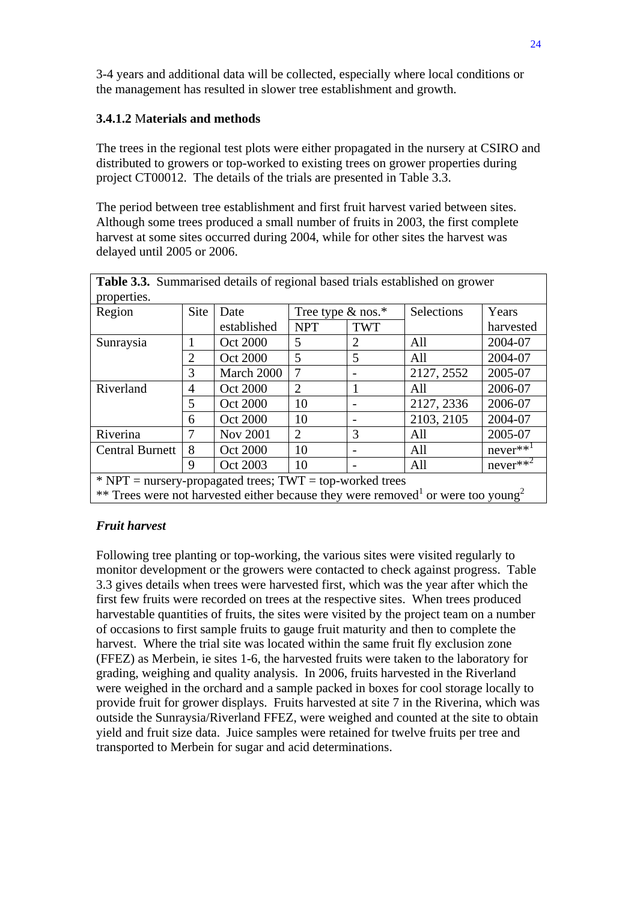3-4 years and additional data will be collected, especially where local conditions or the management has resulted in slower tree establishment and growth.

### 3.4.1.2 Materials and methods

The trees in the regional test plots were either propagated in the nursery at CSIRO and distributed to growers or top-worked to existing trees on grower properties during project CT00012. The details of the trials are presented in Table 3.3.

The period between tree establishment and first fruit harvest varied between sites. Although some trees produced a small number of fruits in 2003, the first complete harvest at some sites occurred during 2004, while for other sites the harvest was delayed until 2005 or 2006.

**Table 3.3.** Summarised details of regional based trials established on grower properties.

| Region | Site | Date established | Tree type & nos.* | | Selections | Years harvested |
|---|---|---|---|---|---|---|
| | | | NPT | TWT | | |
| Sunraysia | 1 | Oct 2000 | 5 | 2 | All | 2004-07 |
| | 2 | Oct 2000 | 5 | 5 | All | 2004-07 |
| | 3 | March 2000 | 7 | - | 2127, 2552 | 2005-07 |
| Riverland | 4 | Oct 2000 | 2 | 1 | All | 2006-07 |
| | 5 | Oct 2000 | 10 | - | 2127, 2336 | 2006-07 |
| | 6 | Oct 2000 | 10 | - | 2103, 2105 | 2004-07 |
| Riverina | 7 | Nov 2001 | 2 | 3 | All | 2005-07 |
| Central Burnett | 8 | Oct 2000 | 10 | - | All | never**[1] |
| | 9 | Oct 2003 | 10 | - | All | never**[2] |

\* NPT = nursery-propagated trees; TWT = top-worked trees
** Trees were not harvested either because they were removed[1] or were too young[2]

#### *Fruit harvest*

Following tree planting or top-working, the various sites were visited regularly to monitor development or the growers were contacted to check against progress. Table 3.3 gives details when trees were harvested first, which was the year after which the first few fruits were recorded on trees at the respective sites. When trees produced harvestable quantities of fruits, the sites were visited by the project team on a number of occasions to first sample fruits to gauge fruit maturity and then to complete the harvest. Where the trial site was located within the same fruit fly exclusion zone (FFEZ) as Merbein, ie sites 1-6, the harvested fruits were taken to the laboratory for grading, weighing and quality analysis. In 2006, fruits harvested in the Riverland were weighed in the orchard and a sample packed in boxes for cool storage locally to provide fruit for grower displays. Fruits harvested at site 7 in the Riverina, which was outside the Sunraysia/Riverland FFEZ, were weighed and counted at the site to obtain yield and fruit size data. Juice samples were retained for twelve fruits per tree and transported to Merbein for sugar and acid determinations.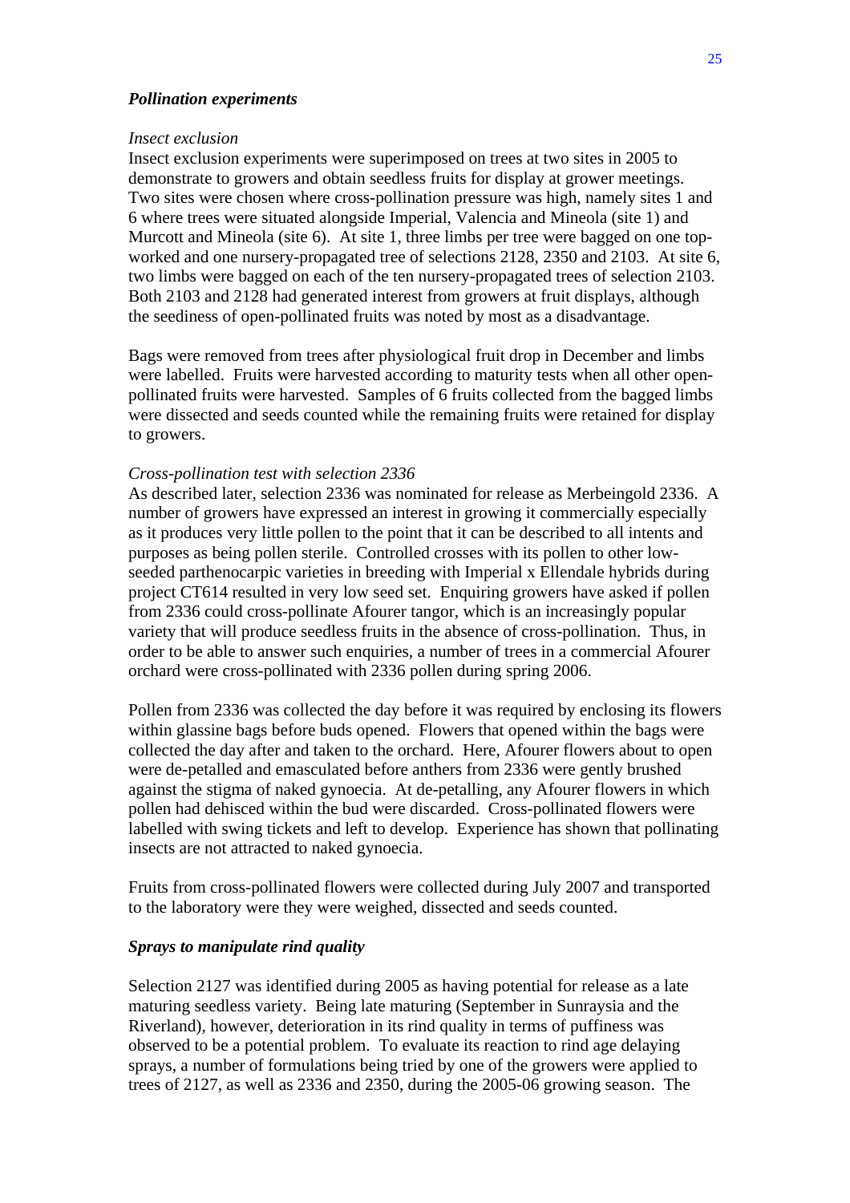***Pollination experiments***

*Insect exclusion*

Insect exclusion experiments were superimposed on trees at two sites in 2005 to demonstrate to growers and obtain seedless fruits for display at grower meetings. Two sites were chosen where cross-pollination pressure was high, namely sites 1 and 6 where trees were situated alongside Imperial, Valencia and Mineola (site 1) and Murcott and Mineola (site 6). At site 1, three limbs per tree were bagged on one top-worked and one nursery-propagated tree of selections 2128, 2350 and 2103. At site 6, two limbs were bagged on each of the ten nursery-propagated trees of selection 2103. Both 2103 and 2128 had generated interest from growers at fruit displays, although the seediness of open-pollinated fruits was noted by most as a disadvantage.

Bags were removed from trees after physiological fruit drop in December and limbs were labelled. Fruits were harvested according to maturity tests when all other open-pollinated fruits were harvested. Samples of 6 fruits collected from the bagged limbs were dissected and seeds counted while the remaining fruits were retained for display to growers.

*Cross-pollination test with selection 2336*

As described later, selection 2336 was nominated for release as Merbeingold 2336. A number of growers have expressed an interest in growing it commercially especially as it produces very little pollen to the point that it can be described to all intents and purposes as being pollen sterile. Controlled crosses with its pollen to other low-seeded parthenocarpic varieties in breeding with Imperial x Ellendale hybrids during project CT614 resulted in very low seed set. Enquiring growers have asked if pollen from 2336 could cross-pollinate Afourer tangor, which is an increasingly popular variety that will produce seedless fruits in the absence of cross-pollination. Thus, in order to be able to answer such enquiries, a number of trees in a commercial Afourer orchard were cross-pollinated with 2336 pollen during spring 2006.

Pollen from 2336 was collected the day before it was required by enclosing its flowers within glassine bags before buds opened. Flowers that opened within the bags were collected the day after and taken to the orchard. Here, Afourer flowers about to open were de-petalled and emasculated before anthers from 2336 were gently brushed against the stigma of naked gynoecia. At de-petalling, any Afourer flowers in which pollen had dehisced within the bud were discarded. Cross-pollinated flowers were labelled with swing tickets and left to develop. Experience has shown that pollinating insects are not attracted to naked gynoecia.

Fruits from cross-pollinated flowers were collected during July 2007 and transported to the laboratory were they were weighed, dissected and seeds counted.

***Sprays to manipulate rind quality***

Selection 2127 was identified during 2005 as having potential for release as a late maturing seedless variety. Being late maturing (September in Sunraysia and the Riverland), however, deterioration in its rind quality in terms of puffiness was observed to be a potential problem. To evaluate its reaction to rind age delaying sprays, a number of formulations being tried by one of the growers were applied to trees of 2127, as well as 2336 and 2350, during the 2005-06 growing season. The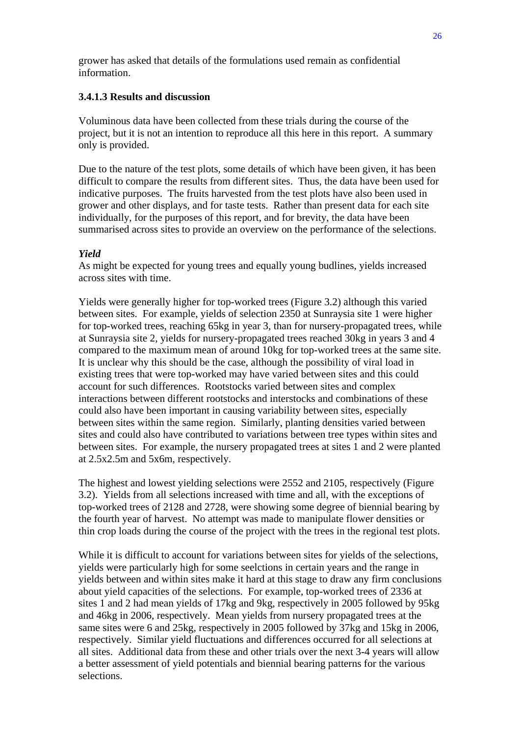grower has asked that details of the formulations used remain as confidential information.

### 3.4.1.3 Results and discussion

Voluminous data have been collected from these trials during the course of the project, but it is not an intention to reproduce all this here in this report. A summary only is provided.

Due to the nature of the test plots, some details of which have been given, it has been difficult to compare the results from different sites. Thus, the data have been used for indicative purposes. The fruits harvested from the test plots have also been used in grower and other displays, and for taste tests. Rather than present data for each site individually, for the purposes of this report, and for brevity, the data have been summarised across sites to provide an overview on the performance of the selections.

***Yield***

As might be expected for young trees and equally young budlines, yields increased across sites with time.

Yields were generally higher for top-worked trees (Figure 3.2) although this varied between sites. For example, yields of selection 2350 at Sunraysia site 1 were higher for top-worked trees, reaching 65kg in year 3, than for nursery-propagated trees, while at Sunraysia site 2, yields for nursery-propagated trees reached 30kg in years 3 and 4 compared to the maximum mean of around 10kg for top-worked trees at the same site. It is unclear why this should be the case, although the possibility of viral load in existing trees that were top-worked may have varied between sites and this could account for such differences. Rootstocks varied between sites and complex interactions between different rootstocks and interstocks and combinations of these could also have been important in causing variability between sites, especially between sites within the same region. Similarly, planting densities varied between sites and could also have contributed to variations between tree types within sites and between sites. For example, the nursery propagated trees at sites 1 and 2 were planted at 2.5x2.5m and 5x6m, respectively.

The highest and lowest yielding selections were 2552 and 2105, respectively (Figure 3.2). Yields from all selections increased with time and all, with the exceptions of top-worked trees of 2128 and 2728, were showing some degree of biennial bearing by the fourth year of harvest. No attempt was made to manipulate flower densities or thin crop loads during the course of the project with the trees in the regional test plots.

While it is difficult to account for variations between sites for yields of the selections, yields were particularly high for some seelctions in certain years and the range in yields between and within sites make it hard at this stage to draw any firm conclusions about yield capacities of the selections. For example, top-worked trees of 2336 at sites 1 and 2 had mean yields of 17kg and 9kg, respectively in 2005 followed by 95kg and 46kg in 2006, respectively. Mean yields from nursery propagated trees at the same sites were 6 and 25kg, respectively in 2005 followed by 37kg and 15kg in 2006, respectively. Similar yield fluctuations and differences occurred for all selections at all sites. Additional data from these and other trials over the next 3-4 years will allow a better assessment of yield potentials and biennial bearing patterns for the various selections.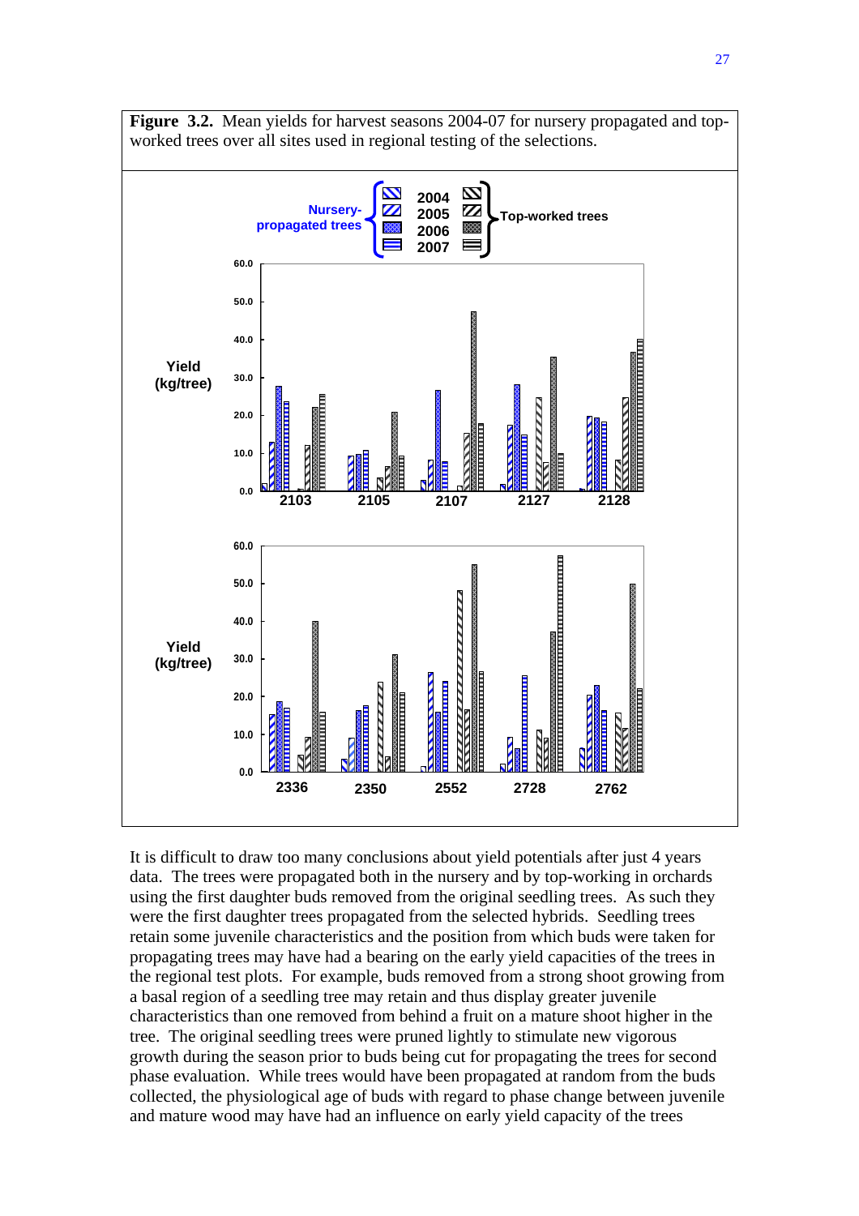**Figure 3.2.** Mean yields for harvest seasons 2004-07 for nursery propagated and top-worked trees over all sites used in regional testing of the selections.

It is difficult to draw too many conclusions about yield potentials after just 4 years data. The trees were propagated both in the nursery and by top-working in orchards using the first daughter buds removed from the original seedling trees. As such they were the first daughter trees propagated from the selected hybrids. Seedling trees retain some juvenile characteristics and the position from which buds were taken for propagating trees may have had a bearing on the early yield capacities of the trees in the regional test plots. For example, buds removed from a strong shoot growing from a basal region of a seedling tree may retain and thus display greater juvenile characteristics than one removed from behind a fruit on a mature shoot higher in the tree. The original seedling trees were pruned lightly to stimulate new vigorous growth during the season prior to buds being cut for propagating the trees for second phase evaluation. While trees would have been propagated at random from the buds collected, the physiological age of buds with regard to phase change between juvenile and mature wood may have had an influence on early yield capacity of the trees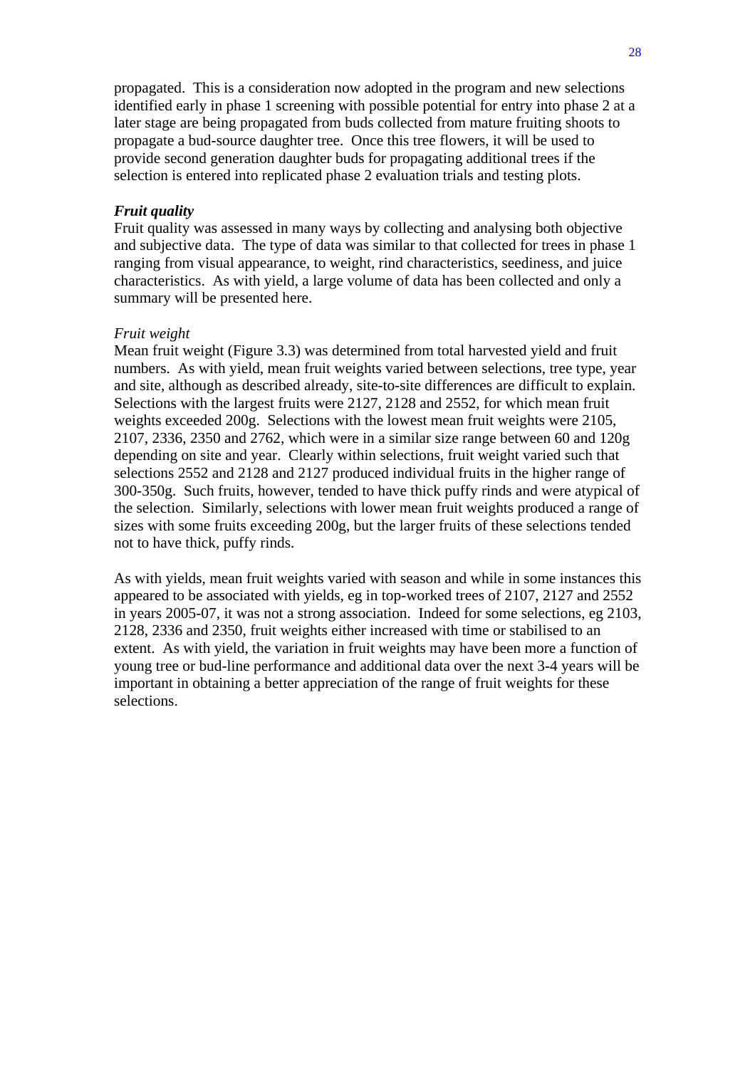propagated. This is a consideration now adopted in the program and new selections identified early in phase 1 screening with possible potential for entry into phase 2 at a later stage are being propagated from buds collected from mature fruiting shoots to propagate a bud-source daughter tree. Once this tree flowers, it will be used to provide second generation daughter buds for propagating additional trees if the selection is entered into replicated phase 2 evaluation trials and testing plots.

***Fruit quality***

Fruit quality was assessed in many ways by collecting and analysing both objective and subjective data. The type of data was similar to that collected for trees in phase 1 ranging from visual appearance, to weight, rind characteristics, seediness, and juice characteristics. As with yield, a large volume of data has been collected and only a summary will be presented here.

*Fruit weight*

Mean fruit weight (Figure 3.3) was determined from total harvested yield and fruit numbers. As with yield, mean fruit weights varied between selections, tree type, year and site, although as described already, site-to-site differences are difficult to explain. Selections with the largest fruits were 2127, 2128 and 2552, for which mean fruit weights exceeded 200g. Selections with the lowest mean fruit weights were 2105, 2107, 2336, 2350 and 2762, which were in a similar size range between 60 and 120g depending on site and year. Clearly within selections, fruit weight varied such that selections 2552 and 2128 and 2127 produced individual fruits in the higher range of 300-350g. Such fruits, however, tended to have thick puffy rinds and were atypical of the selection. Similarly, selections with lower mean fruit weights produced a range of sizes with some fruits exceeding 200g, but the larger fruits of these selections tended not to have thick, puffy rinds.

As with yields, mean fruit weights varied with season and while in some instances this appeared to be associated with yields, eg in top-worked trees of 2107, 2127 and 2552 in years 2005-07, it was not a strong association. Indeed for some selections, eg 2103, 2128, 2336 and 2350, fruit weights either increased with time or stabilised to an extent. As with yield, the variation in fruit weights may have been more a function of young tree or bud-line performance and additional data over the next 3-4 years will be important in obtaining a better appreciation of the range of fruit weights for these selections.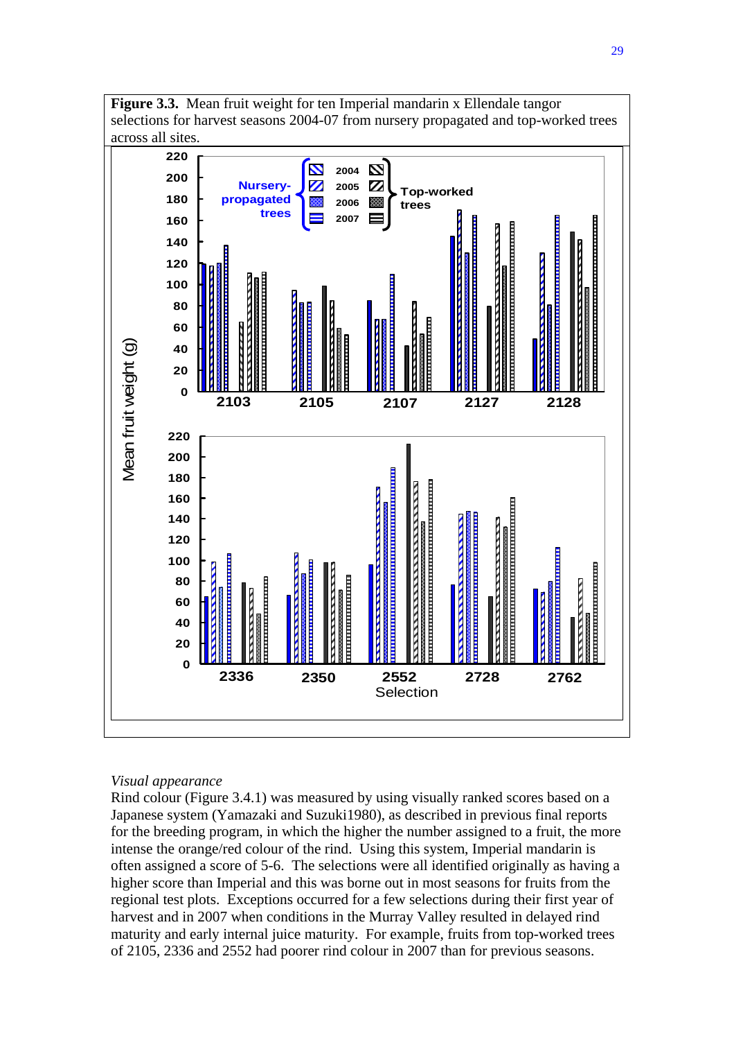**Figure 3.3.** Mean fruit weight for ten Imperial mandarin x Ellendale tangor selections for harvest seasons 2004-07 from nursery propagated and top-worked trees across all sites.

*Visual appearance*

Rind colour (Figure 3.4.1) was measured by using visually ranked scores based on a Japanese system (Yamazaki and Suzuki1980), as described in previous final reports for the breeding program, in which the higher the number assigned to a fruit, the more intense the orange/red colour of the rind. Using this system, Imperial mandarin is often assigned a score of 5-6. The selections were all identified originally as having a higher score than Imperial and this was borne out in most seasons for fruits from the regional test plots. Exceptions occurred for a few selections during their first year of harvest and in 2007 when conditions in the Murray Valley resulted in delayed rind maturity and early internal juice maturity. For example, fruits from top-worked trees of 2105, 2336 and 2552 had poorer rind colour in 2007 than for previous seasons.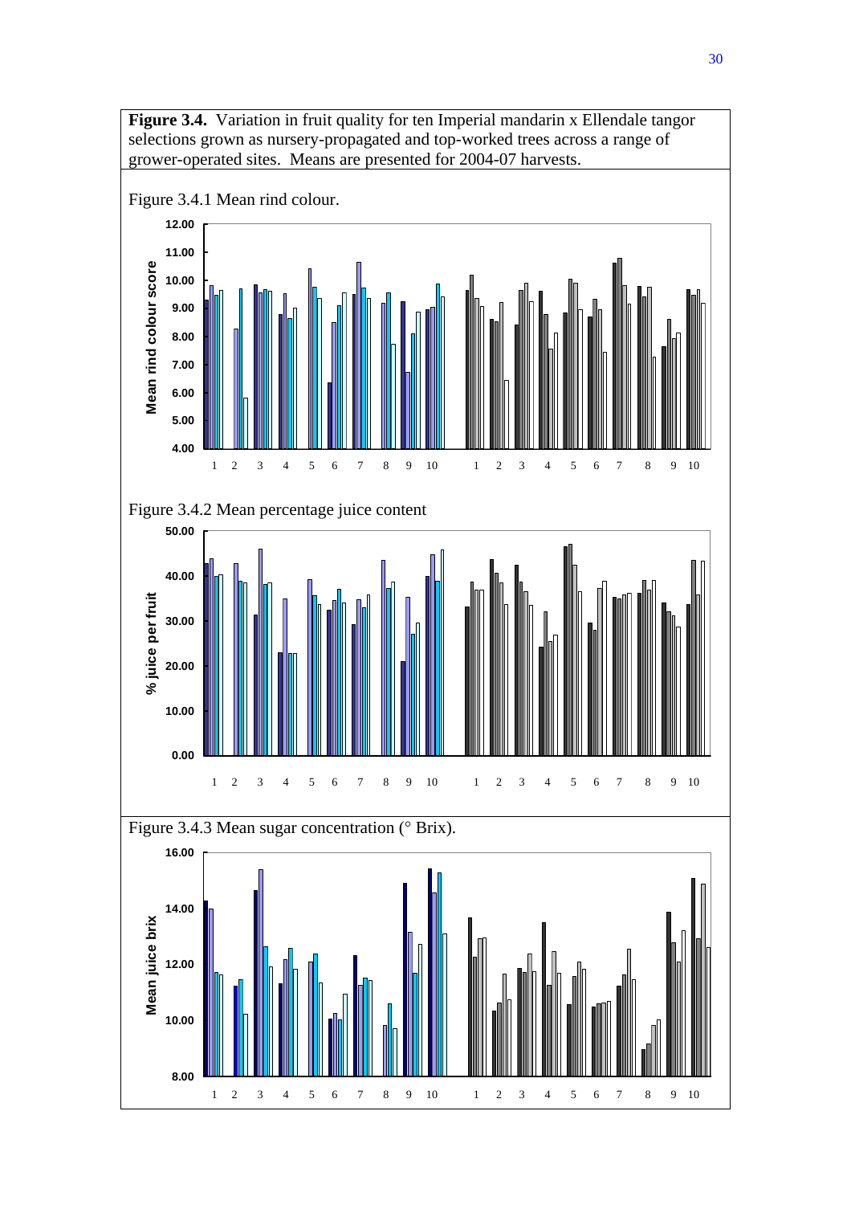**Figure 3.4.** Variation in fruit quality for ten Imperial mandarin x Ellendale tangor selections grown as nursery-propagated and top-worked trees across a range of grower-operated sites. Means are presented for 2004-07 harvests.

Figure 3.4.1 Mean rind colour.

Figure 3.4.2 Mean percentage juice content

Figure 3.4.3 Mean sugar concentration (° Brix).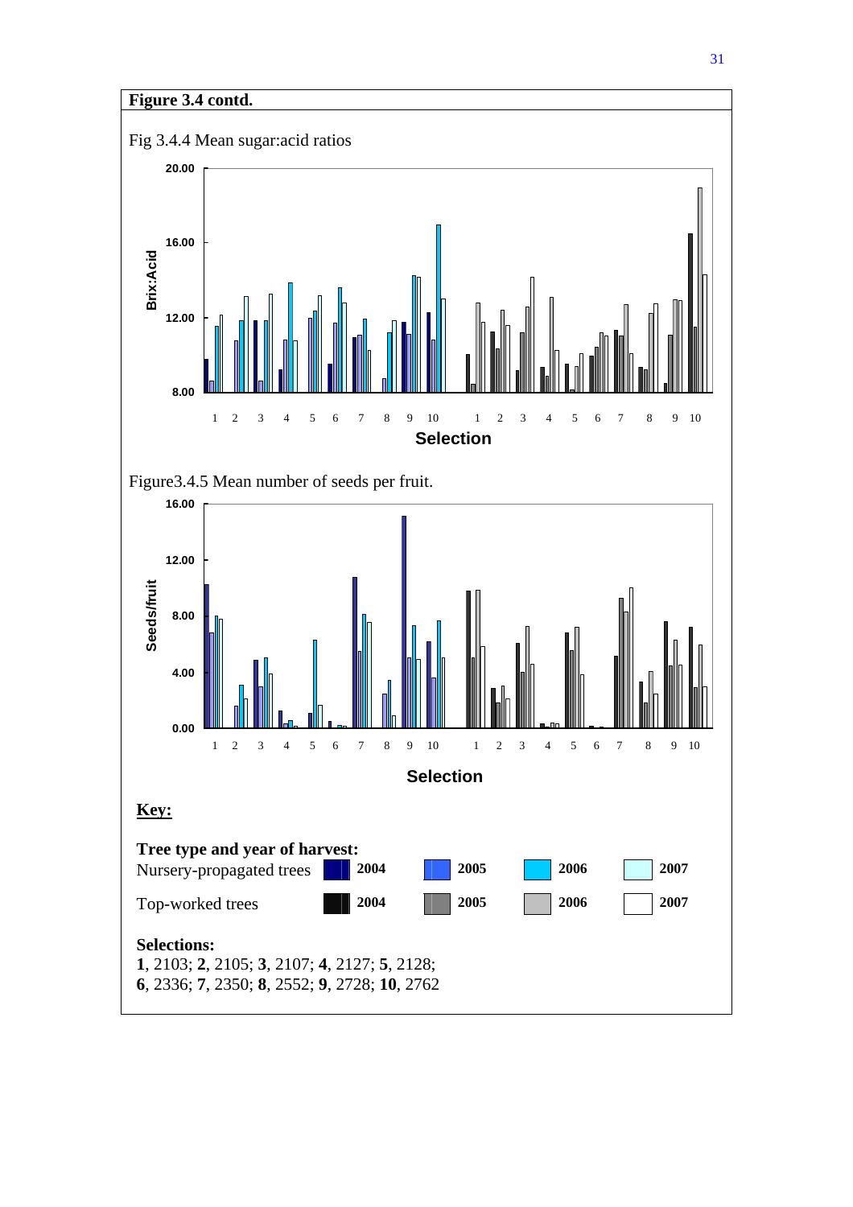**Figure 3.4 contd.**

Fig 3.4.4 Mean sugar:acid ratios

Figure3.4.5 Mean number of seeds per fruit.

**Key:**

**Tree type and year of harvest:**

Nursery-propagated trees **2004** **2005** **2006** **2007**

Top-worked trees **2004** **2005** **2006** **2007**

**Selections:**

**1**, 2103; **2**, 2105; **3**, 2107; **4**, 2127; **5**, 2128;
**6**, 2336; **7**, 2350; **8**, 2552; **9**, 2728; **10**, 2762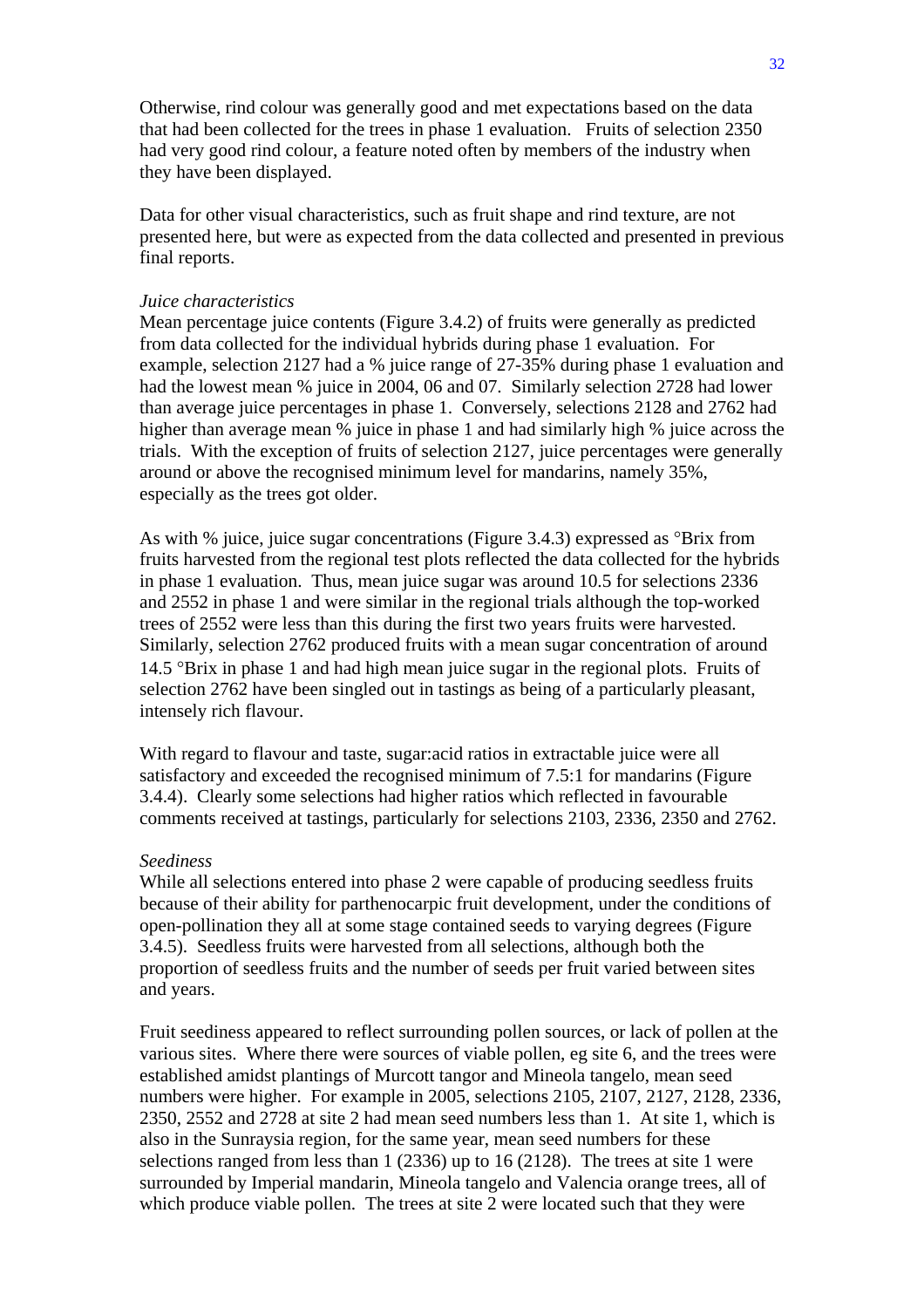Otherwise, rind colour was generally good and met expectations based on the data that had been collected for the trees in phase 1 evaluation. Fruits of selection 2350 had very good rind colour, a feature noted often by members of the industry when they have been displayed.

Data for other visual characteristics, such as fruit shape and rind texture, are not presented here, but were as expected from the data collected and presented in previous final reports.

*Juice characteristics*

Mean percentage juice contents (Figure 3.4.2) of fruits were generally as predicted from data collected for the individual hybrids during phase 1 evaluation. For example, selection 2127 had a % juice range of 27-35% during phase 1 evaluation and had the lowest mean % juice in 2004, 06 and 07. Similarly selection 2728 had lower than average juice percentages in phase 1. Conversely, selections 2128 and 2762 had higher than average mean % juice in phase 1 and had similarly high % juice across the trials. With the exception of fruits of selection 2127, juice percentages were generally around or above the recognised minimum level for mandarins, namely 35%, especially as the trees got older.

As with % juice, juice sugar concentrations (Figure 3.4.3) expressed as °Brix from fruits harvested from the regional test plots reflected the data collected for the hybrids in phase 1 evaluation. Thus, mean juice sugar was around 10.5 for selections 2336 and 2552 in phase 1 and were similar in the regional trials although the top-worked trees of 2552 were less than this during the first two years fruits were harvested. Similarly, selection 2762 produced fruits with a mean sugar concentration of around 14.5 °Brix in phase 1 and had high mean juice sugar in the regional plots. Fruits of selection 2762 have been singled out in tastings as being of a particularly pleasant, intensely rich flavour.

With regard to flavour and taste, sugar:acid ratios in extractable juice were all satisfactory and exceeded the recognised minimum of 7.5:1 for mandarins (Figure 3.4.4). Clearly some selections had higher ratios which reflected in favourable comments received at tastings, particularly for selections 2103, 2336, 2350 and 2762.

*Seediness*

While all selections entered into phase 2 were capable of producing seedless fruits because of their ability for parthenocarpic fruit development, under the conditions of open-pollination they all at some stage contained seeds to varying degrees (Figure 3.4.5). Seedless fruits were harvested from all selections, although both the proportion of seedless fruits and the number of seeds per fruit varied between sites and years.

Fruit seediness appeared to reflect surrounding pollen sources, or lack of pollen at the various sites. Where there were sources of viable pollen, eg site 6, and the trees were established amidst plantings of Murcott tangor and Mineola tangelo, mean seed numbers were higher. For example in 2005, selections 2105, 2107, 2127, 2128, 2336, 2350, 2552 and 2728 at site 2 had mean seed numbers less than 1. At site 1, which is also in the Sunraysia region, for the same year, mean seed numbers for these selections ranged from less than 1 (2336) up to 16 (2128). The trees at site 1 were surrounded by Imperial mandarin, Mineola tangelo and Valencia orange trees, all of which produce viable pollen. The trees at site 2 were located such that they were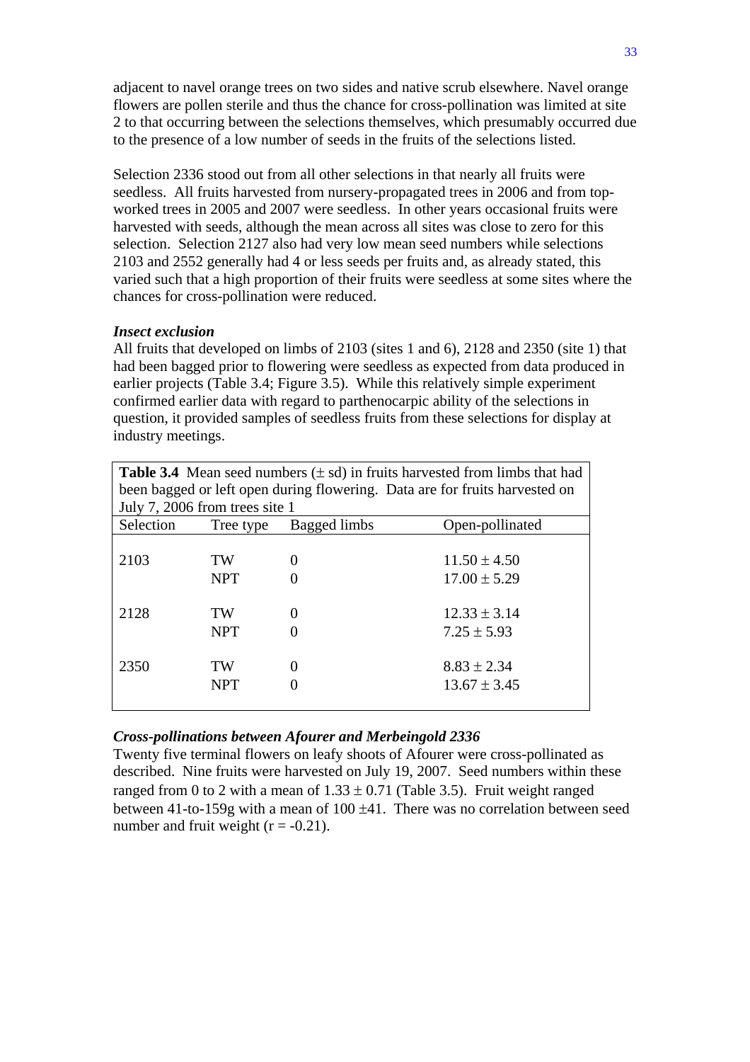adjacent to navel orange trees on two sides and native scrub elsewhere. Navel orange flowers are pollen sterile and thus the chance for cross-pollination was limited at site 2 to that occurring between the selections themselves, which presumably occurred due to the presence of a low number of seeds in the fruits of the selections listed.

Selection 2336 stood out from all other selections in that nearly all fruits were seedless. All fruits harvested from nursery-propagated trees in 2006 and from top-worked trees in 2005 and 2007 were seedless. In other years occasional fruits were harvested with seeds, although the mean across all sites was close to zero for this selection. Selection 2127 also had very low mean seed numbers while selections 2103 and 2552 generally had 4 or less seeds per fruits and, as already stated, this varied such that a high proportion of their fruits were seedless at some sites where the chances for cross-pollination were reduced.

***Insect exclusion***

All fruits that developed on limbs of 2103 (sites 1 and 6), 2128 and 2350 (site 1) that had been bagged prior to flowering were seedless as expected from data produced in earlier projects (Table 3.4; Figure 3.5). While this relatively simple experiment confirmed earlier data with regard to parthenocarpic ability of the selections in question, it provided samples of seedless fruits from these selections for display at industry meetings.

**Table 3.4** Mean seed numbers (± sd) in fruits harvested from limbs that had been bagged or left open during flowering. Data are for fruits harvested on July 7, 2006 from trees site 1

| Selection | Tree type | Bagged limbs | Open-pollinated |
|---|---|---|---|
| 2103 | TW | 0 | 11.50 ± 4.50 |
| | NPT | 0 | 17.00 ± 5.29 |
| 2128 | TW | 0 | 12.33 ± 3.14 |
| | NPT | 0 | 7.25 ± 5.93 |
| 2350 | TW | 0 | 8.83 ± 2.34 |
| | NPT | 0 | 13.67 ± 3.45 |

***Cross-pollinations between Afourer and Merbeingold 2336***

Twenty five terminal flowers on leafy shoots of Afourer were cross-pollinated as described. Nine fruits were harvested on July 19, 2007. Seed numbers within these ranged from 0 to 2 with a mean of 1.33 ± 0.71 (Table 3.5). Fruit weight ranged between 41-to-159g with a mean of 100 ±41. There was no correlation between seed number and fruit weight ($r = -0.21$).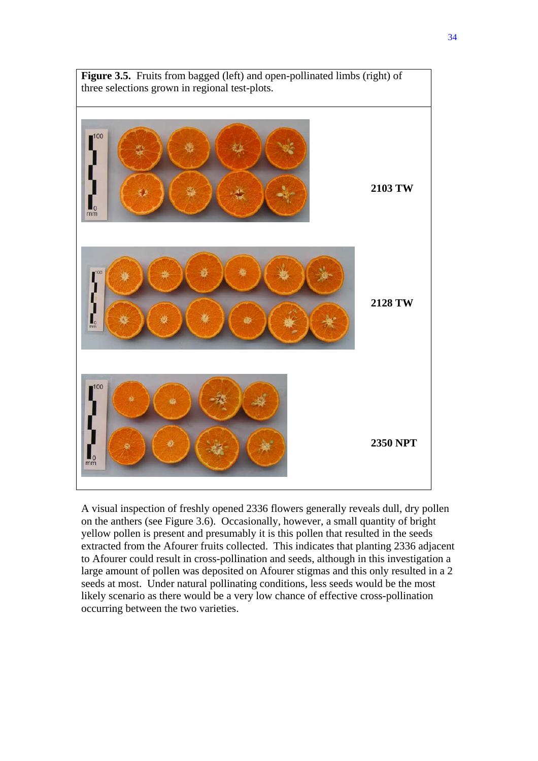**Figure 3.5.** Fruits from bagged (left) and open-pollinated limbs (right) of three selections grown in regional test-plots.

2103 TW

2128 TW

2350 NPT

A visual inspection of freshly opened 2336 flowers generally reveals dull, dry pollen on the anthers (see Figure 3.6). Occasionally, however, a small quantity of bright yellow pollen is present and presumably it is this pollen that resulted in the seeds extracted from the Afourer fruits collected. This indicates that planting 2336 adjacent to Afourer could result in cross-pollination and seeds, although in this investigation a large amount of pollen was deposited on Afourer stigmas and this only resulted in a 2 seeds at most. Under natural pollinating conditions, less seeds would be the most likely scenario as there would be a very low chance of effective cross-pollination occurring between the two varieties.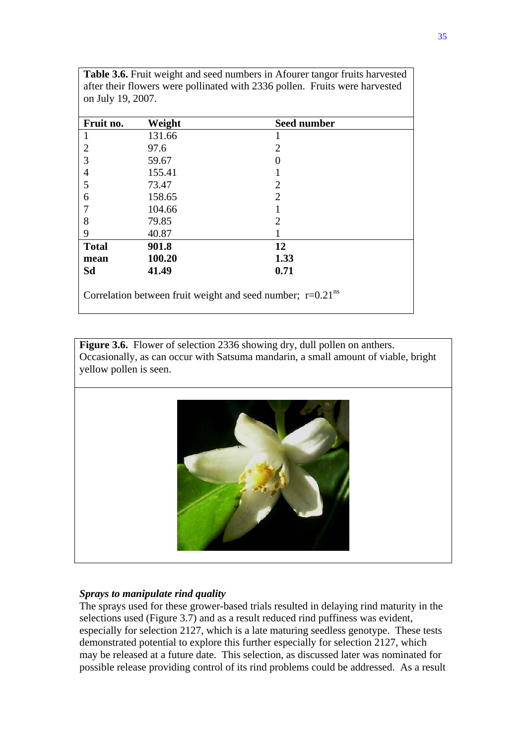**Table 3.6.** Fruit weight and seed numbers in Afourer tangor fruits harvested after their flowers were pollinated with 2336 pollen. Fruits were harvested on July 19, 2007.

| Fruit no. | Weight | Seed number |
|---|---|---|
| 1 | 131.66 | 1 |
| 2 | 97.6 | 2 |
| 3 | 59.67 | 0 |
| 4 | 155.41 | 1 |
| 5 | 73.47 | 2 |
| 6 | 158.65 | 2 |
| 7 | 104.66 | 1 |
| 8 | 79.85 | 2 |
| 9 | 40.87 | 1 |
| **Total** | **901.8** | **12** |
| **mean** | **100.20** | **1.33** |
| **Sd** | **41.49** | **0.71** |

Correlation between fruit weight and seed number; $r=0.21^{ns}$

**Figure 3.6.** Flower of selection 2336 showing dry, dull pollen on anthers. Occasionally, as can occur with Satsuma mandarin, a small amount of viable, bright yellow pollen is seen.

***Sprays to manipulate rind quality***

The sprays used for these grower-based trials resulted in delaying rind maturity in the selections used (Figure 3.7) and as a result reduced rind puffiness was evident, especially for selection 2127, which is a late maturing seedless genotype. These tests demonstrated potential to explore this further especially for selection 2127, which may be released at a future date. This selection, as discussed later was nominated for possible release providing control of its rind problems could be addressed. As a result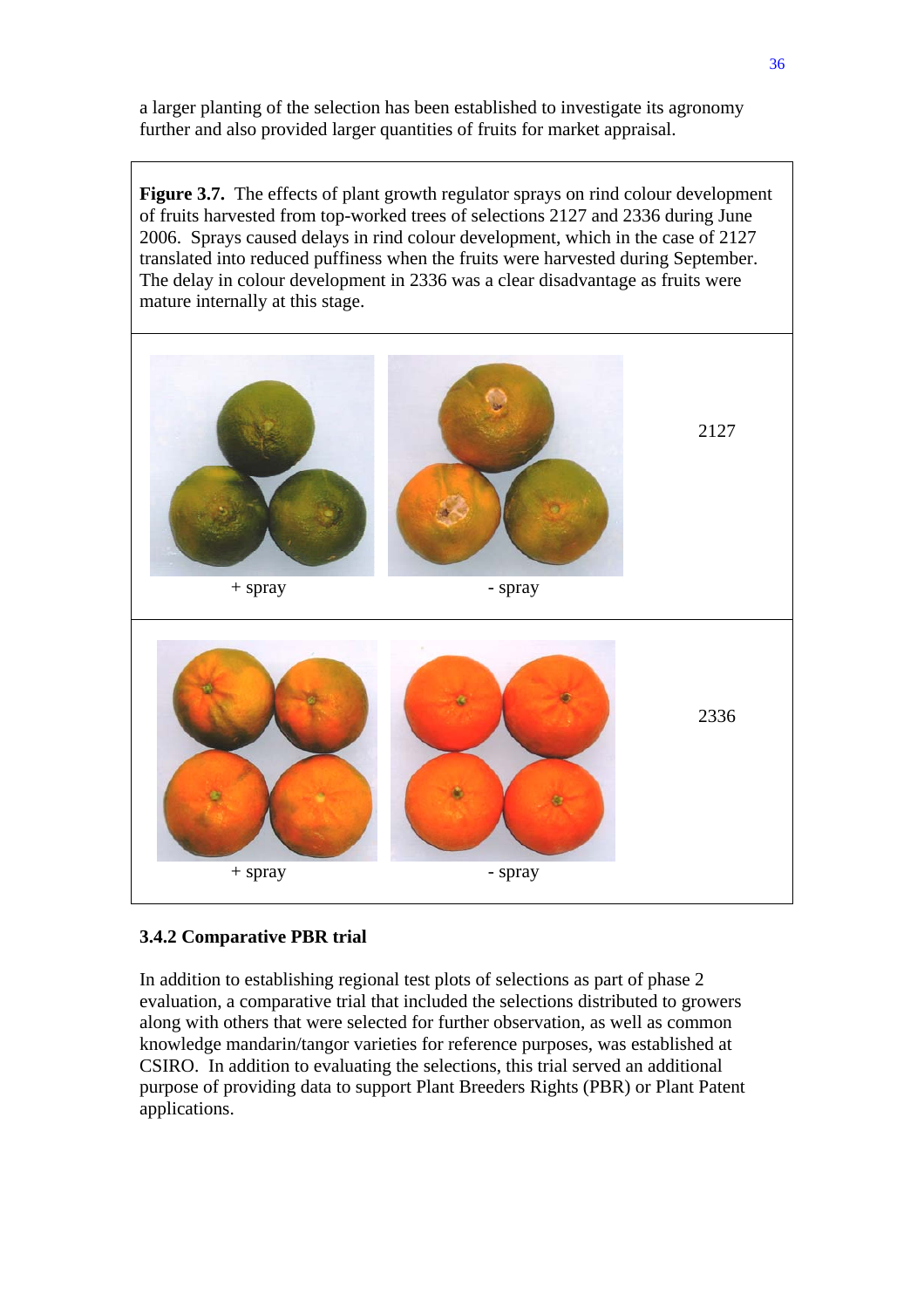a larger planting of the selection has been established to investigate its agronomy further and also provided larger quantities of fruits for market appraisal.

**Figure 3.7.** The effects of plant growth regulator sprays on rind colour development of fruits harvested from top-worked trees of selections 2127 and 2336 during June 2006. Sprays caused delays in rind colour development, which in the case of 2127 translated into reduced puffiness when the fruits were harvested during September. The delay in colour development in 2336 was a clear disadvantage as fruits were mature internally at this stage.

| + spray | - spray | 2127 |
|---|---|---|
| + spray | - spray | 2336 |

### 3.4.2 Comparative PBR trial

In addition to establishing regional test plots of selections as part of phase 2 evaluation, a comparative trial that included the selections distributed to growers along with others that were selected for further observation, as well as common knowledge mandarin/tangor varieties for reference purposes, was established at CSIRO. In addition to evaluating the selections, this trial served an additional purpose of providing data to support Plant Breeders Rights (PBR) or Plant Patent applications.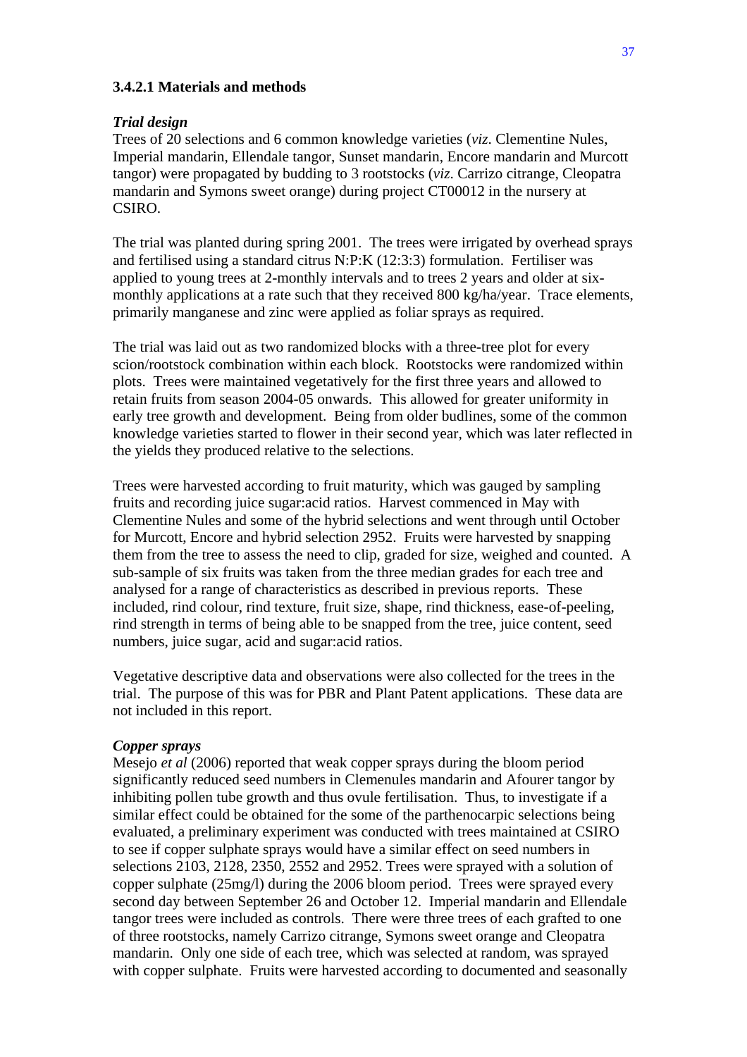### 3.4.2.1 Materials and methods

***Trial design***

Trees of 20 selections and 6 common knowledge varieties (*viz*. Clementine Nules, Imperial mandarin, Ellendale tangor, Sunset mandarin, Encore mandarin and Murcott tangor) were propagated by budding to 3 rootstocks (*viz*. Carrizo citrange, Cleopatra mandarin and Symons sweet orange) during project CT00012 in the nursery at CSIRO.

The trial was planted during spring 2001. The trees were irrigated by overhead sprays and fertilised using a standard citrus N:P:K (12:3:3) formulation. Fertiliser was applied to young trees at 2-monthly intervals and to trees 2 years and older at six-monthly applications at a rate such that they received 800 kg/ha/year. Trace elements, primarily manganese and zinc were applied as foliar sprays as required.

The trial was laid out as two randomized blocks with a three-tree plot for every scion/rootstock combination within each block. Rootstocks were randomized within plots. Trees were maintained vegetatively for the first three years and allowed to retain fruits from season 2004-05 onwards. This allowed for greater uniformity in early tree growth and development. Being from older budlines, some of the common knowledge varieties started to flower in their second year, which was later reflected in the yields they produced relative to the selections.

Trees were harvested according to fruit maturity, which was gauged by sampling fruits and recording juice sugar:acid ratios. Harvest commenced in May with Clementine Nules and some of the hybrid selections and went through until October for Murcott, Encore and hybrid selection 2952. Fruits were harvested by snapping them from the tree to assess the need to clip, graded for size, weighed and counted. A sub-sample of six fruits was taken from the three median grades for each tree and analysed for a range of characteristics as described in previous reports. These included, rind colour, rind texture, fruit size, shape, rind thickness, ease-of-peeling, rind strength in terms of being able to be snapped from the tree, juice content, seed numbers, juice sugar, acid and sugar:acid ratios.

Vegetative descriptive data and observations were also collected for the trees in the trial. The purpose of this was for PBR and Plant Patent applications. These data are not included in this report.

***Copper sprays***

Mesejo *et al* (2006) reported that weak copper sprays during the bloom period significantly reduced seed numbers in Clemenules mandarin and Afourer tangor by inhibiting pollen tube growth and thus ovule fertilisation. Thus, to investigate if a similar effect could be obtained for the some of the parthenocarpic selections being evaluated, a preliminary experiment was conducted with trees maintained at CSIRO to see if copper sulphate sprays would have a similar effect on seed numbers in selections 2103, 2128, 2350, 2552 and 2952. Trees were sprayed with a solution of copper sulphate (25mg/l) during the 2006 bloom period. Trees were sprayed every second day between September 26 and October 12. Imperial mandarin and Ellendale tangor trees were included as controls. There were three trees of each grafted to one of three rootstocks, namely Carrizo citrange, Symons sweet orange and Cleopatra mandarin. Only one side of each tree, which was selected at random, was sprayed with copper sulphate. Fruits were harvested according to documented and seasonally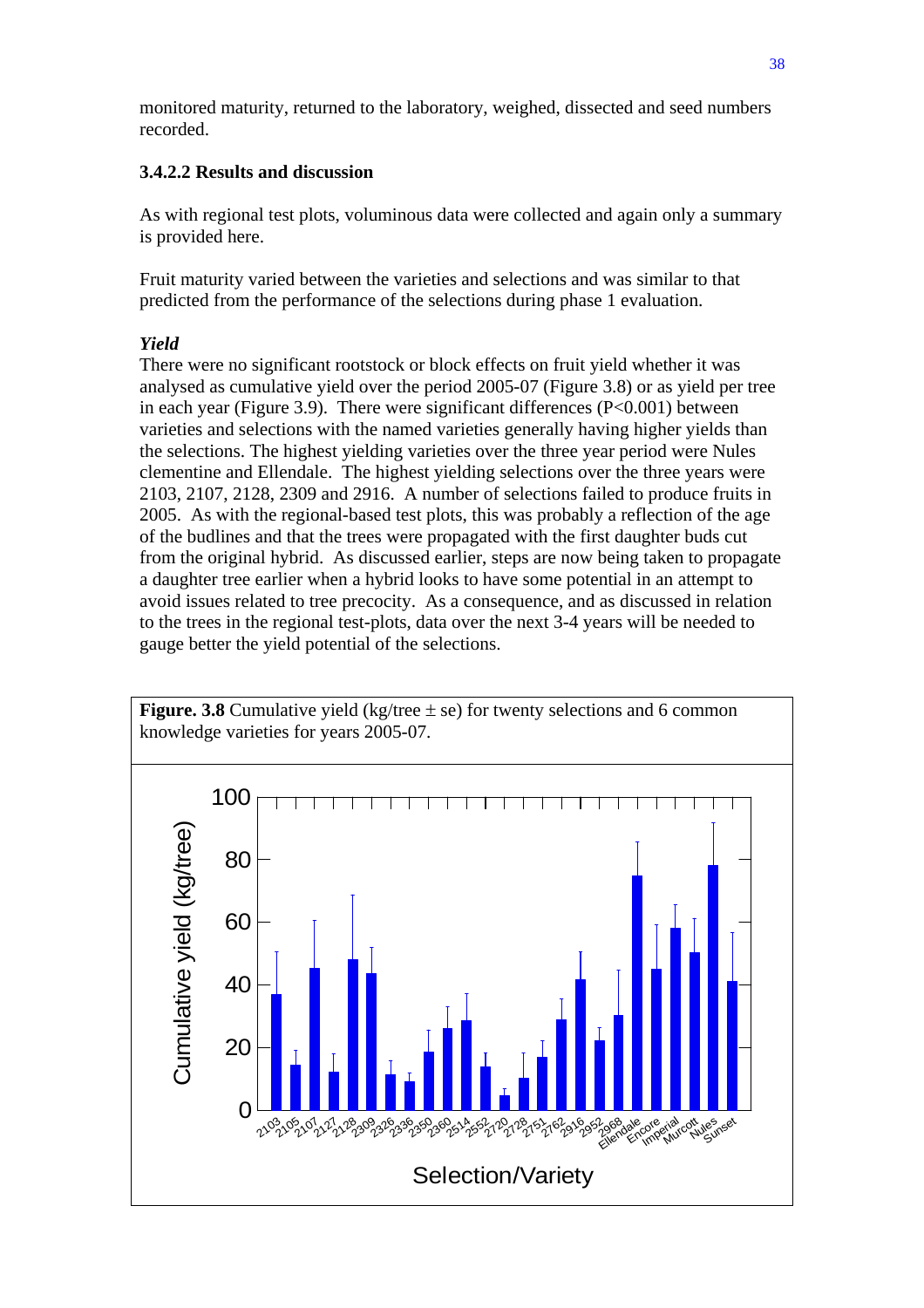monitored maturity, returned to the laboratory, weighed, dissected and seed numbers recorded.

### 3.4.2.2 Results and discussion

As with regional test plots, voluminous data were collected and again only a summary is provided here.

Fruit maturity varied between the varieties and selections and was similar to that predicted from the performance of the selections during phase 1 evaluation.

***Yield***

There were no significant rootstock or block effects on fruit yield whether it was analysed as cumulative yield over the period 2005-07 (Figure 3.8) or as yield per tree in each year (Figure 3.9). There were significant differences ($P<0.001$) between varieties and selections with the named varieties generally having higher yields than the selections. The highest yielding varieties over the three year period were Nules clementine and Ellendale. The highest yielding selections over the three years were 2103, 2107, 2128, 2309 and 2916. A number of selections failed to produce fruits in 2005. As with the regional-based test plots, this was probably a reflection of the age of the budlines and that the trees were propagated with the first daughter buds cut from the original hybrid. As discussed earlier, steps are now being taken to propagate a daughter tree earlier when a hybrid looks to have some potential in an attempt to avoid issues related to tree precocity. As a consequence, and as discussed in relation to the trees in the regional test-plots, data over the next 3-4 years will be needed to gauge better the yield potential of the selections.

**Figure. 3.8** Cumulative yield (kg/tree ± se) for twenty selections and 6 common knowledge varieties for years 2005-07.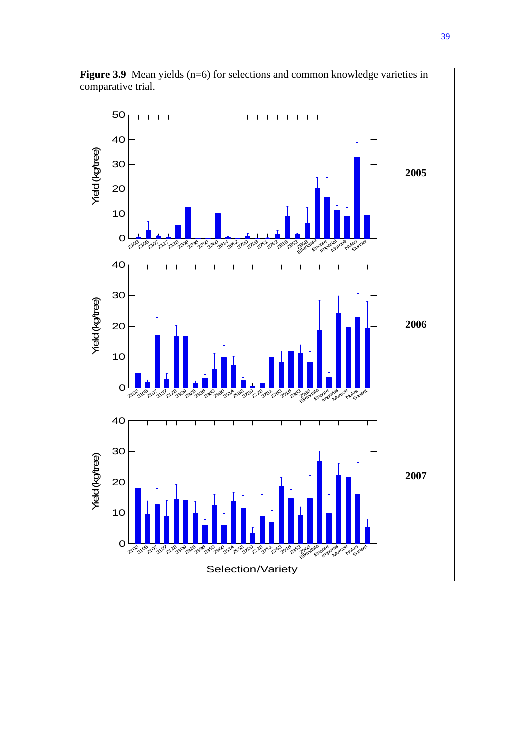**Figure 3.9** Mean yields (n=6) for selections and common knowledge varieties in comparative trial.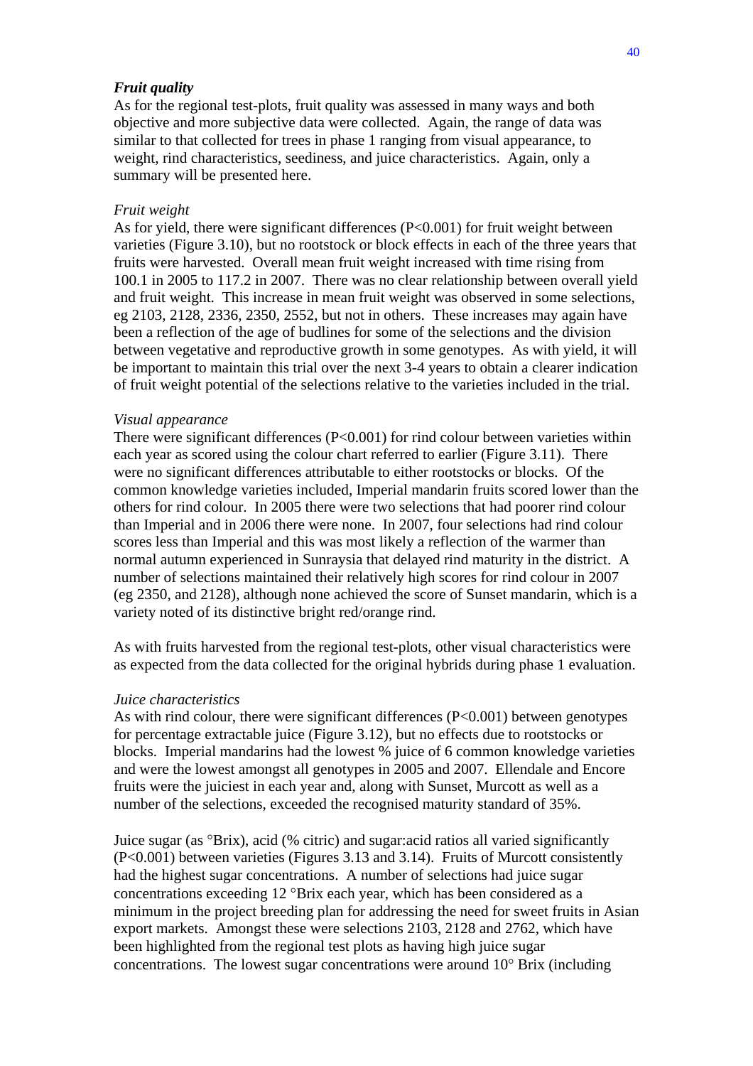***Fruit quality***

As for the regional test-plots, fruit quality was assessed in many ways and both objective and more subjective data were collected. Again, the range of data was similar to that collected for trees in phase 1 ranging from visual appearance, to weight, rind characteristics, seediness, and juice characteristics. Again, only a summary will be presented here.

*Fruit weight*

As for yield, there were significant differences ($P<0.001$) for fruit weight between varieties (Figure 3.10), but no rootstock or block effects in each of the three years that fruits were harvested. Overall mean fruit weight increased with time rising from 100.1 in 2005 to 117.2 in 2007. There was no clear relationship between overall yield and fruit weight. This increase in mean fruit weight was observed in some selections, eg 2103, 2128, 2336, 2350, 2552, but not in others. These increases may again have been a reflection of the age of budlines for some of the selections and the division between vegetative and reproductive growth in some genotypes. As with yield, it will be important to maintain this trial over the next 3-4 years to obtain a clearer indication of fruit weight potential of the selections relative to the varieties included in the trial.

*Visual appearance*

There were significant differences ($P<0.001$) for rind colour between varieties within each year as scored using the colour chart referred to earlier (Figure 3.11). There were no significant differences attributable to either rootstocks or blocks. Of the common knowledge varieties included, Imperial mandarin fruits scored lower than the others for rind colour. In 2005 there were two selections that had poorer rind colour than Imperial and in 2006 there were none. In 2007, four selections had rind colour scores less than Imperial and this was most likely a reflection of the warmer than normal autumn experienced in Sunraysia that delayed rind maturity in the district. A number of selections maintained their relatively high scores for rind colour in 2007 (eg 2350, and 2128), although none achieved the score of Sunset mandarin, which is a variety noted of its distinctive bright red/orange rind.

As with fruits harvested from the regional test-plots, other visual characteristics were as expected from the data collected for the original hybrids during phase 1 evaluation.

*Juice characteristics*

As with rind colour, there were significant differences ($P<0.001$) between genotypes for percentage extractable juice (Figure 3.12), but no effects due to rootstocks or blocks. Imperial mandarins had the lowest % juice of 6 common knowledge varieties and were the lowest amongst all genotypes in 2005 and 2007. Ellendale and Encore fruits were the juiciest in each year and, along with Sunset, Murcott as well as a number of the selections, exceeded the recognised maturity standard of 35%.

Juice sugar (as °Brix), acid (% citric) and sugar:acid ratios all varied significantly ($P<0.001$) between varieties (Figures 3.13 and 3.14). Fruits of Murcott consistently had the highest sugar concentrations. A number of selections had juice sugar concentrations exceeding 12 °Brix each year, which has been considered as a minimum in the project breeding plan for addressing the need for sweet fruits in Asian export markets. Amongst these were selections 2103, 2128 and 2762, which have been highlighted from the regional test plots as having high juice sugar concentrations. The lowest sugar concentrations were around 10° Brix (including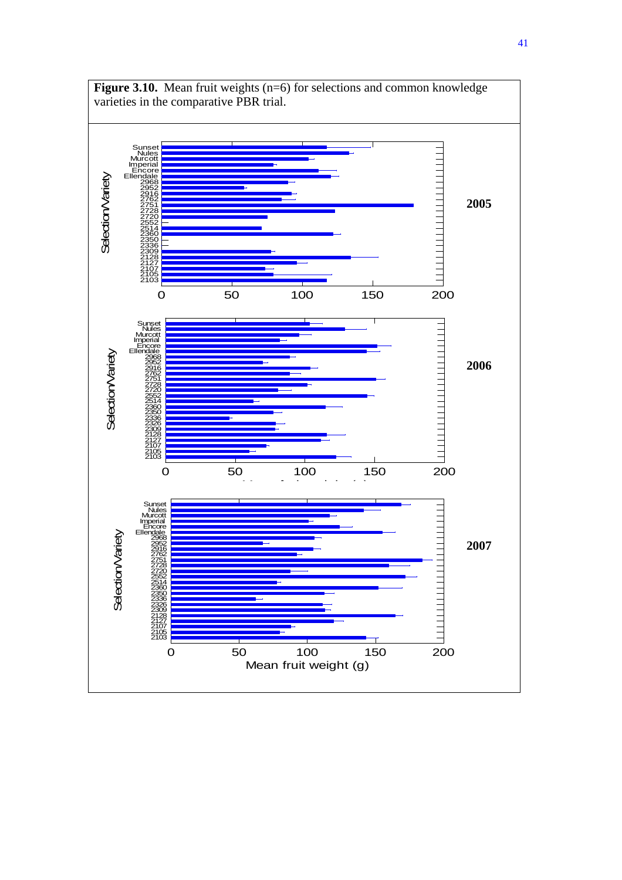**Figure 3.10.** Mean fruit weights (n=6) for selections and common knowledge varieties in the comparative PBR trial.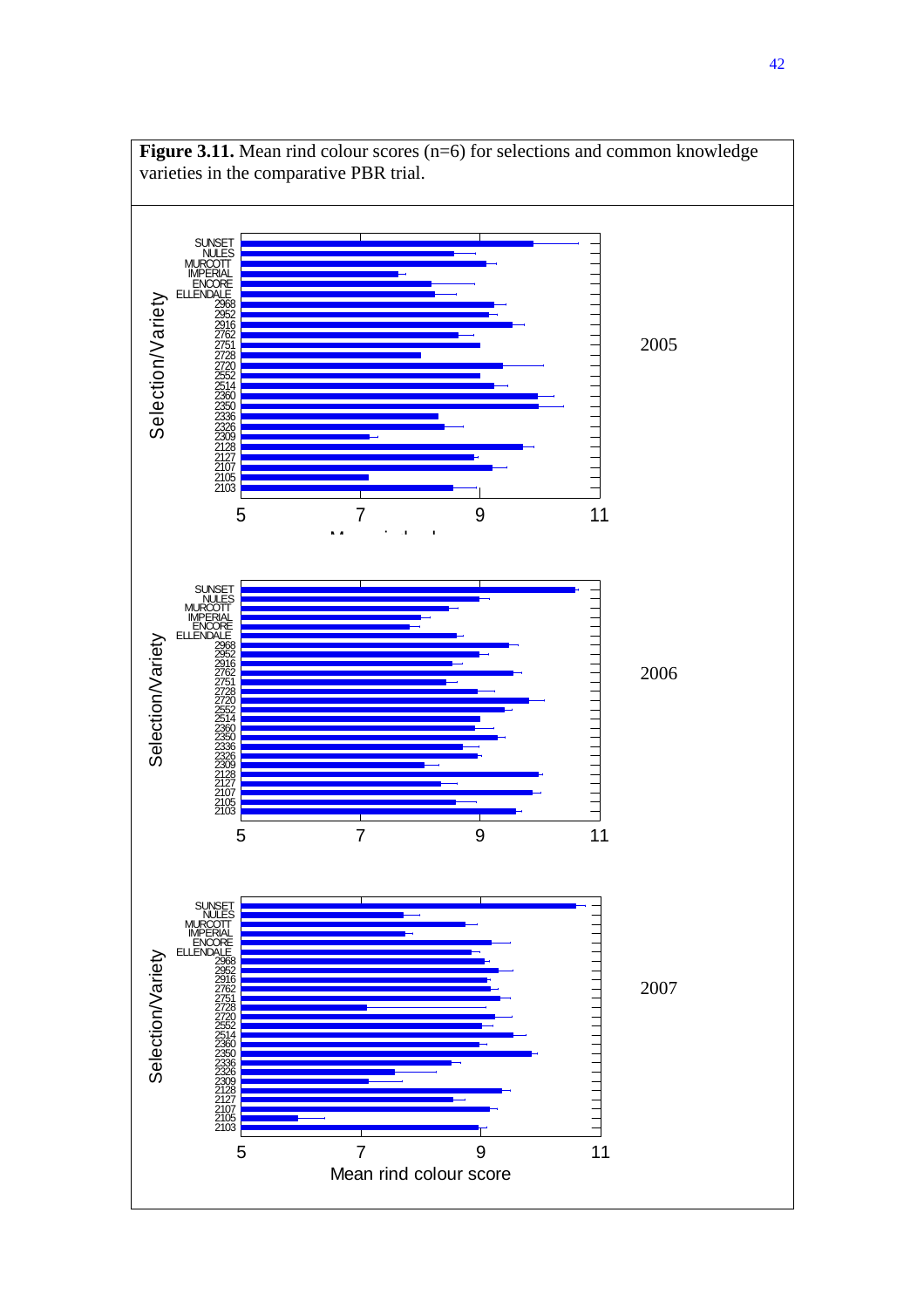**Figure 3.11.** Mean rind colour scores (n=6) for selections and common knowledge varieties in the comparative PBR trial.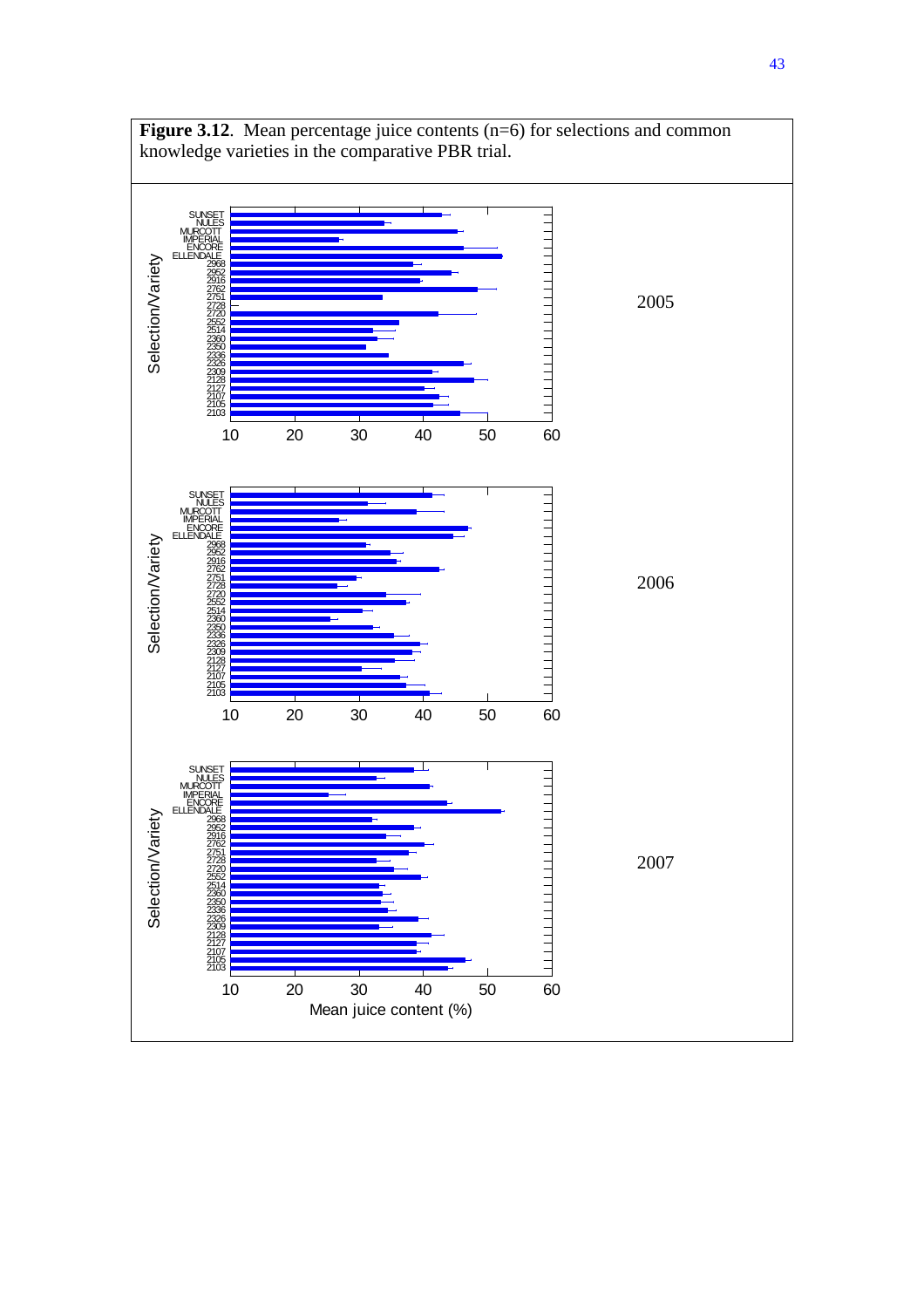**Figure 3.12**. Mean percentage juice contents (n=6) for selections and common knowledge varieties in the comparative PBR trial.

2005

2006

2007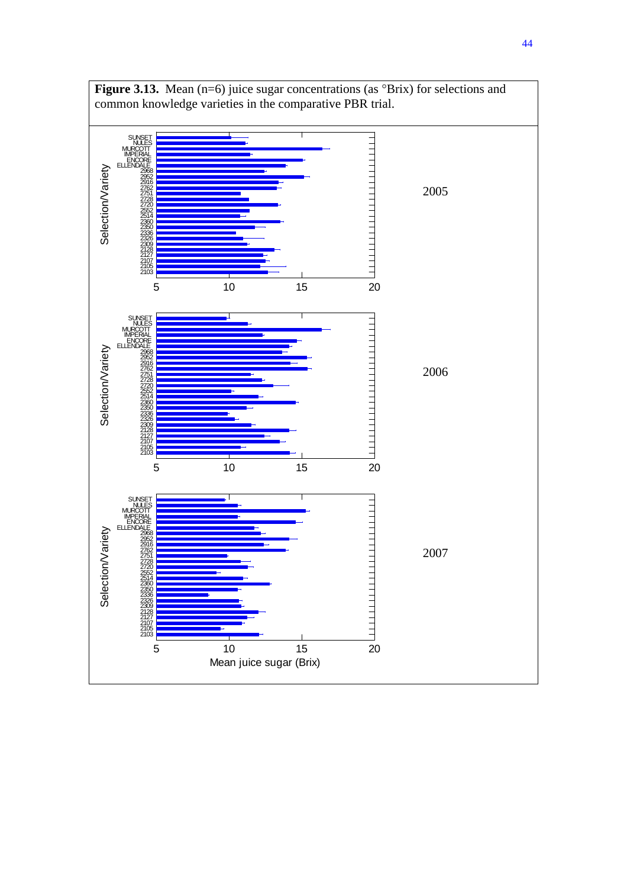**Figure 3.13.** Mean (n=6) juice sugar concentrations (as °Brix) for selections and common knowledge varieties in the comparative PBR trial.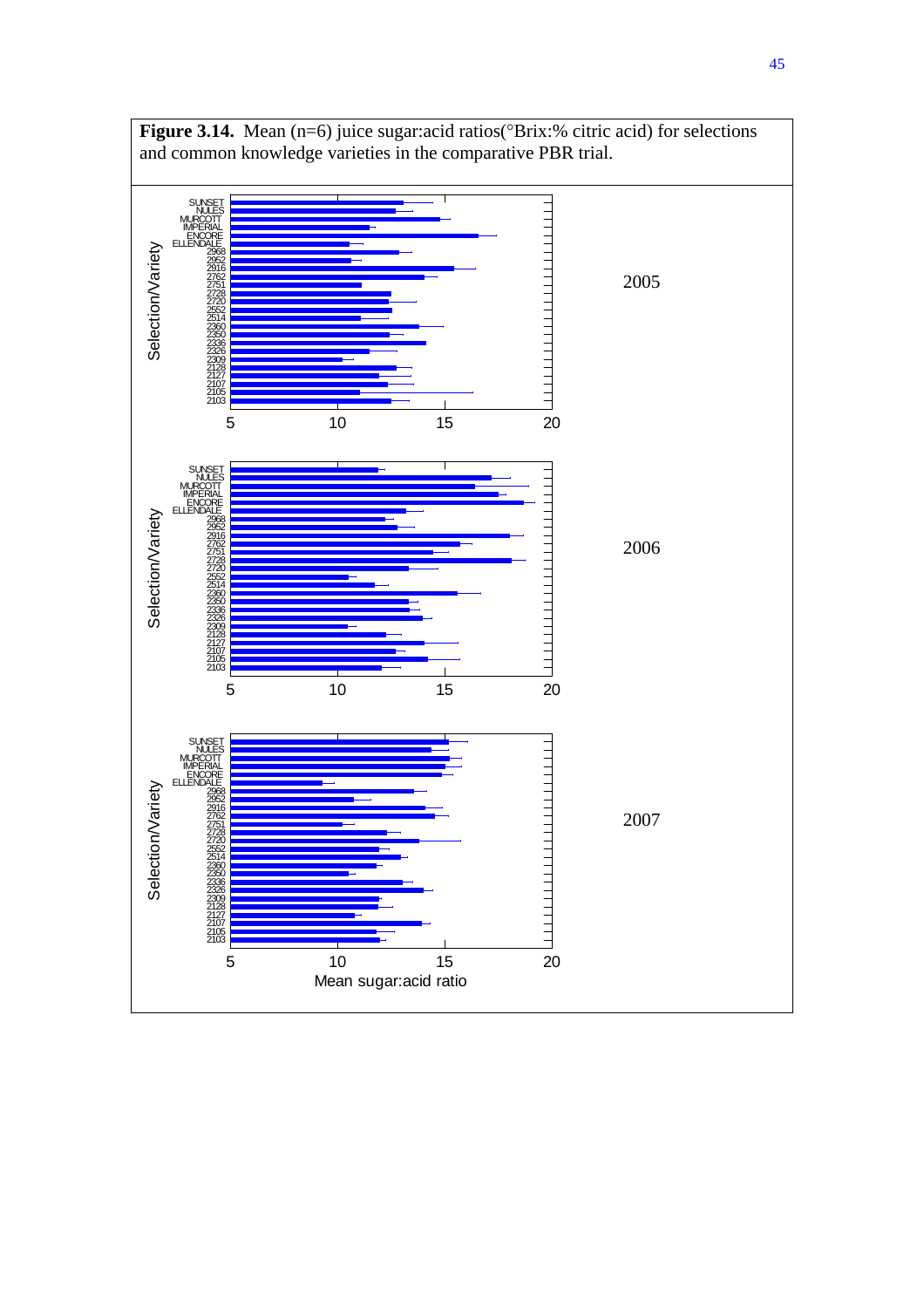**Figure 3.14.** Mean (n=6) juice sugar:acid ratios(°Brix:% citric acid) for selections and common knowledge varieties in the comparative PBR trial.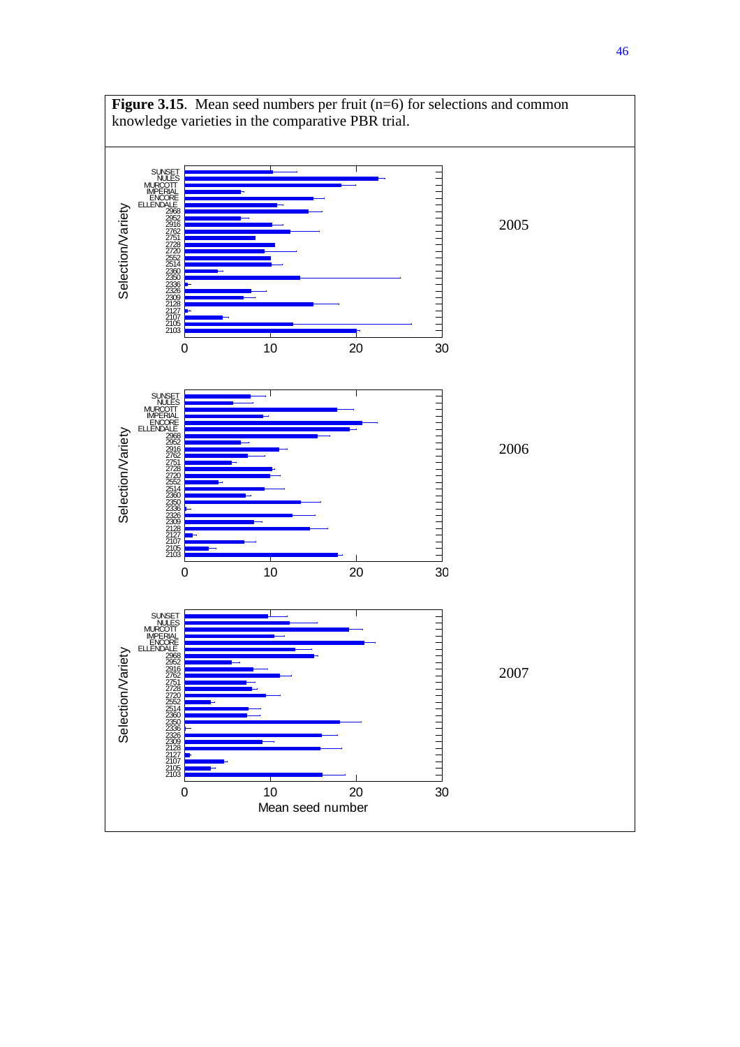**Figure 3.15**. Mean seed numbers per fruit (n=6) for selections and common knowledge varieties in the comparative PBR trial.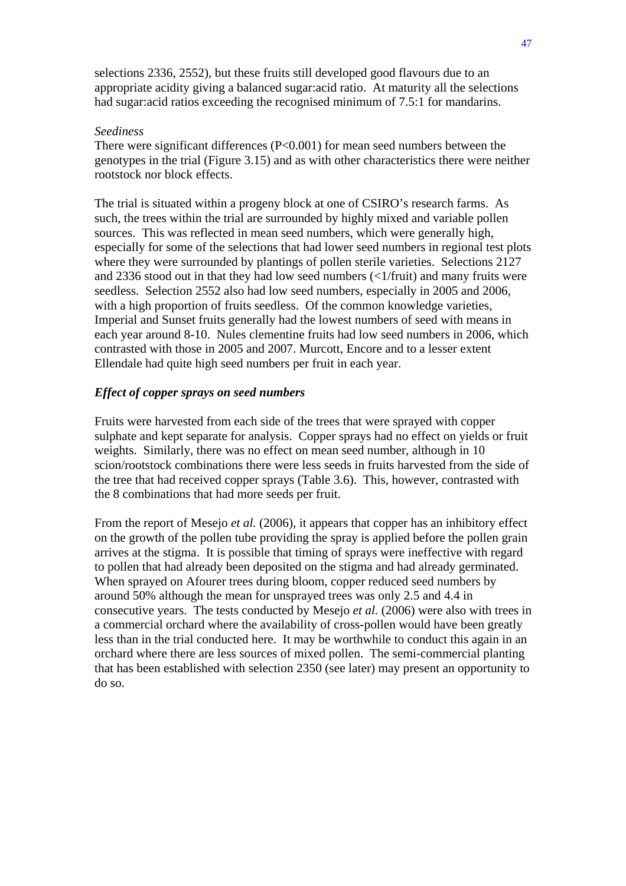selections 2336, 2552), but these fruits still developed good flavours due to an appropriate acidity giving a balanced sugar:acid ratio. At maturity all the selections had sugar:acid ratios exceeding the recognised minimum of 7.5:1 for mandarins.

*Seediness*

There were significant differences ($P<0.001$) for mean seed numbers between the genotypes in the trial (Figure 3.15) and as with other characteristics there were neither rootstock nor block effects.

The trial is situated within a progeny block at one of CSIRO's research farms. As such, the trees within the trial are surrounded by highly mixed and variable pollen sources. This was reflected in mean seed numbers, which were generally high, especially for some of the selections that had lower seed numbers in regional test plots where they were surrounded by plantings of pollen sterile varieties. Selections 2127 and 2336 stood out in that they had low seed numbers (<1/fruit) and many fruits were seedless. Selection 2552 also had low seed numbers, especially in 2005 and 2006, with a high proportion of fruits seedless. Of the common knowledge varieties, Imperial and Sunset fruits generally had the lowest numbers of seed with means in each year around 8-10. Nules clementine fruits had low seed numbers in 2006, which contrasted with those in 2005 and 2007. Murcott, Encore and to a lesser extent Ellendale had quite high seed numbers per fruit in each year.

***Effect of copper sprays on seed numbers***

Fruits were harvested from each side of the trees that were sprayed with copper sulphate and kept separate for analysis. Copper sprays had no effect on yields or fruit weights. Similarly, there was no effect on mean seed number, although in 10 scion/rootstock combinations there were less seeds in fruits harvested from the side of the tree that had received copper sprays (Table 3.6). This, however, contrasted with the 8 combinations that had more seeds per fruit.

From the report of Mesejo *et al.* (2006), it appears that copper has an inhibitory effect on the growth of the pollen tube providing the spray is applied before the pollen grain arrives at the stigma. It is possible that timing of sprays were ineffective with regard to pollen that had already been deposited on the stigma and had already germinated. When sprayed on Afourer trees during bloom, copper reduced seed numbers by around 50% although the mean for unsprayed trees was only 2.5 and 4.4 in consecutive years. The tests conducted by Mesejo *et al.* (2006) were also with trees in a commercial orchard where the availability of cross-pollen would have been greatly less than in the trial conducted here. It may be worthwhile to conduct this again in an orchard where there are less sources of mixed pollen. The semi-commercial planting that has been established with selection 2350 (see later) may present an opportunity to do so.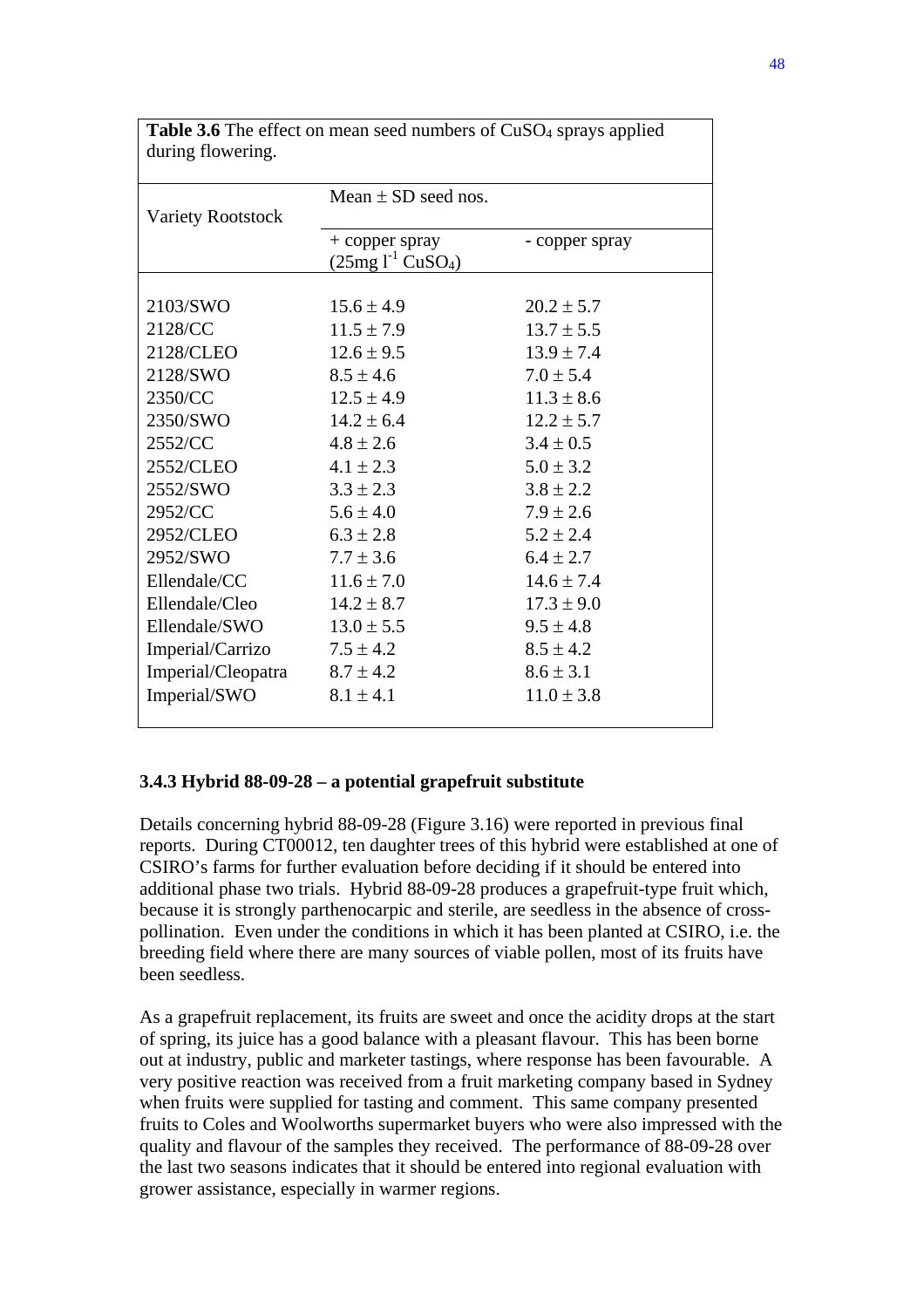**Table 3.6** The effect on mean seed numbers of $CuSO_4$ sprays applied during flowering.

| Variety Rootstock | Mean ± SD seed nos. | |
|---|---|---|
| | + copper spray ($25 mg\ l^{-1}\ CuSO_4$) | - copper spray |
| 2103/SWO | 15.6 ± 4.9 | 20.2 ± 5.7 |
| 2128/CC | 11.5 ± 7.9 | 13.7 ± 5.5 |
| 2128/CLEO | 12.6 ± 9.5 | 13.9 ± 7.4 |
| 2128/SWO | 8.5 ± 4.6 | 7.0 ± 5.4 |
| 2350/CC | 12.5 ± 4.9 | 11.3 ± 8.6 |
| 2350/SWO | 14.2 ± 6.4 | 12.2 ± 5.7 |
| 2552/CC | 4.8 ± 2.6 | 3.4 ± 0.5 |
| 2552/CLEO | 4.1 ± 2.3 | 5.0 ± 3.2 |
| 2552/SWO | 3.3 ± 2.3 | 3.8 ± 2.2 |
| 2952/CC | 5.6 ± 4.0 | 7.9 ± 2.6 |
| 2952/CLEO | 6.3 ± 2.8 | 5.2 ± 2.4 |
| 2952/SWO | 7.7 ± 3.6 | 6.4 ± 2.7 |
| Ellendale/CC | 11.6 ± 7.0 | 14.6 ± 7.4 |
| Ellendale/Cleo | 14.2 ± 8.7 | 17.3 ± 9.0 |
| Ellendale/SWO | 13.0 ± 5.5 | 9.5 ± 4.8 |
| Imperial/Carrizo | 7.5 ± 4.2 | 8.5 ± 4.2 |
| Imperial/Cleopatra | 8.7 ± 4.2 | 8.6 ± 3.1 |
| Imperial/SWO | 8.1 ± 4.1 | 11.0 ± 3.8 |

### 3.4.3 Hybrid 88-09-28 – a potential grapefruit substitute

Details concerning hybrid 88-09-28 (Figure 3.16) were reported in previous final reports. During CT00012, ten daughter trees of this hybrid were established at one of CSIRO's farms for further evaluation before deciding if it should be entered into additional phase two trials. Hybrid 88-09-28 produces a grapefruit-type fruit which, because it is strongly parthenocarpic and sterile, are seedless in the absence of cross-pollination. Even under the conditions in which it has been planted at CSIRO, i.e. the breeding field where there are many sources of viable pollen, most of its fruits have been seedless.

As a grapefruit replacement, its fruits are sweet and once the acidity drops at the start of spring, its juice has a good balance with a pleasant flavour. This has been borne out at industry, public and marketer tastings, where response has been favourable. A very positive reaction was received from a fruit marketing company based in Sydney when fruits were supplied for tasting and comment. This same company presented fruits to Coles and Woolworths supermarket buyers who were also impressed with the quality and flavour of the samples they received. The performance of 88-09-28 over the last two seasons indicates that it should be entered into regional evaluation with grower assistance, especially in warmer regions.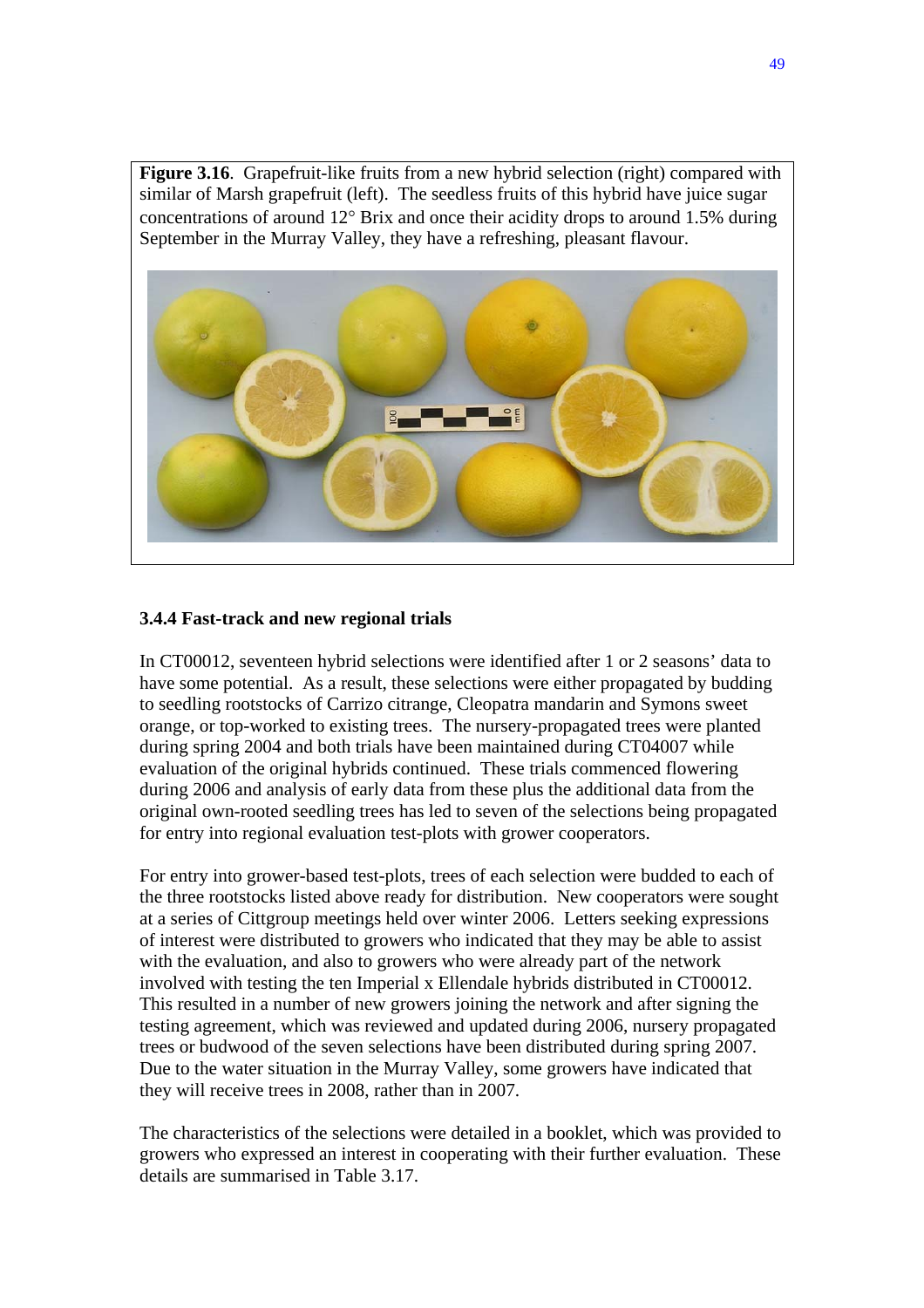**Figure 3.16**. Grapefruit-like fruits from a new hybrid selection (right) compared with similar of Marsh grapefruit (left). The seedless fruits of this hybrid have juice sugar concentrations of around 12° Brix and once their acidity drops to around 1.5% during September in the Murray Valley, they have a refreshing, pleasant flavour.

### 3.4.4 Fast-track and new regional trials

In CT00012, seventeen hybrid selections were identified after 1 or 2 seasons' data to have some potential. As a result, these selections were either propagated by budding to seedling rootstocks of Carrizo citrange, Cleopatra mandarin and Symons sweet orange, or top-worked to existing trees. The nursery-propagated trees were planted during spring 2004 and both trials have been maintained during CT04007 while evaluation of the original hybrids continued. These trials commenced flowering during 2006 and analysis of early data from these plus the additional data from the original own-rooted seedling trees has led to seven of the selections being propagated for entry into regional evaluation test-plots with grower cooperators.

For entry into grower-based test-plots, trees of each selection were budded to each of the three rootstocks listed above ready for distribution. New cooperators were sought at a series of Cittgroup meetings held over winter 2006. Letters seeking expressions of interest were distributed to growers who indicated that they may be able to assist with the evaluation, and also to growers who were already part of the network involved with testing the ten Imperial x Ellendale hybrids distributed in CT00012. This resulted in a number of new growers joining the network and after signing the testing agreement, which was reviewed and updated during 2006, nursery propagated trees or budwood of the seven selections have been distributed during spring 2007. Due to the water situation in the Murray Valley, some growers have indicated that they will receive trees in 2008, rather than in 2007.

The characteristics of the selections were detailed in a booklet, which was provided to growers who expressed an interest in cooperating with their further evaluation. These details are summarised in Table 3.17.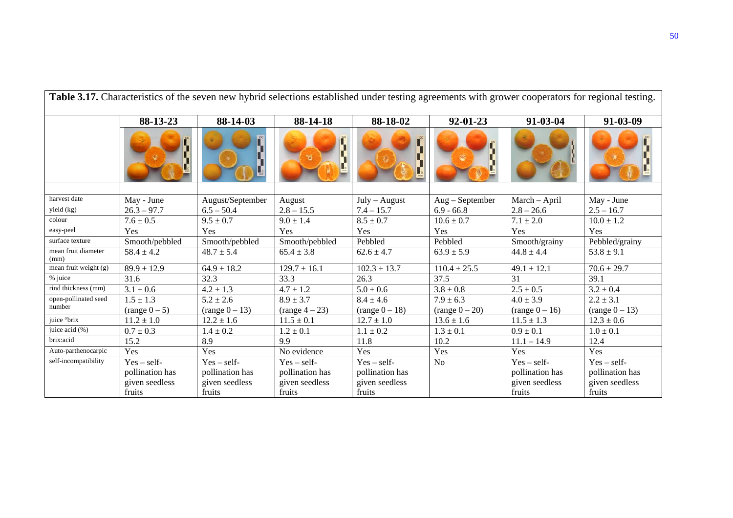**Table 3.17.** Characteristics of the seven new hybrid selections established under testing agreements with grower cooperators for regional testing.

| | 88-13-23 | 88-14-03 | 88-14-18 | 88-18-02 | 92-01-23 | 91-03-04 | 91-03-09 |
|---|---|---|---|---|---|---|---|
| harvest date | May - June | August/September | August | July – August | Aug – September | March – April | May - June |
| yield (kg) | 26.3 – 97.7 | 6.5 – 50.4 | 2.8 – 15.5 | 7.4 – 15.7 | 6.9 - 66.8 | 2.8 – 26.6 | 2.5 – 16.7 |
| colour | 7.6 ± 0.5 | 9.5 ± 0.7 | 9.0 ± 1.4 | 8.5 ± 0.7 | 10.6 ± 0.7 | 7.1 ± 2.0 | 10.0 ± 1.2 |
| easy-peel | Yes | Yes | Yes | Yes | Yes | Yes | Yes |
| surface texture | Smooth/pebbled | Smooth/pebbled | Smooth/pebbled | Pebbled | Pebbled | Smooth/grainy | Pebbled/grainy |
| mean fruit diameter (mm) | 58.4 ± 4.2 | 48.7 ± 5.4 | 65.4 ± 3.8 | 62.6 ± 4.7 | 63.9 ± 5.9 | 44.8 ± 4.4 | 53.8 ± 9.1 |
| mean fruit weight (g) | 89.9 ± 12.9 | 64.9 ± 18.2 | 129.7 ± 16.1 | 102.3 ± 13.7 | 110.4 ± 25.5 | 49.1 ± 12.1 | 70.6 ± 29.7 |
| % juice | 31.6 | 32.3 | 33.3 | 26.3 | 37.5 | 31 | 39.1 |
| rind thickness (mm) | 3.1 ± 0.6 | 4.2 ± 1.3 | 4.7 ± 1.2 | 5.0 ± 0.6 | 3.8 ± 0.8 | 2.5 ± 0.5 | 3.2 ± 0.4 |
| open-pollinated seed number | 1.5 ± 1.3 (range 0 – 5) | 5.2 ± 2.6 (range 0 – 13) | 8.9 ± 3.7 (range 4 – 23) | 8.4 ± 4.6 (range 0 – 18) | 7.9 ± 6.3 (range 0 – 20) | 4.0 ± 3.9 (range 0 – 16) | 2.2 ± 3.1 (range 0 – 13) |
| juice °brix | 11.2 ± 1.0 | 12.2 ± 1.6 | 11.5 ± 0.1 | 12.7 ± 1.0 | 13.6 ± 1.6 | 11.5 ± 1.3 | 12.3 ± 0.6 |
| juice acid (%) | 0.7 ± 0.3 | 1.4 ± 0.2 | 1.2 ± 0.1 | 1.1 ± 0.2 | 1.3 ± 0.1 | 0.9 ± 0.1 | 1.0 ± 0.1 |
| brix:acid | 15.2 | 8.9 | 9.9 | 11.8 | 10.2 | 11.1 – 14.9 | 12.4 |
| Auto-parthenocarpic | Yes | Yes | No evidence | Yes | Yes | Yes | Yes |
| self-incompatibility | Yes – self-pollination has given seedless fruits | Yes – self-pollination has given seedless fruits | Yes – self-pollination has given seedless fruits | Yes – self-pollination has given seedless fruits | No | Yes – self-pollination has given seedless fruits | Yes – self-pollination has given seedless fruits |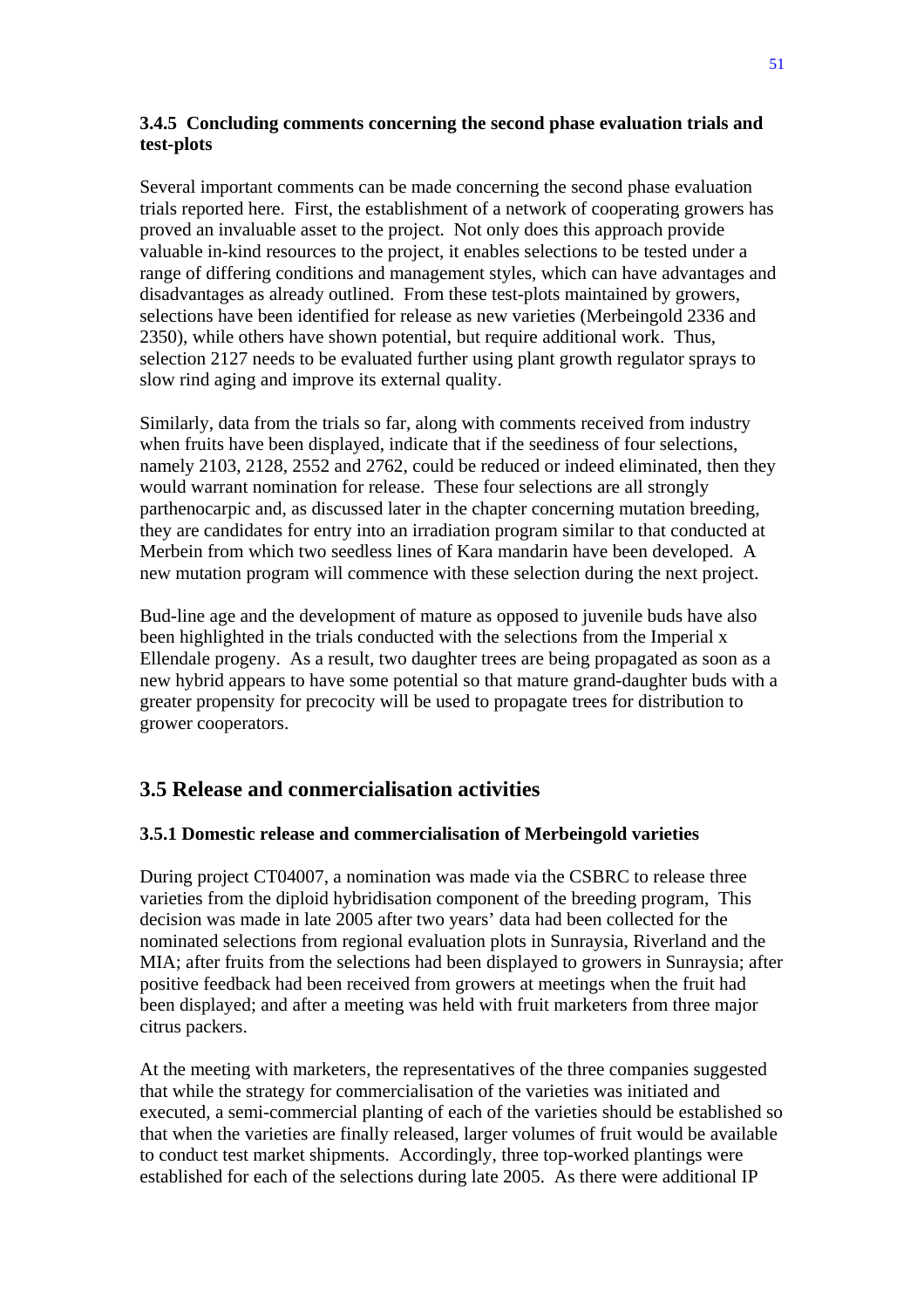### 3.4.5 Concluding comments concerning the second phase evaluation trials and test-plots

Several important comments can be made concerning the second phase evaluation trials reported here. First, the establishment of a network of cooperating growers has proved an invaluable asset to the project. Not only does this approach provide valuable in-kind resources to the project, it enables selections to be tested under a range of differing conditions and management styles, which can have advantages and disadvantages as already outlined. From these test-plots maintained by growers, selections have been identified for release as new varieties (Merbeingold 2336 and 2350), while others have shown potential, but require additional work. Thus, selection 2127 needs to be evaluated further using plant growth regulator sprays to slow rind aging and improve its external quality.

Similarly, data from the trials so far, along with comments received from industry when fruits have been displayed, indicate that if the seediness of four selections, namely 2103, 2128, 2552 and 2762, could be reduced or indeed eliminated, then they would warrant nomination for release. These four selections are all strongly parthenocarpic and, as discussed later in the chapter concerning mutation breeding, they are candidates for entry into an irradiation program similar to that conducted at Merbein from which two seedless lines of Kara mandarin have been developed. A new mutation program will commence with these selection during the next project.

Bud-line age and the development of mature as opposed to juvenile buds have also been highlighted in the trials conducted with the selections from the Imperial x Ellendale progeny. As a result, two daughter trees are being propagated as soon as a new hybrid appears to have some potential so that mature grand-daughter buds with a greater propensity for precocity will be used to propagate trees for distribution to grower cooperators.

## 3.5 Release and conmercialisation activities

### 3.5.1 Domestic release and commercialisation of Merbeingold varieties

During project CT04007, a nomination was made via the CSBRC to release three varieties from the diploid hybridisation component of the breeding program, This decision was made in late 2005 after two years' data had been collected for the nominated selections from regional evaluation plots in Sunraysia, Riverland and the MIA; after fruits from the selections had been displayed to growers in Sunraysia; after positive feedback had been received from growers at meetings when the fruit had been displayed; and after a meeting was held with fruit marketers from three major citrus packers.

At the meeting with marketers, the representatives of the three companies suggested that while the strategy for commercialisation of the varieties was initiated and executed, a semi-commercial planting of each of the varieties should be established so that when the varieties are finally released, larger volumes of fruit would be available to conduct test market shipments. Accordingly, three top-worked plantings were established for each of the selections during late 2005. As there were additional IP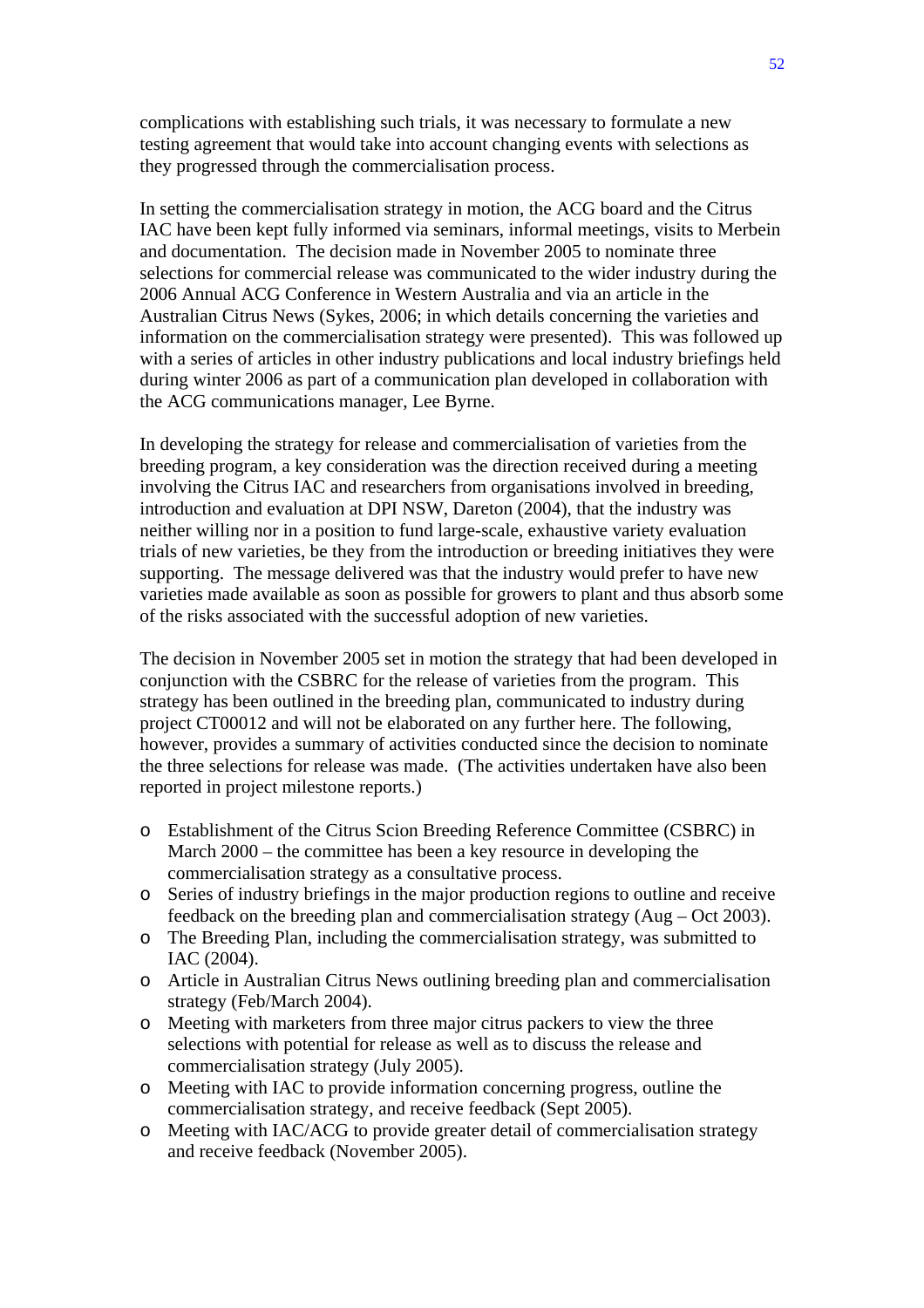complications with establishing such trials, it was necessary to formulate a new testing agreement that would take into account changing events with selections as they progressed through the commercialisation process.

In setting the commercialisation strategy in motion, the ACG board and the Citrus IAC have been kept fully informed via seminars, informal meetings, visits to Merbein and documentation. The decision made in November 2005 to nominate three selections for commercial release was communicated to the wider industry during the 2006 Annual ACG Conference in Western Australia and via an article in the Australian Citrus News (Sykes, 2006; in which details concerning the varieties and information on the commercialisation strategy were presented). This was followed up with a series of articles in other industry publications and local industry briefings held during winter 2006 as part of a communication plan developed in collaboration with the ACG communications manager, Lee Byrne.

In developing the strategy for release and commercialisation of varieties from the breeding program, a key consideration was the direction received during a meeting involving the Citrus IAC and researchers from organisations involved in breeding, introduction and evaluation at DPI NSW, Dareton (2004), that the industry was neither willing nor in a position to fund large-scale, exhaustive variety evaluation trials of new varieties, be they from the introduction or breeding initiatives they were supporting. The message delivered was that the industry would prefer to have new varieties made available as soon as possible for growers to plant and thus absorb some of the risks associated with the successful adoption of new varieties.

The decision in November 2005 set in motion the strategy that had been developed in conjunction with the CSBRC for the release of varieties from the program. This strategy has been outlined in the breeding plan, communicated to industry during project CT00012 and will not be elaborated on any further here. The following, however, provides a summary of activities conducted since the decision to nominate the three selections for release was made. (The activities undertaken have also been reported in project milestone reports.)

- Establishment of the Citrus Scion Breeding Reference Committee (CSBRC) in March 2000 – the committee has been a key resource in developing the commercialisation strategy as a consultative process.
- Series of industry briefings in the major production regions to outline and receive feedback on the breeding plan and commercialisation strategy (Aug – Oct 2003).
- The Breeding Plan, including the commercialisation strategy, was submitted to IAC (2004).
- Article in Australian Citrus News outlining breeding plan and commercialisation strategy (Feb/March 2004).
- Meeting with marketers from three major citrus packers to view the three selections with potential for release as well as to discuss the release and commercialisation strategy (July 2005).
- Meeting with IAC to provide information concerning progress, outline the commercialisation strategy, and receive feedback (Sept 2005).
- Meeting with IAC/ACG to provide greater detail of commercialisation strategy and receive feedback (November 2005).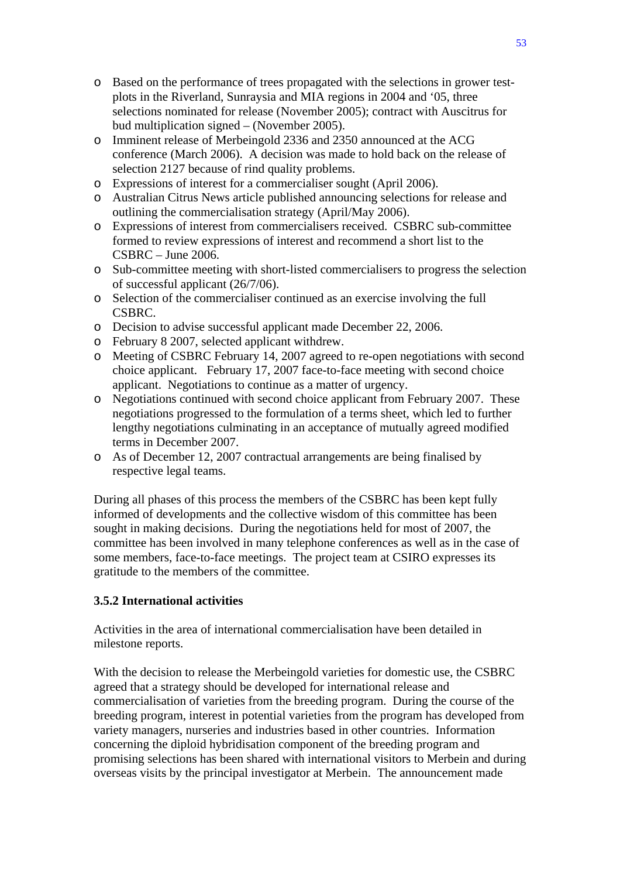- Based on the performance of trees propagated with the selections in grower test-plots in the Riverland, Sunraysia and MIA regions in 2004 and '05, three selections nominated for release (November 2005); contract with Auscitrus for bud multiplication signed – (November 2005).
- Imminent release of Merbeingold 2336 and 2350 announced at the ACG conference (March 2006). A decision was made to hold back on the release of selection 2127 because of rind quality problems.
- Expressions of interest for a commercialiser sought (April 2006).
- Australian Citrus News article published announcing selections for release and outlining the commercialisation strategy (April/May 2006).
- Expressions of interest from commercialisers received. CSBRC sub-committee formed to review expressions of interest and recommend a short list to the CSBRC – June 2006.
- Sub-committee meeting with short-listed commercialisers to progress the selection of successful applicant (26/7/06).
- Selection of the commercialiser continued as an exercise involving the full CSBRC.
- Decision to advise successful applicant made December 22, 2006.
- February 8 2007, selected applicant withdrew.
- Meeting of CSBRC February 14, 2007 agreed to re-open negotiations with second choice applicant. February 17, 2007 face-to-face meeting with second choice applicant. Negotiations to continue as a matter of urgency.
- Negotiations continued with second choice applicant from February 2007. These negotiations progressed to the formulation of a terms sheet, which led to further lengthy negotiations culminating in an acceptance of mutually agreed modified terms in December 2007.
- As of December 12, 2007 contractual arrangements are being finalised by respective legal teams.

During all phases of this process the members of the CSBRC has been kept fully informed of developments and the collective wisdom of this committee has been sought in making decisions. During the negotiations held for most of 2007, the committee has been involved in many telephone conferences as well as in the case of some members, face-to-face meetings. The project team at CSIRO expresses its gratitude to the members of the committee.

### 3.5.2 International activities

Activities in the area of international commercialisation have been detailed in milestone reports.

With the decision to release the Merbeingold varieties for domestic use, the CSBRC agreed that a strategy should be developed for international release and commercialisation of varieties from the breeding program. During the course of the breeding program, interest in potential varieties from the program has developed from variety managers, nurseries and industries based in other countries. Information concerning the diploid hybridisation component of the breeding program and promising selections has been shared with international visitors to Merbein and during overseas visits by the principal investigator at Merbein. The announcement made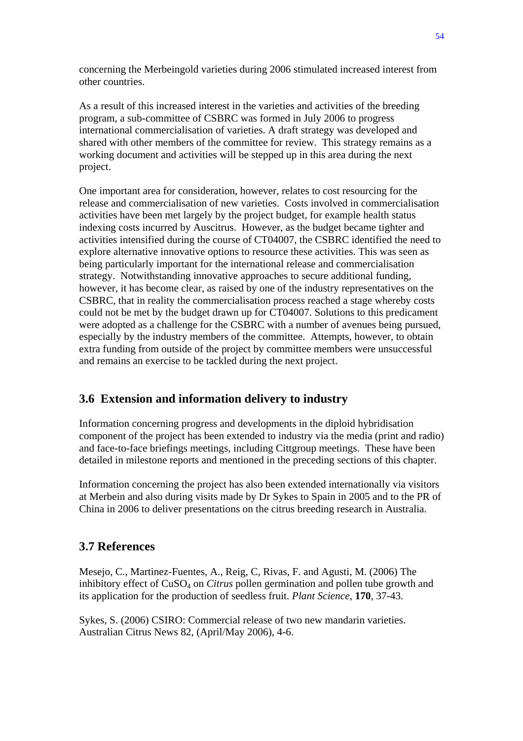concerning the Merbeingold varieties during 2006 stimulated increased interest from other countries.

As a result of this increased interest in the varieties and activities of the breeding program, a sub-committee of CSBRC was formed in July 2006 to progress international commercialisation of varieties. A draft strategy was developed and shared with other members of the committee for review. This strategy remains as a working document and activities will be stepped up in this area during the next project.

One important area for consideration, however, relates to cost resourcing for the release and commercialisation of new varieties. Costs involved in commercialisation activities have been met largely by the project budget, for example health status indexing costs incurred by Auscitrus. However, as the budget became tighter and activities intensified during the course of CT04007, the CSBRC identified the need to explore alternative innovative options to resource these activities. This was seen as being particularly important for the international release and commercialisation strategy. Notwithstanding innovative approaches to secure additional funding, however, it has become clear, as raised by one of the industry representatives on the CSBRC, that in reality the commercialisation process reached a stage whereby costs could not be met by the budget drawn up for CT04007. Solutions to this predicament were adopted as a challenge for the CSBRC with a number of avenues being pursued, especially by the industry members of the committee. Attempts, however, to obtain extra funding from outside of the project by committee members were unsuccessful and remains an exercise to be tackled during the next project.

## 3.6 Extension and information delivery to industry

Information concerning progress and developments in the diploid hybridisation component of the project has been extended to industry via the media (print and radio) and face-to-face briefings meetings, including Cittgroup meetings. These have been detailed in milestone reports and mentioned in the preceding sections of this chapter.

Information concerning the project has also been extended internationally via visitors at Merbein and also during visits made by Dr Sykes to Spain in 2005 and to the PR of China in 2006 to deliver presentations on the citrus breeding research in Australia.

## 3.7 References

Mesejo, C., Martinez-Fuentes, A., Reig, C, Rivas, F. and Agusti, M. (2006) The inhibitory effect of $CuSO_4$ on *Citrus* pollen germination and pollen tube growth and its application for the production of seedless fruit. *Plant Science*, **170**, 37-43.

Sykes, S. (2006) CSIRO: Commercial release of two new mandarin varieties. Australian Citrus News 82, (April/May 2006), 4-6.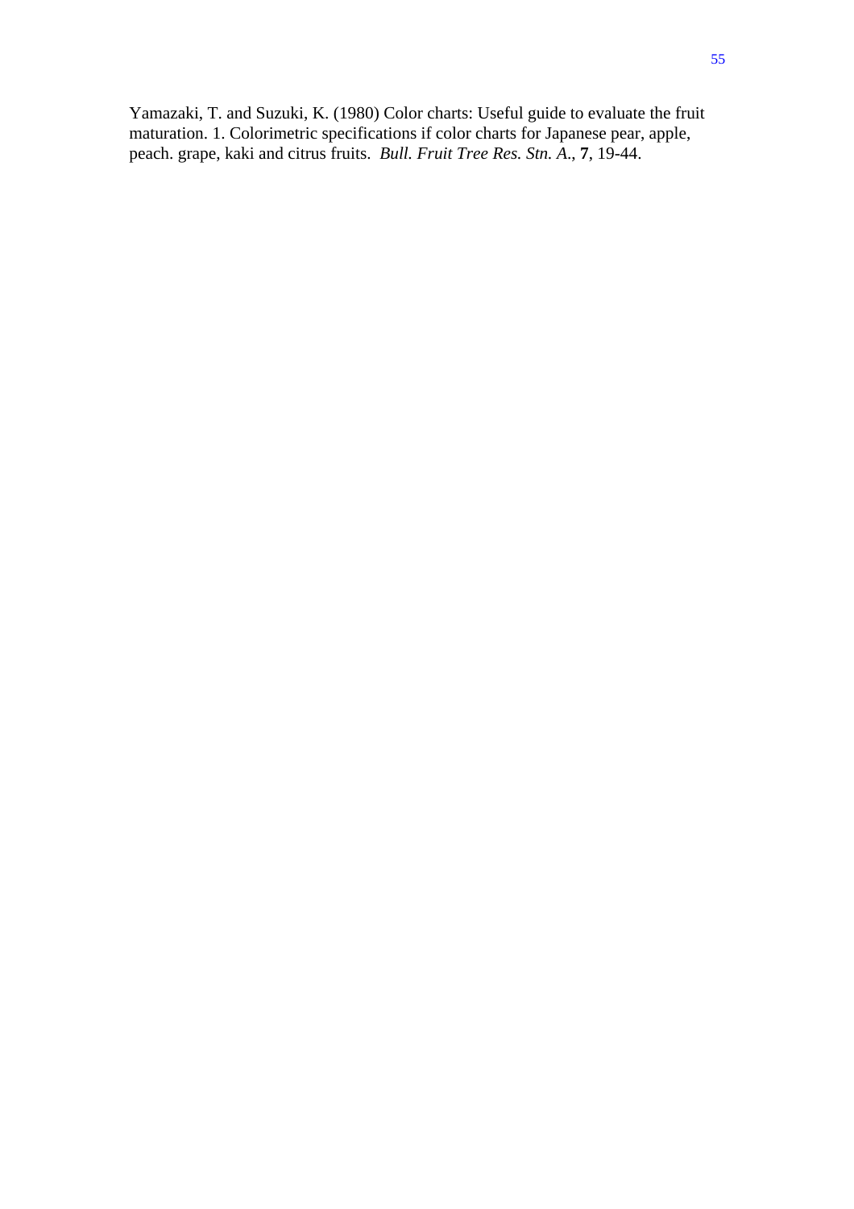Yamazaki, T. and Suzuki, K. (1980) Color charts: Useful guide to evaluate the fruit maturation. 1. Colorimetric specifications if color charts for Japanese pear, apple, peach. grape, kaki and citrus fruits. *Bull. Fruit Tree Res. Stn. A.*, **7**, 19-44.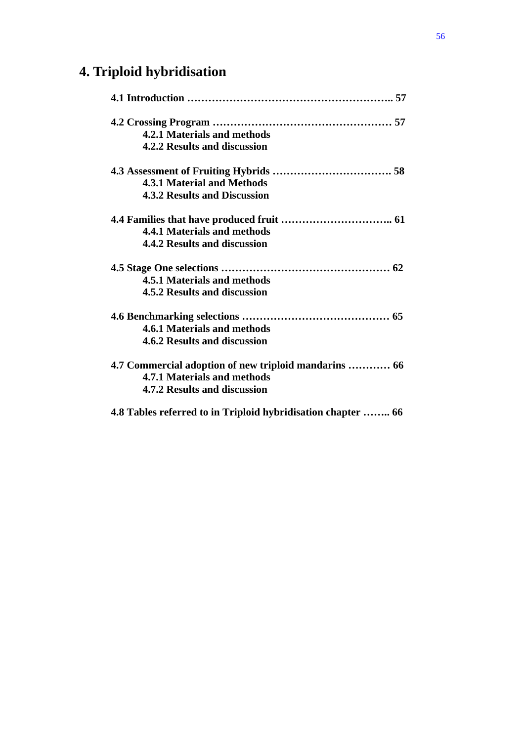# 4. Triploid hybridisation

**4.1 Introduction ………………………………………………….. 57**

**4.2 Crossing Program …………………………………………… 57**
- **4.2.1 Materials and methods**
- **4.2.2 Results and discussion**

**4.3 Assessment of Fruiting Hybrids ……………………………. 58**
- **4.3.1 Material and Methods**
- **4.3.2 Results and Discussion**

**4.4 Families that have produced fruit ………………………….. 61**
- **4.4.1 Materials and methods**
- **4.4.2 Results and discussion**

**4.5 Stage One selections ………………………………………… 62**
- **4.5.1 Materials and methods**
- **4.5.2 Results and discussion**

**4.6 Benchmarking selections …………………………………… 65**
- **4.6.1 Materials and methods**
- **4.6.2 Results and discussion**

**4.7 Commercial adoption of new triploid mandarins ………… 66**
- **4.7.1 Materials and methods**
- **4.7.2 Results and discussion**

**4.8 Tables referred to in Triploid hybridisation chapter …….. 66**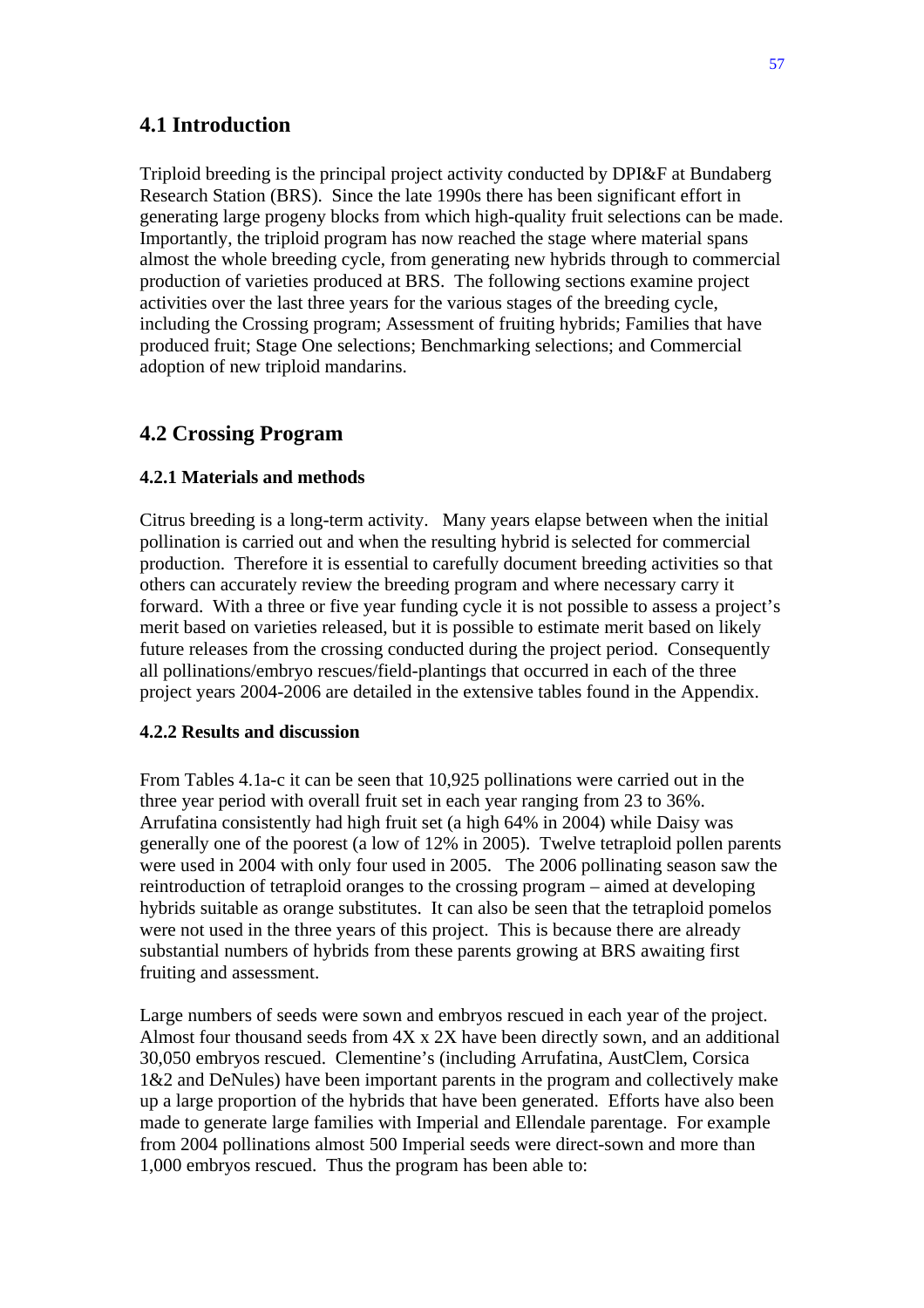## 4.1 Introduction

Triploid breeding is the principal project activity conducted by DPI&F at Bundaberg Research Station (BRS). Since the late 1990s there has been significant effort in generating large progeny blocks from which high-quality fruit selections can be made. Importantly, the triploid program has now reached the stage where material spans almost the whole breeding cycle, from generating new hybrids through to commercial production of varieties produced at BRS. The following sections examine project activities over the last three years for the various stages of the breeding cycle, including the Crossing program; Assessment of fruiting hybrids; Families that have produced fruit; Stage One selections; Benchmarking selections; and Commercial adoption of new triploid mandarins.

## 4.2 Crossing Program

### 4.2.1 Materials and methods

Citrus breeding is a long-term activity. Many years elapse between when the initial pollination is carried out and when the resulting hybrid is selected for commercial production. Therefore it is essential to carefully document breeding activities so that others can accurately review the breeding program and where necessary carry it forward. With a three or five year funding cycle it is not possible to assess a project's merit based on varieties released, but it is possible to estimate merit based on likely future releases from the crossing conducted during the project period. Consequently all pollinations/embryo rescues/field-plantings that occurred in each of the three project years 2004-2006 are detailed in the extensive tables found in the Appendix.

### 4.2.2 Results and discussion

From Tables 4.1a-c it can be seen that 10,925 pollinations were carried out in the three year period with overall fruit set in each year ranging from 23 to 36%. Arrufatina consistently had high fruit set (a high 64% in 2004) while Daisy was generally one of the poorest (a low of 12% in 2005). Twelve tetraploid pollen parents were used in 2004 with only four used in 2005. The 2006 pollinating season saw the reintroduction of tetraploid oranges to the crossing program – aimed at developing hybrids suitable as orange substitutes. It can also be seen that the tetraploid pomelos were not used in the three years of this project. This is because there are already substantial numbers of hybrids from these parents growing at BRS awaiting first fruiting and assessment.

Large numbers of seeds were sown and embryos rescued in each year of the project. Almost four thousand seeds from 4X x 2X have been directly sown, and an additional 30,050 embryos rescued. Clementine's (including Arrufatina, AustClem, Corsica 1&2 and DeNules) have been important parents in the program and collectively make up a large proportion of the hybrids that have been generated. Efforts have also been made to generate large families with Imperial and Ellendale parentage. For example from 2004 pollinations almost 500 Imperial seeds were direct-sown and more than 1,000 embryos rescued. Thus the program has been able to: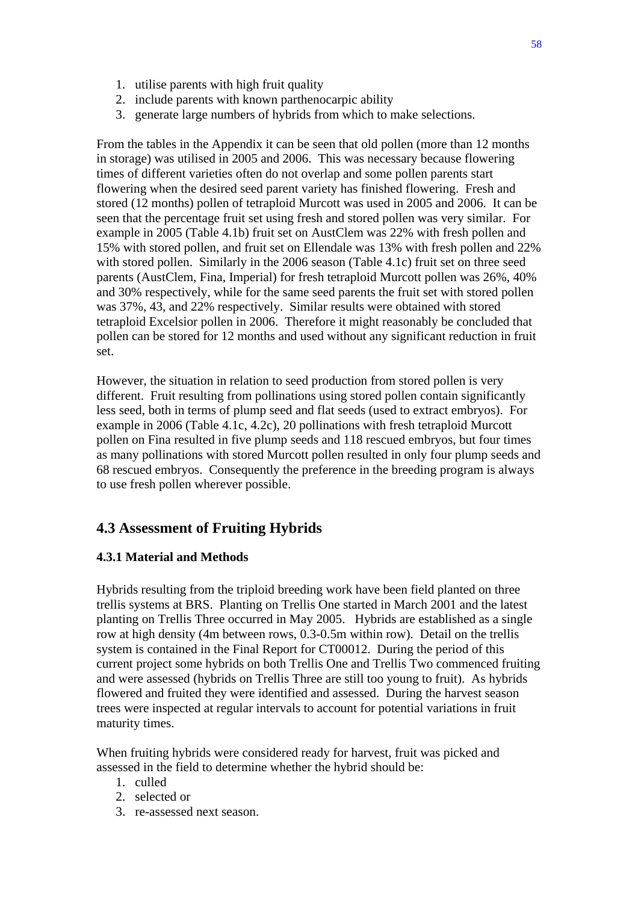1. utilise parents with high fruit quality
2. include parents with known parthenocarpic ability
3. generate large numbers of hybrids from which to make selections.

From the tables in the Appendix it can be seen that old pollen (more than 12 months in storage) was utilised in 2005 and 2006. This was necessary because flowering times of different varieties often do not overlap and some pollen parents start flowering when the desired seed parent variety has finished flowering. Fresh and stored (12 months) pollen of tetraploid Murcott was used in 2005 and 2006. It can be seen that the percentage fruit set using fresh and stored pollen was very similar. For example in 2005 (Table 4.1b) fruit set on AustClem was 22% with fresh pollen and 15% with stored pollen, and fruit set on Ellendale was 13% with fresh pollen and 22% with stored pollen. Similarly in the 2006 season (Table 4.1c) fruit set on three seed parents (AustClem, Fina, Imperial) for fresh tetraploid Murcott pollen was 26%, 40% and 30% respectively, while for the same seed parents the fruit set with stored pollen was 37%, 43, and 22% respectively. Similar results were obtained with stored tetraploid Excelsior pollen in 2006. Therefore it might reasonably be concluded that pollen can be stored for 12 months and used without any significant reduction in fruit set.

However, the situation in relation to seed production from stored pollen is very different. Fruit resulting from pollinations using stored pollen contain significantly less seed, both in terms of plump seed and flat seeds (used to extract embryos). For example in 2006 (Table 4.1c, 4.2c), 20 pollinations with fresh tetraploid Murcott pollen on Fina resulted in five plump seeds and 118 rescued embryos, but four times as many pollinations with stored Murcott pollen resulted in only four plump seeds and 68 rescued embryos. Consequently the preference in the breeding program is always to use fresh pollen wherever possible.

## 4.3 Assessment of Fruiting Hybrids

### 4.3.1 Material and Methods

Hybrids resulting from the triploid breeding work have been field planted on three trellis systems at BRS. Planting on Trellis One started in March 2001 and the latest planting on Trellis Three occurred in May 2005. Hybrids are established as a single row at high density (4m between rows, 0.3-0.5m within row). Detail on the trellis system is contained in the Final Report for CT00012. During the period of this current project some hybrids on both Trellis One and Trellis Two commenced fruiting and were assessed (hybrids on Trellis Three are still too young to fruit). As hybrids flowered and fruited they were identified and assessed. During the harvest season trees were inspected at regular intervals to account for potential variations in fruit maturity times.

When fruiting hybrids were considered ready for harvest, fruit was picked and assessed in the field to determine whether the hybrid should be:

1. culled
2. selected or
3. re-assessed next season.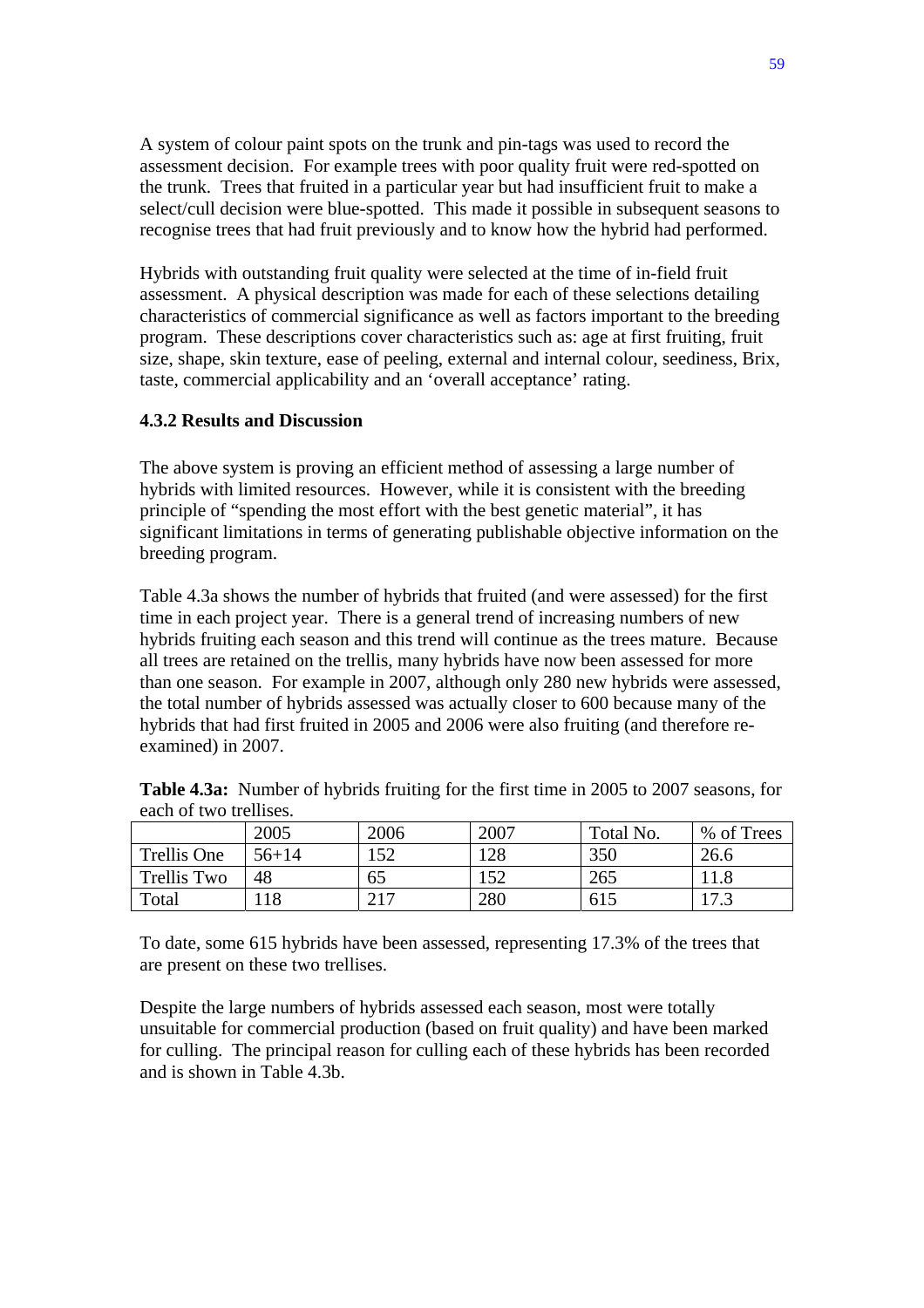A system of colour paint spots on the trunk and pin-tags was used to record the assessment decision. For example trees with poor quality fruit were red-spotted on the trunk. Trees that fruited in a particular year but had insufficient fruit to make a select/cull decision were blue-spotted. This made it possible in subsequent seasons to recognise trees that had fruit previously and to know how the hybrid had performed.

Hybrids with outstanding fruit quality were selected at the time of in-field fruit assessment. A physical description was made for each of these selections detailing characteristics of commercial significance as well as factors important to the breeding program. These descriptions cover characteristics such as: age at first fruiting, fruit size, shape, skin texture, ease of peeling, external and internal colour, seediness, Brix, taste, commercial applicability and an 'overall acceptance' rating.

### 4.3.2 Results and Discussion

The above system is proving an efficient method of assessing a large number of hybrids with limited resources. However, while it is consistent with the breeding principle of "spending the most effort with the best genetic material", it has significant limitations in terms of generating publishable objective information on the breeding program.

Table 4.3a shows the number of hybrids that fruited (and were assessed) for the first time in each project year. There is a general trend of increasing numbers of new hybrids fruiting each season and this trend will continue as the trees mature. Because all trees are retained on the trellis, many hybrids have now been assessed for more than one season. For example in 2007, although only 280 new hybrids were assessed, the total number of hybrids assessed was actually closer to 600 because many of the hybrids that had first fruited in 2005 and 2006 were also fruiting (and therefore re-examined) in 2007.

**Table 4.3a:** Number of hybrids fruiting for the first time in 2005 to 2007 seasons, for each of two trellises.

| | 2005 | 2006 | 2007 | Total No. | % of Trees |
|---|---|---|---|---|---|
| Trellis One | 56+14 | 152 | 128 | 350 | 26.6 |
| Trellis Two | 48 | 65 | 152 | 265 | 11.8 |
| Total | 118 | 217 | 280 | 615 | 17.3 |

To date, some 615 hybrids have been assessed, representing 17.3% of the trees that are present on these two trellises.

Despite the large numbers of hybrids assessed each season, most were totally unsuitable for commercial production (based on fruit quality) and have been marked for culling. The principal reason for culling each of these hybrids has been recorded and is shown in Table 4.3b.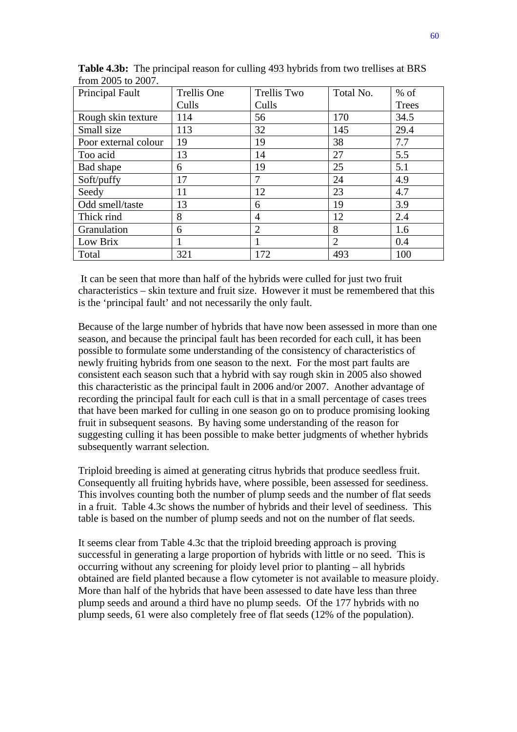**Table 4.3b:** The principal reason for culling 493 hybrids from two trellises at BRS from 2005 to 2007.

| Principal Fault | Trellis One Culls | Trellis Two Culls | Total No. | % of Trees |
|---|---|---|---|---|
| Rough skin texture | 114 | 56 | 170 | 34.5 |
| Small size | 113 | 32 | 145 | 29.4 |
| Poor external colour | 19 | 19 | 38 | 7.7 |
| Too acid | 13 | 14 | 27 | 5.5 |
| Bad shape | 6 | 19 | 25 | 5.1 |
| Soft/puffy | 17 | 7 | 24 | 4.9 |
| Seedy | 11 | 12 | 23 | 4.7 |
| Odd smell/taste | 13 | 6 | 19 | 3.9 |
| Thick rind | 8 | 4 | 12 | 2.4 |
| Granulation | 6 | 2 | 8 | 1.6 |
| Low Brix | 1 | 1 | 2 | 0.4 |
| Total | 321 | 172 | 493 | 100 |

It can be seen that more than half of the hybrids were culled for just two fruit characteristics – skin texture and fruit size. However it must be remembered that this is the 'principal fault' and not necessarily the only fault.

Because of the large number of hybrids that have now been assessed in more than one season, and because the principal fault has been recorded for each cull, it has been possible to formulate some understanding of the consistency of characteristics of newly fruiting hybrids from one season to the next. For the most part faults are consistent each season such that a hybrid with say rough skin in 2005 also showed this characteristic as the principal fault in 2006 and/or 2007. Another advantage of recording the principal fault for each cull is that in a small percentage of cases trees that have been marked for culling in one season go on to produce promising looking fruit in subsequent seasons. By having some understanding of the reason for suggesting culling it has been possible to make better judgments of whether hybrids subsequently warrant selection.

Triploid breeding is aimed at generating citrus hybrids that produce seedless fruit. Consequently all fruiting hybrids have, where possible, been assessed for seediness. This involves counting both the number of plump seeds and the number of flat seeds in a fruit. Table 4.3c shows the number of hybrids and their level of seediness. This table is based on the number of plump seeds and not on the number of flat seeds.

It seems clear from Table 4.3c that the triploid breeding approach is proving successful in generating a large proportion of hybrids with little or no seed. This is occurring without any screening for ploidy level prior to planting – all hybrids obtained are field planted because a flow cytometer is not available to measure ploidy. More than half of the hybrids that have been assessed to date have less than three plump seeds and around a third have no plump seeds. Of the 177 hybrids with no plump seeds, 61 were also completely free of flat seeds (12% of the population).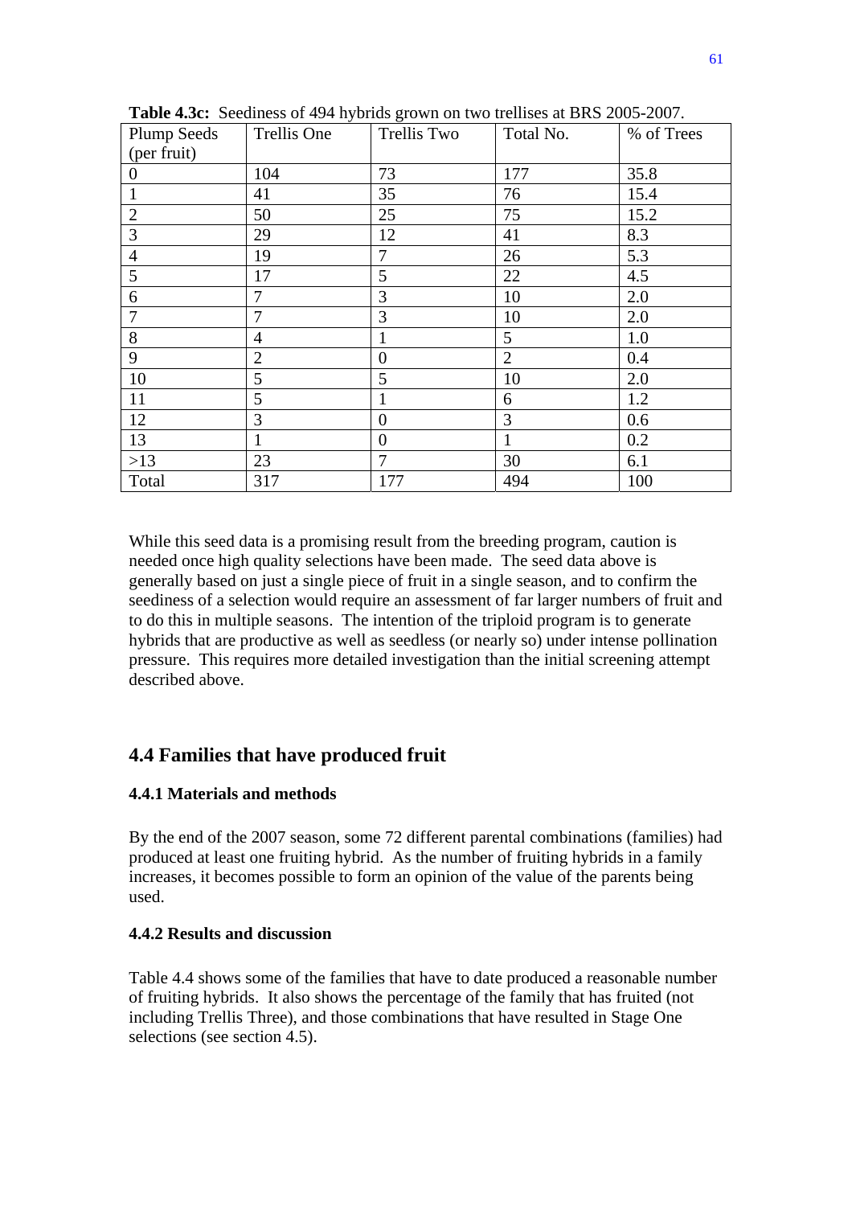**Table 4.3c:** Seediness of 494 hybrids grown on two trellises at BRS 2005-2007.

| Plump Seeds (per fruit) | Trellis One | Trellis Two | Total No. | % of Trees |
|---|---|---|---|---|
| 0 | 104 | 73 | 177 | 35.8 |
| 1 | 41 | 35 | 76 | 15.4 |
| 2 | 50 | 25 | 75 | 15.2 |
| 3 | 29 | 12 | 41 | 8.3 |
| 4 | 19 | 7 | 26 | 5.3 |
| 5 | 17 | 5 | 22 | 4.5 |
| 6 | 7 | 3 | 10 | 2.0 |
| 7 | 7 | 3 | 10 | 2.0 |
| 8 | 4 | 1 | 5 | 1.0 |
| 9 | 2 | 0 | 2 | 0.4 |
| 10 | 5 | 5 | 10 | 2.0 |
| 11 | 5 | 1 | 6 | 1.2 |
| 12 | 3 | 0 | 3 | 0.6 |
| 13 | 1 | 0 | 1 | 0.2 |
| >13 | 23 | 7 | 30 | 6.1 |
| Total | 317 | 177 | 494 | 100 |

While this seed data is a promising result from the breeding program, caution is needed once high quality selections have been made. The seed data above is generally based on just a single piece of fruit in a single season, and to confirm the seediness of a selection would require an assessment of far larger numbers of fruit and to do this in multiple seasons. The intention of the triploid program is to generate hybrids that are productive as well as seedless (or nearly so) under intense pollination pressure. This requires more detailed investigation than the initial screening attempt described above.

## 4.4 Families that have produced fruit

### 4.4.1 Materials and methods

By the end of the 2007 season, some 72 different parental combinations (families) had produced at least one fruiting hybrid. As the number of fruiting hybrids in a family increases, it becomes possible to form an opinion of the value of the parents being used.

### 4.4.2 Results and discussion

Table 4.4 shows some of the families that have to date produced a reasonable number of fruiting hybrids. It also shows the percentage of the family that has fruited (not including Trellis Three), and those combinations that have resulted in Stage One selections (see section 4.5).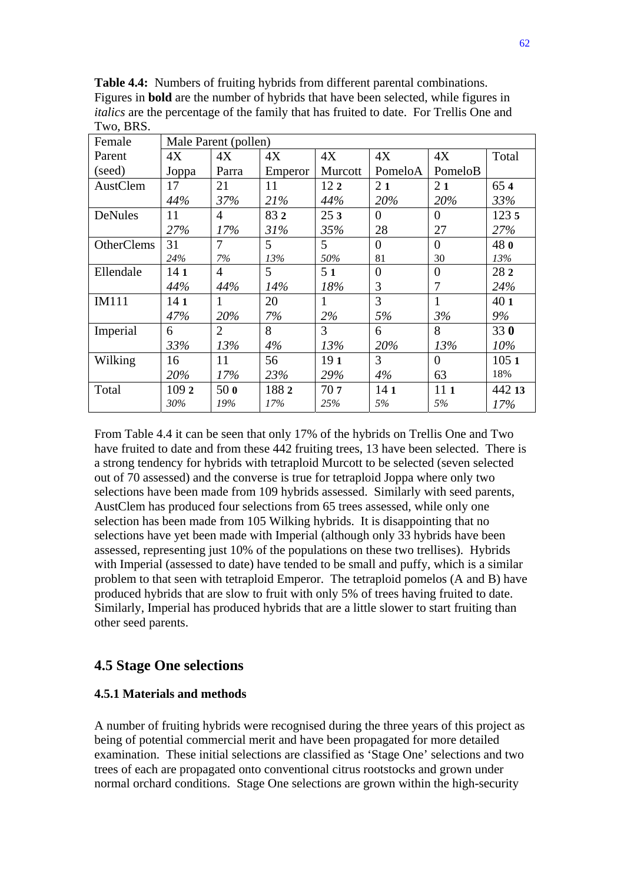**Table 4.4:** Numbers of fruiting hybrids from different parental combinations. Figures in **bold** are the number of hybrids that have been selected, while figures in *italics* are the percentage of the family that has fruited to date. For Trellis One and Two, BRS.

| Female Parent (seed) | Male Parent (pollen) | | | | | | |
|---|---|---|---|---|---|---|---|
| | 4X Joppa | 4X Parra | 4X Emperor | 4X Murcott | 4X PomeloA | 4X PomeloB | Total |
| AustClem | 17 *44%* | 21 *37%* | 11 *21%* | 12 **2** *44%* | 2 **1** *20%* | 2 **1** *20%* | 65 **4** *33%* |
| DeNules | 11 *27%* | 4 *17%* | 83 **2** *31%* | 25 **3** *35%* | 0 28 | 0 27 | 123 **5** *27%* |
| OtherClems | 31 *24%* | 7 *7%* | 5 *13%* | 5 *50%* | 0 81 | 0 30 | 48 **0** *13%* |
| Ellendale | 14 **1** *44%* | 4 *44%* | 5 *14%* | 5 **1** *18%* | 0 3 | 0 7 | 28 **2** *24%* |
| IM111 | 14 **1** *47%* | 1 *20%* | 20 *7%* | 1 *2%* | 3 *5%* | 1 *3%* | 40 **1** *9%* |
| Imperial | 6 *33%* | 2 *13%* | 8 *4%* | 3 *13%* | 6 *20%* | 8 *13%* | 33 **0** *10%* |
| Wilking | 16 *20%* | 11 *17%* | 56 *23%* | 19 **1** *29%* | 3 *4%* | 0 63 | 105 **1** 18% |
| Total | 109 **2** *30%* | 50 **0** *19%* | 188 **2** *17%* | 70 **7** *25%* | 14 **1** *5%* | 11 **1** *5%* | 442 **13** *17%* |

From Table 4.4 it can be seen that only 17% of the hybrids on Trellis One and Two have fruited to date and from these 442 fruiting trees, 13 have been selected. There is a strong tendency for hybrids with tetraploid Murcott to be selected (seven selected out of 70 assessed) and the converse is true for tetraploid Joppa where only two selections have been made from 109 hybrids assessed. Similarly with seed parents, AustClem has produced four selections from 65 trees assessed, while only one selection has been made from 105 Wilking hybrids. It is disappointing that no selections have yet been made with Imperial (although only 33 hybrids have been assessed, representing just 10% of the populations on these two trellises). Hybrids with Imperial (assessed to date) have tended to be small and puffy, which is a similar problem to that seen with tetraploid Emperor. The tetraploid pomelos (A and B) have produced hybrids that are slow to fruit with only 5% of trees having fruited to date. Similarly, Imperial has produced hybrids that are a little slower to start fruiting than other seed parents.

## 4.5 Stage One selections

### 4.5.1 Materials and methods

A number of fruiting hybrids were recognised during the three years of this project as being of potential commercial merit and have been propagated for more detailed examination. These initial selections are classified as 'Stage One' selections and two trees of each are propagated onto conventional citrus rootstocks and grown under normal orchard conditions. Stage One selections are grown within the high-security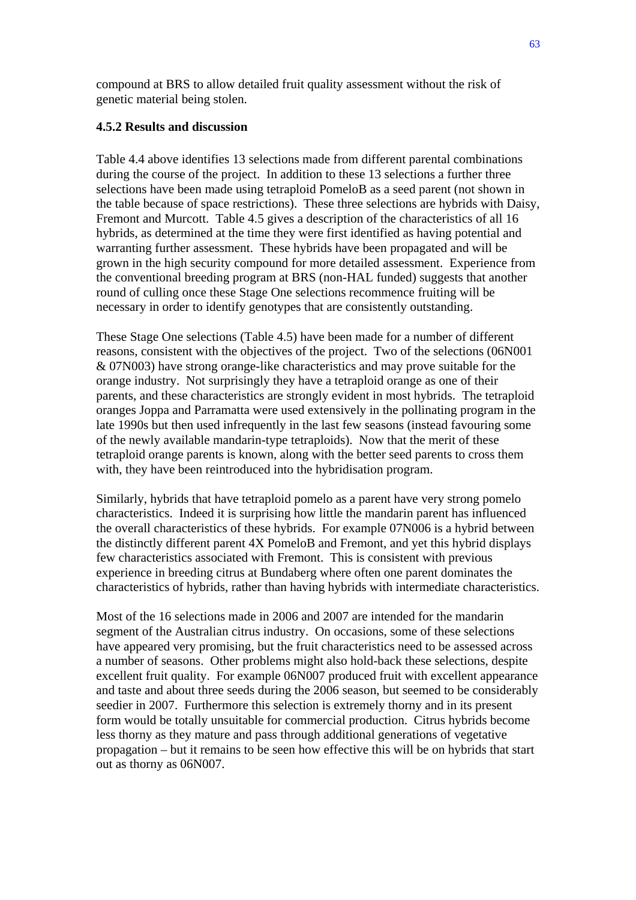compound at BRS to allow detailed fruit quality assessment without the risk of genetic material being stolen.

**4.5.2 Results and discussion**

Table 4.4 above identifies 13 selections made from different parental combinations during the course of the project. In addition to these 13 selections a further three selections have been made using tetraploid PomeloB as a seed parent (not shown in the table because of space restrictions). These three selections are hybrids with Daisy, Fremont and Murcott. Table 4.5 gives a description of the characteristics of all 16 hybrids, as determined at the time they were first identified as having potential and warranting further assessment. These hybrids have been propagated and will be grown in the high security compound for more detailed assessment. Experience from the conventional breeding program at BRS (non-HAL funded) suggests that another round of culling once these Stage One selections recommence fruiting will be necessary in order to identify genotypes that are consistently outstanding.

These Stage One selections (Table 4.5) have been made for a number of different reasons, consistent with the objectives of the project. Two of the selections (06N001 & 07N003) have strong orange-like characteristics and may prove suitable for the orange industry. Not surprisingly they have a tetraploid orange as one of their parents, and these characteristics are strongly evident in most hybrids. The tetraploid oranges Joppa and Parramatta were used extensively in the pollinating program in the late 1990s but then used infrequently in the last few seasons (instead favouring some of the newly available mandarin-type tetraploids). Now that the merit of these tetraploid orange parents is known, along with the better seed parents to cross them with, they have been reintroduced into the hybridisation program.

Similarly, hybrids that have tetraploid pomelo as a parent have very strong pomelo characteristics. Indeed it is surprising how little the mandarin parent has influenced the overall characteristics of these hybrids. For example 07N006 is a hybrid between the distinctly different parent 4X PomeloB and Fremont, and yet this hybrid displays few characteristics associated with Fremont. This is consistent with previous experience in breeding citrus at Bundaberg where often one parent dominates the characteristics of hybrids, rather than having hybrids with intermediate characteristics.

Most of the 16 selections made in 2006 and 2007 are intended for the mandarin segment of the Australian citrus industry. On occasions, some of these selections have appeared very promising, but the fruit characteristics need to be assessed across a number of seasons. Other problems might also hold-back these selections, despite excellent fruit quality. For example 06N007 produced fruit with excellent appearance and taste and about three seeds during the 2006 season, but seemed to be considerably seedier in 2007. Furthermore this selection is extremely thorny and in its present form would be totally unsuitable for commercial production. Citrus hybrids become less thorny as they mature and pass through additional generations of vegetative propagation – but it remains to be seen how effective this will be on hybrids that start out as thorny as 06N007.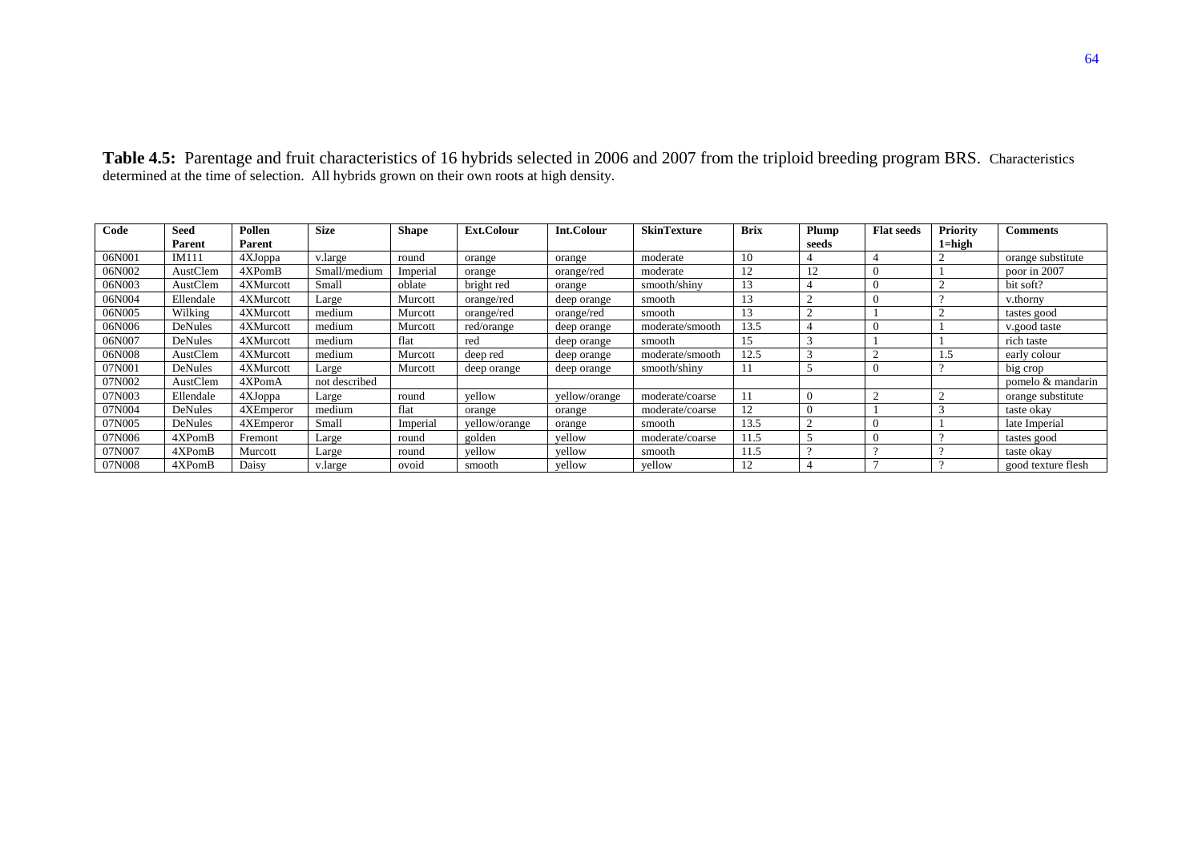**Table 4.5:** Parentage and fruit characteristics of 16 hybrids selected in 2006 and 2007 from the triploid breeding program BRS. Characteristics determined at the time of selection. All hybrids grown on their own roots at high density.

| Code | Seed Parent | Pollen Parent | Size | Shape | Ext.Colour | Int.Colour | SkinTexture | Brix | Plump seeds | Flat seeds | Priority 1=high | Comments |
|---|---|---|---|---|---|---|---|---|---|---|---|---|
| 06N001 | IM111 | 4XJoppa | v.large | round | orange | orange | moderate | 10 | 4 | 4 | 2 | orange substitute |
| 06N002 | AustClem | 4XPomB | Small/medium | Imperial | orange | orange/red | moderate | 12 | 12 | 0 | 1 | poor in 2007 |
| 06N003 | AustClem | 4XMurcott | Small | oblate | bright red | orange | smooth/shiny | 13 | 4 | 0 | 2 | bit soft? |
| 06N004 | Ellendale | 4XMurcott | Large | Murcott | orange/red | deep orange | smooth | 13 | 2 | 0 | ? | v.thorny |
| 06N005 | Wilking | 4XMurcott | medium | Murcott | orange/red | orange/red | smooth | 13 | 2 | 1 | 2 | tastes good |
| 06N006 | DeNules | 4XMurcott | medium | Murcott | red/orange | deep orange | moderate/smooth | 13.5 | 4 | 0 | 1 | v.good taste |
| 06N007 | DeNules | 4XMurcott | medium | flat | red | deep orange | smooth | 15 | 3 | 1 | 1 | rich taste |
| 06N008 | AustClem | 4XMurcott | medium | Murcott | deep red | deep orange | moderate/smooth | 12.5 | 3 | 2 | 1.5 | early colour |
| 07N001 | DeNules | 4XMurcott | Large | Murcott | deep orange | deep orange | smooth/shiny | 11 | 5 | 0 | ? | big crop |
| 07N002 | AustClem | 4XPomA | not described | | | | | | | | | pomelo & mandarin |
| 07N003 | Ellendale | 4XJoppa | Large | round | yellow | yellow/orange | moderate/coarse | 11 | 0 | 2 | 2 | orange substitute |
| 07N004 | DeNules | 4XEmperor | medium | flat | orange | orange | moderate/coarse | 12 | 0 | 1 | 3 | taste okay |
| 07N005 | DeNules | 4XEmperor | Small | Imperial | yellow/orange | orange | smooth | 13.5 | 2 | 0 | 1 | late Imperial |
| 07N006 | 4XPomB | Fremont | Large | round | golden | yellow | moderate/coarse | 11.5 | 5 | 0 | ? | tastes good |
| 07N007 | 4XPomB | Murcott | Large | round | yellow | yellow | smooth | 11.5 | ? | ? | ? | taste okay |
| 07N008 | 4XPomB | Daisy | v.large | ovoid | smooth | yellow | yellow | 12 | 4 | 7 | ? | good texture flesh |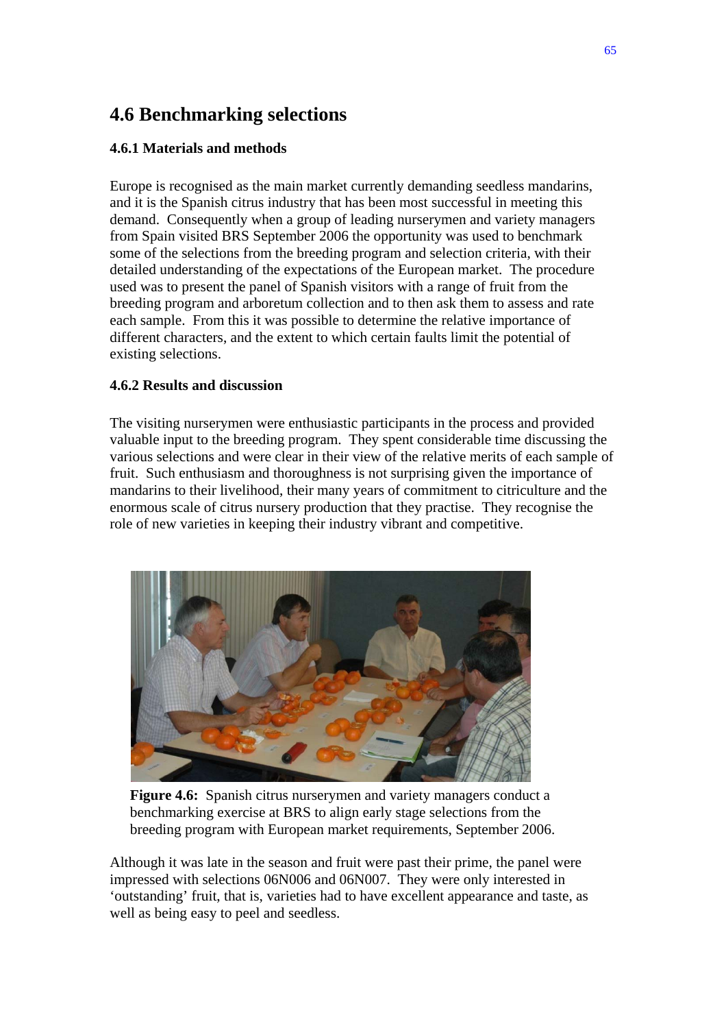## 4.6 Benchmarking selections

### 4.6.1 Materials and methods

Europe is recognised as the main market currently demanding seedless mandarins, and it is the Spanish citrus industry that has been most successful in meeting this demand. Consequently when a group of leading nurserymen and variety managers from Spain visited BRS September 2006 the opportunity was used to benchmark some of the selections from the breeding program and selection criteria, with their detailed understanding of the expectations of the European market. The procedure used was to present the panel of Spanish visitors with a range of fruit from the breeding program and arboretum collection and to then ask them to assess and rate each sample. From this it was possible to determine the relative importance of different characters, and the extent to which certain faults limit the potential of existing selections.

### 4.6.2 Results and discussion

The visiting nurserymen were enthusiastic participants in the process and provided valuable input to the breeding program. They spent considerable time discussing the various selections and were clear in their view of the relative merits of each sample of fruit. Such enthusiasm and thoroughness is not surprising given the importance of mandarins to their livelihood, their many years of commitment to citriculture and the enormous scale of citrus nursery production that they practise. They recognise the role of new varieties in keeping their industry vibrant and competitive.

**Figure 4.6:** Spanish citrus nurserymen and variety managers conduct a benchmarking exercise at BRS to align early stage selections from the breeding program with European market requirements, September 2006.

Although it was late in the season and fruit were past their prime, the panel were impressed with selections 06N006 and 06N007. They were only interested in 'outstanding' fruit, that is, varieties had to have excellent appearance and taste, as well as being easy to peel and seedless.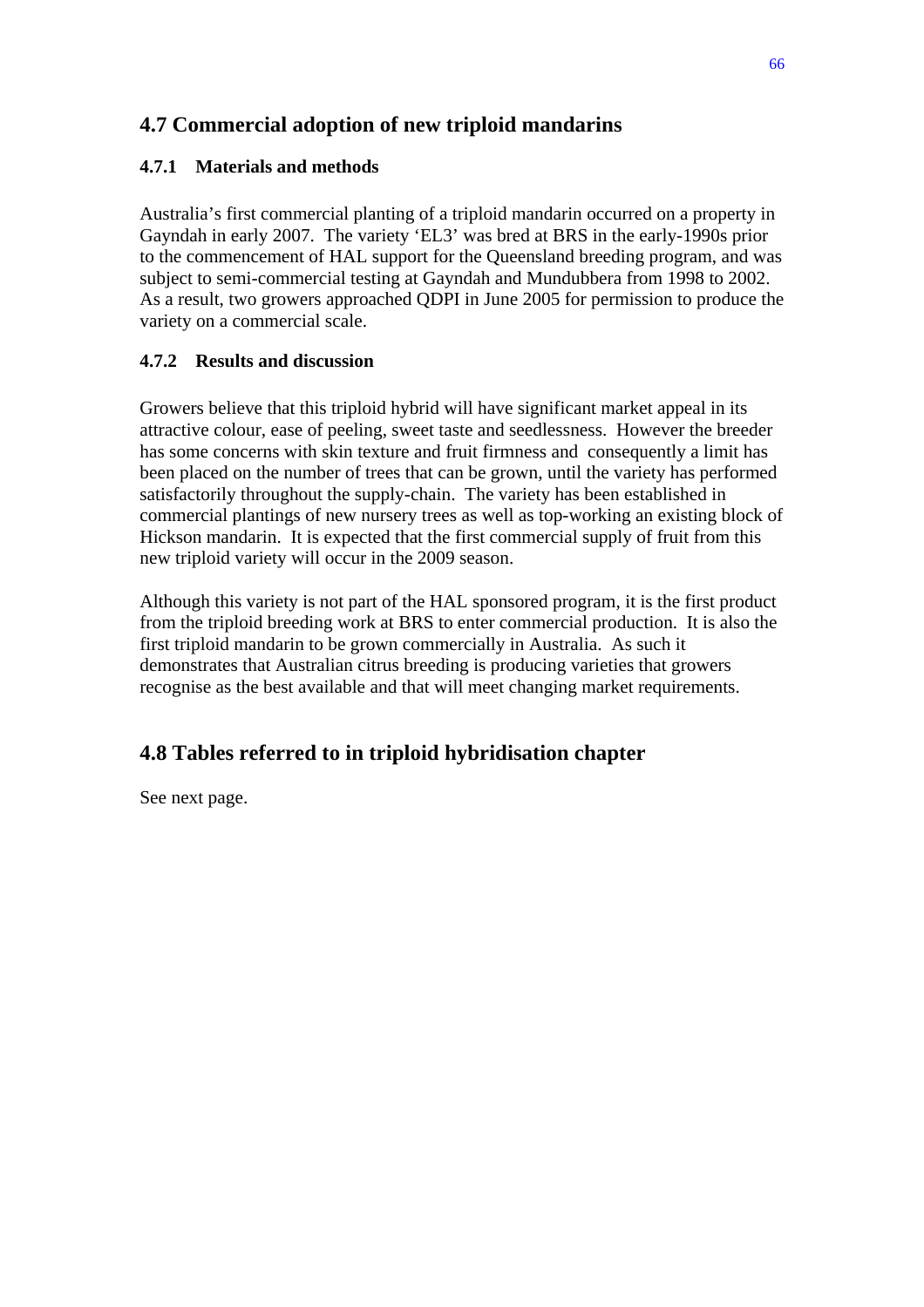## 4.7 Commercial adoption of new triploid mandarins

### 4.7.1 Materials and methods

Australia's first commercial planting of a triploid mandarin occurred on a property in Gayndah in early 2007. The variety 'EL3' was bred at BRS in the early-1990s prior to the commencement of HAL support for the Queensland breeding program, and was subject to semi-commercial testing at Gayndah and Mundubbera from 1998 to 2002. As a result, two growers approached QDPI in June 2005 for permission to produce the variety on a commercial scale.

### 4.7.2 Results and discussion

Growers believe that this triploid hybrid will have significant market appeal in its attractive colour, ease of peeling, sweet taste and seedlessness. However the breeder has some concerns with skin texture and fruit firmness and consequently a limit has been placed on the number of trees that can be grown, until the variety has performed satisfactorily throughout the supply-chain. The variety has been established in commercial plantings of new nursery trees as well as top-working an existing block of Hickson mandarin. It is expected that the first commercial supply of fruit from this new triploid variety will occur in the 2009 season.

Although this variety is not part of the HAL sponsored program, it is the first product from the triploid breeding work at BRS to enter commercial production. It is also the first triploid mandarin to be grown commercially in Australia. As such it demonstrates that Australian citrus breeding is producing varieties that growers recognise as the best available and that will meet changing market requirements.

## 4.8 Tables referred to in triploid hybridisation chapter

See next page.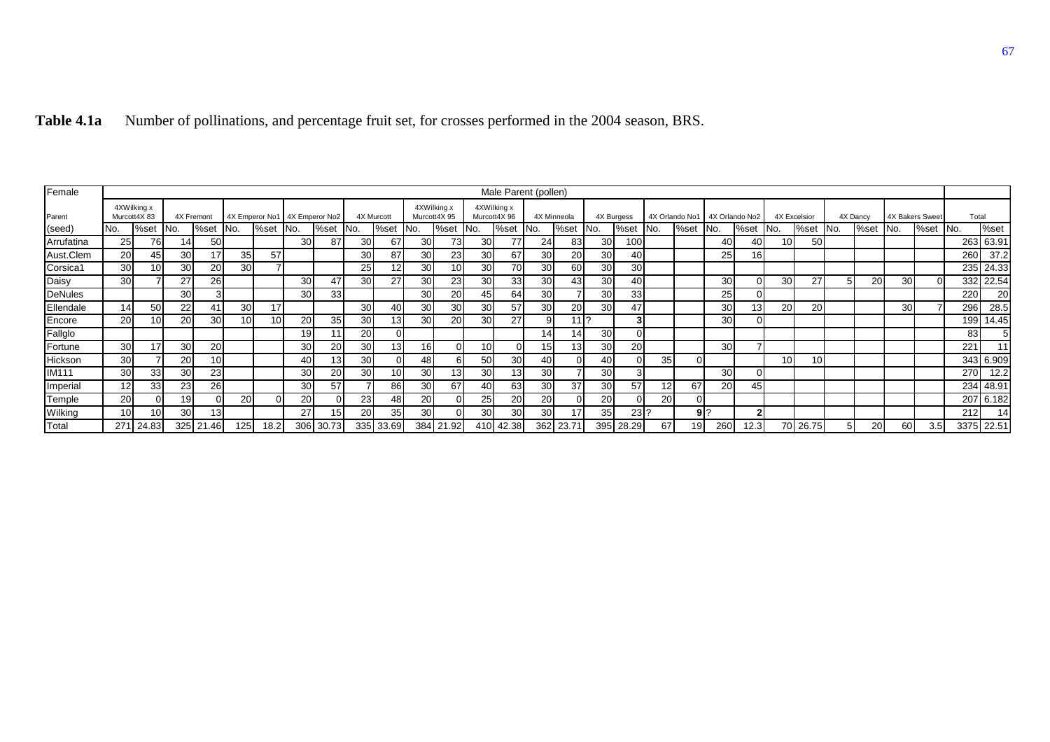**Table 4.1a** Number of pollinations, and percentage fruit set, for crosses performed in the 2004 season, BRS.

| Female | Male Parent (pollen) | | | | | | | | | | | | | | | | | | | | | | | | | | | | | | | |
|---|---|---|---|---|---|---|---|---|---|---|---|---|---|---|---|---|---|---|---|---|---|---|---|---|---|---|---|---|---|---|---|---|
| Parent | 4XWilking x Murcott4X 83 | | 4X Fremont | | 4X Emperor No1 | | 4X Emperor No2 | | 4X Murcott | | 4XWilking x Murcott4X 95 | | 4XWilking x Murcott4X 96 | | 4X Minneola | | 4X Burgess | | 4X Orlando No1 | | 4X Orlando No2 | | 4X Excelsior | | 4X Dancy | | 4X Bakers Sweet | | Total | |
| (seed) | No. | %set | No. | %set | No. | %set | No. | %set | No. | %set | No. | %set | No. | %set | No. | %set | No. | %set | No. | %set | No. | %set | No. | %set | No. | %set | No. | %set | No. | %set |
| Arrufatina | 25 | 76 | 14 | 50 | | | 30 | 87 | 30 | 67 | 30 | 73 | 30 | 77 | 24 | 83 | 30 | 100 | | | 40 | 40 | 10 | 50 | | | | | 263 | 63.91 |
| Aust.Clem | 20 | 45 | 30 | 17 | 35 | 57 | | | 30 | 87 | 30 | 23 | 30 | 67 | 30 | 20 | 30 | 40 | | | 25 | 16 | | | | | | | 260 | 37.2 |
| Corsica1 | 30 | 10 | 30 | 20 | 30 | 7 | | | 25 | 12 | 30 | 10 | 30 | 70 | 30 | 60 | 30 | 30 | | | | | | | | | | | 235 | 24.33 |
| Daisy | 30 | 7 | 27 | 26 | | | 30 | 47 | 30 | 27 | 30 | 23 | 30 | 33 | 30 | 43 | 30 | 40 | | | 30 | 0 | 30 | 27 | 5 | 20 | 30 | 0 | 332 | 22.54 |
| DeNules | | | 30 | 3 | | | 30 | 33 | | | 30 | 20 | 45 | 64 | 30 | 7 | 30 | 33 | | | 25 | 0 | | | | | | | 220 | 20 |
| Ellendale | 14 | 50 | 22 | 41 | 30 | 17 | | | 30 | 40 | 30 | 30 | 30 | 57 | 30 | 20 | 30 | 47 | | | 30 | 13 | 20 | 20 | | | 30 | 7 | 296 | 28.5 |
| Encore | 20 | 10 | 20 | 30 | 10 | 10 | 20 | 35 | 30 | 13 | 30 | 20 | 30 | 27 | 9 | 11 | ? | **3** | | | 30 | 0 | | | | | | | 199 | 14.45 |
| Fallglo | | | | | | | 19 | 11 | 20 | 0 | | | | | 14 | 14 | 30 | 0 | | | | | | | | | | | 83 | 5 |
| Fortune | 30 | 17 | 30 | 20 | | | 30 | 20 | 30 | 13 | 16 | 0 | 10 | 0 | 15 | 13 | 30 | 20 | | | 30 | 7 | | | | | | | 221 | 11 |
| Hickson | 30 | 7 | 20 | 10 | | | 40 | 13 | 30 | 0 | 48 | 6 | 50 | 30 | 40 | 0 | 40 | 0 | 35 | 0 | | | 10 | 10 | | | | | 343 | 6.909 |
| IM111 | 30 | 33 | 30 | 23 | | | 30 | 20 | 30 | 10 | 30 | 13 | 30 | 13 | 30 | 7 | 30 | 3 | | | 30 | 0 | | | | | | | 270 | 12.2 |
| Imperial | 12 | 33 | 23 | 26 | | | 30 | 57 | 7 | 86 | 30 | 67 | 40 | 63 | 30 | 37 | 30 | 57 | 12 | 67 | 20 | 45 | | | | | | | 234 | 48.91 |
| Temple | 20 | 0 | 19 | 0 | 20 | 0 | 20 | 0 | 23 | 48 | 20 | 0 | 25 | 20 | 20 | 0 | 20 | 0 | 20 | 0 | | | | | | | | | 207 | 6.182 |
| Wilking | 10 | 10 | 30 | 13 | | | 27 | 15 | 20 | 35 | 30 | 0 | 30 | 30 | 30 | 17 | 35 | 23 | ? | **9** | ? | **2** | | | | | | | 212 | 14 |
| Total | 271 | 24.83 | 325 | 21.46 | 125 | 18.2 | 306 | 30.73 | 335 | 33.69 | 384 | 21.92 | 410 | 42.38 | 362 | 23.71 | 395 | 28.29 | 67 | 19 | 260 | 12.3 | 70 | 26.75 | 5 | 20 | 60 | 3.5 | 3375 | 22.51 |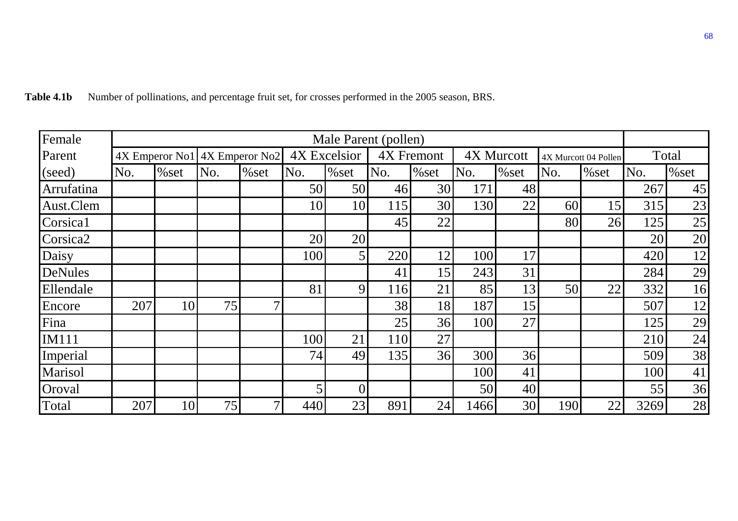**Table 4.1b** Number of pollinations, and percentage fruit set, for crosses performed in the 2005 season, BRS.

| Female Parent (seed) | Male Parent (pollen) | | | | | | | | | | | | Total | |
|---|---|---|---|---|---|---|---|---|---|---|---|---|---|---|
| | 4X Emperor No1 | | 4X Emperor No2 | | 4X Excelsior | | 4X Fremont | | 4X Murcott | | 4X Murcott 04 Pollen | | | |
| | No. | %set | No. | %set | No. | %set | No. | %set | No. | %set | No. | %set | No. | %set |
| Arrufatina | | | | | 50 | 50 | 46 | 30 | 171 | 48 | | | 267 | 45 |
| Aust.Clem | | | | | 10 | 10 | 115 | 30 | 130 | 22 | 60 | 15 | 315 | 23 |
| Corsica1 | | | | | | | 45 | 22 | | | 80 | 26 | 125 | 25 |
| Corsica2 | | | | | 20 | 20 | | | | | | | 20 | 20 |
| Daisy | | | | | 100 | 5 | 220 | 12 | 100 | 17 | | | 420 | 12 |
| DeNules | | | | | | | 41 | 15 | 243 | 31 | | | 284 | 29 |
| Ellendale | | | | | 81 | 9 | 116 | 21 | 85 | 13 | 50 | 22 | 332 | 16 |
| Encore | 207 | 10 | 75 | 7 | | | 38 | 18 | 187 | 15 | | | 507 | 12 |
| Fina | | | | | | | 25 | 36 | 100 | 27 | | | 125 | 29 |
| IM111 | | | | | 100 | 21 | 110 | 27 | | | | | 210 | 24 |
| Imperial | | | | | 74 | 49 | 135 | 36 | 300 | 36 | | | 509 | 38 |
| Marisol | | | | | | | | | 100 | 41 | | | 100 | 41 |
| Oroval | | | | | 5 | 0 | | | 50 | 40 | | | 55 | 36 |
| Total | 207 | 10 | 75 | 7 | 440 | 23 | 891 | 24 | 1466 | 30 | 190 | 22 | 3269 | 28 |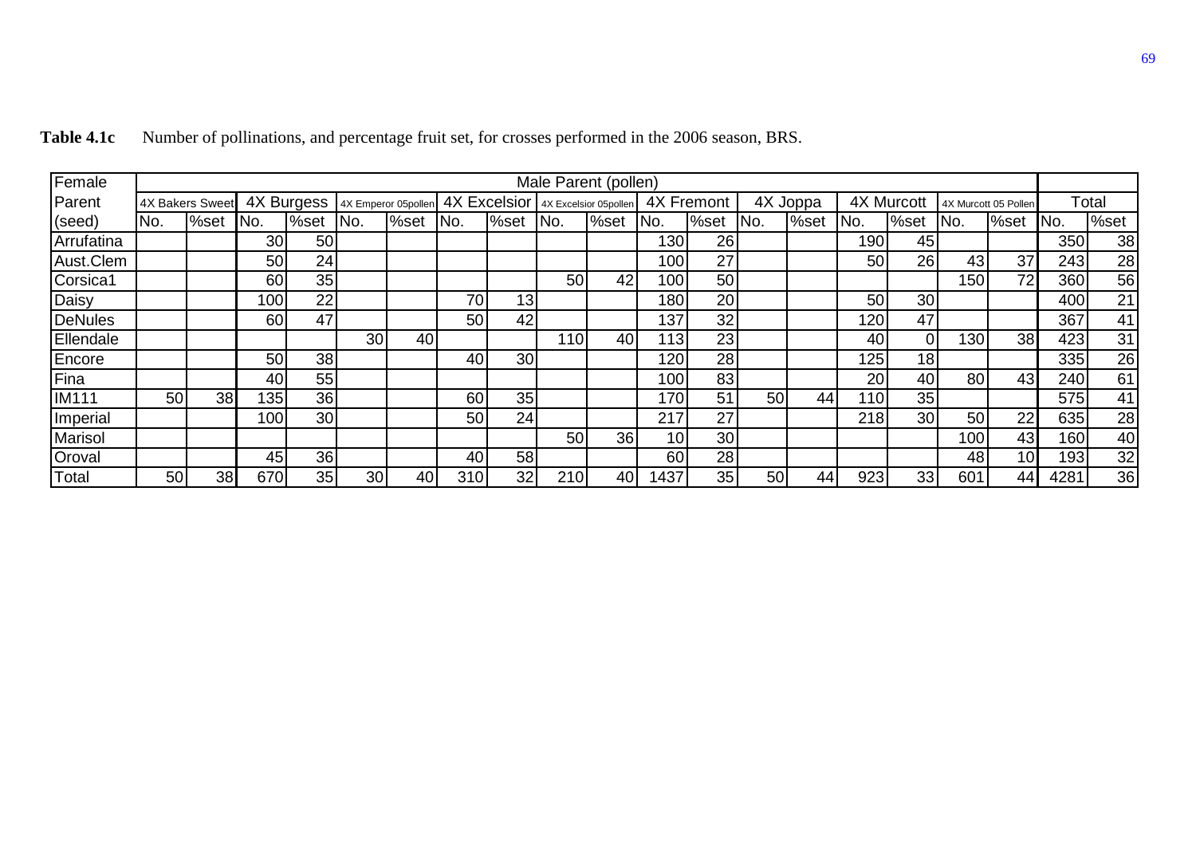**Table 4.1c** Number of pollinations, and percentage fruit set, for crosses performed in the 2006 season, BRS.

| Female Parent (seed) | Male Parent (pollen) | | | | | | | | | | | | | | | | | | | |
|---|---|---|---|---|---|---|---|---|---|---|---|---|---|---|---|---|---|---|---|---|
| | 4X Bakers Sweet | | 4X Burgess | | 4X Emperor 05pollen | | 4X Excelsior | | 4X Excelsior 05pollen | | 4X Fremont | | 4X Joppa | | 4X Murcott | | 4X Murcott 05 Pollen | | Total | |
| | No. | %set | No. | %set | No. | %set | No. | %set | No. | %set | No. | %set | No. | %set | No. | %set | No. | %set | No. | %set |
| Arrufatina | | | 30 | 50 | | | | | | | 130 | 26 | | | 190 | 45 | | | 350 | 38 |
| Aust.Clem | | | 50 | 24 | | | | | | | 100 | 27 | | | 50 | 26 | 43 | 37 | 243 | 28 |
| Corsica1 | | | 60 | 35 | | | | | 50 | 42 | 100 | 50 | | | | | 150 | 72 | 360 | 56 |
| Daisy | | | 100 | 22 | | | 70 | 13 | | | 180 | 20 | | | 50 | 30 | | | 400 | 21 |
| DeNules | | | 60 | 47 | | | 50 | 42 | | | 137 | 32 | | | 120 | 47 | | | 367 | 41 |
| Ellendale | | | | | 30 | 40 | | | 110 | 40 | 113 | 23 | | | 40 | 0 | 130 | 38 | 423 | 31 |
| Encore | | | 50 | 38 | | | 40 | 30 | | | 120 | 28 | | | 125 | 18 | | | 335 | 26 |
| Fina | | | 40 | 55 | | | | | | | 100 | 83 | | | 20 | 40 | 80 | 43 | 240 | 61 |
| IM111 | 50 | 38 | 135 | 36 | | | 60 | 35 | | | 170 | 51 | 50 | 44 | 110 | 35 | | | 575 | 41 |
| Imperial | | | 100 | 30 | | | 50 | 24 | | | 217 | 27 | | | 218 | 30 | 50 | 22 | 635 | 28 |
| Marisol | | | | | | | | | 50 | 36 | 10 | 30 | | | | | 100 | 43 | 160 | 40 |
| Oroval | | | 45 | 36 | | | 40 | 58 | | | 60 | 28 | | | | | 48 | 10 | 193 | 32 |
| Total | 50 | 38 | 670 | 35 | 30 | 40 | 310 | 32 | 210 | 40 | 1437 | 35 | 50 | 44 | 923 | 33 | 601 | 44 | 4281 | 36 |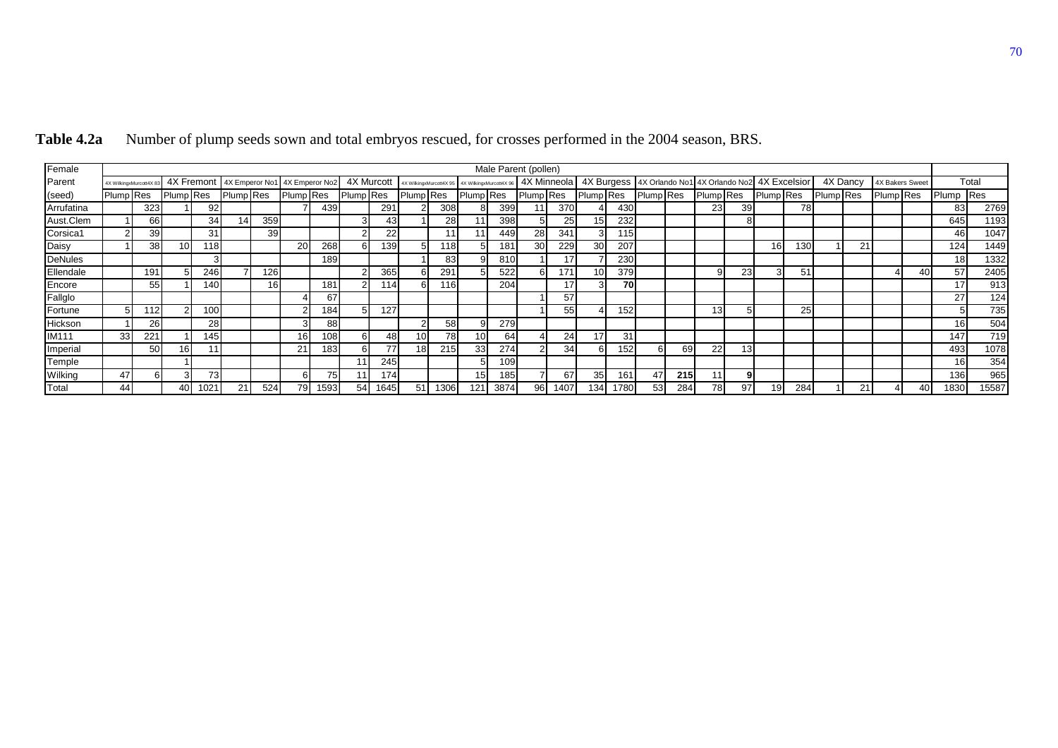**Table 4.2a** Number of plump seeds sown and total embryos rescued, for crosses performed in the 2004 season, BRS.

| Female | Male Parent (pollen) | | | | | | | | | | | | | | | | | | | | | | | | | | | | | |
|---|---|---|---|---|---|---|---|---|---|---|---|---|---|---|---|---|---|---|---|---|---|---|---|---|---|---|---|---|---|---|
| Parent | 4X WilkingxMurcott4X 83 | | 4X Fremont | | 4X Emperor No1 | | 4X Emperor No2 | | 4X Murcott | | 4X WilkingxMurcott4X 95 | | 4X WilkingxMurcott4X 96 | | 4X Minneola | | 4X Burgess | | 4X Orlando No1 | | 4X Orlando No2 | | 4X Excelsior | | 4X Dancy | | 4X Bakers Sweet | | Total | |
| (seed) | Plump | Res | Plump | Res | Plump | Res | Plump | Res | Plump | Res | Plump | Res | Plump | Res | Plump | Res | Plump | Res | Plump | Res | Plump | Res | Plump | Res | Plump | Res | Plump | Res | Plump | Res |
| Arrufatina | | 323 | 1 | 92 | | | 7 | 439 | | 291 | 2 | 308 | 8 | 399 | 11 | 370 | 4 | 430 | | | 23 | 39 | | 78 | | | | | 83 | 2769 |
| Aust.Clem | 1 | 66 | | 34 | 14 | 359 | | | 3 | 43 | 1 | 28 | 11 | 398 | 5 | 25 | 15 | 232 | | | | 8 | | | | | | | 645 | 1193 |
| Corsica1 | 2 | 39 | | 31 | | 39 | | | 2 | 22 | | 11 | 11 | 449 | 28 | 341 | 3 | 115 | | | | | | | | | | | 46 | 1047 |
| Daisy | 1 | 38 | 10 | 118 | | | 20 | 268 | 6 | 139 | 5 | 118 | 5 | 181 | 30 | 229 | 30 | 207 | | | | | 16 | 130 | 1 | 21 | | | 124 | 1449 |
| DeNules | | | | 3 | | | | 189 | | | 1 | 83 | 9 | 810 | 1 | 17 | 7 | 230 | | | | | | | | | | | 18 | 1332 |
| Ellendale | | 191 | 5 | 246 | 7 | 126 | | | 2 | 365 | 6 | 291 | 5 | 522 | 6 | 171 | 10 | 379 | | | 9 | 23 | 3 | 51 | | | 4 | 40 | 57 | 2405 |
| Encore | | 55 | 1 | 140 | | 16 | | 181 | 2 | 114 | 6 | 116 | | 204 | | 17 | 3 | **70** | | | | | | | | | | | 17 | 913 |
| Fallglo | | | | | | | 4 | 67 | | | | | | | 1 | 57 | | | | | | | | | | | | | 27 | 124 |
| Fortune | 5 | 112 | 2 | 100 | | | 2 | 184 | 5 | 127 | | | | | 1 | 55 | 4 | 152 | | | 13 | 5 | | 25 | | | | | 5 | 735 |
| Hickson | 1 | 26 | | 28 | | | 3 | 88 | | | 2 | 58 | 9 | 279 | | | | | | | | | | | | | | | 16 | 504 |
| IM111 | 33 | 221 | 1 | 145 | | | 16 | 108 | 6 | 48 | 10 | 78 | 10 | 64 | 4 | 24 | 17 | 31 | | | | | | | | | | | 147 | 719 |
| Imperial | | 50 | 16 | 11 | | | 21 | 183 | 6 | 77 | 18 | 215 | 33 | 274 | 2 | 34 | 6 | 152 | 6 | 69 | 22 | 13 | | | | | | | 493 | 1078 |
| Temple | | | 1 | | | | | | 11 | 245 | | | 5 | 109 | | | | | | | | | | | | | | | 16 | 354 |
| Wilking | 47 | 6 | 3 | 73 | | | 6 | 75 | 11 | 174 | | | 15 | 185 | 7 | 67 | 35 | 161 | 47 | **215** | 11 | **9** | | | | | | | 136 | 965 |
| Total | 44 | | 40 | 1021 | 21 | 524 | 79 | 1593 | 54 | 1645 | 51 | 1306 | 121 | 3874 | 96 | 1407 | 134 | 1780 | 53 | 284 | 78 | 97 | 19 | 284 | 1 | 21 | 4 | 40 | 1830 | 15587 |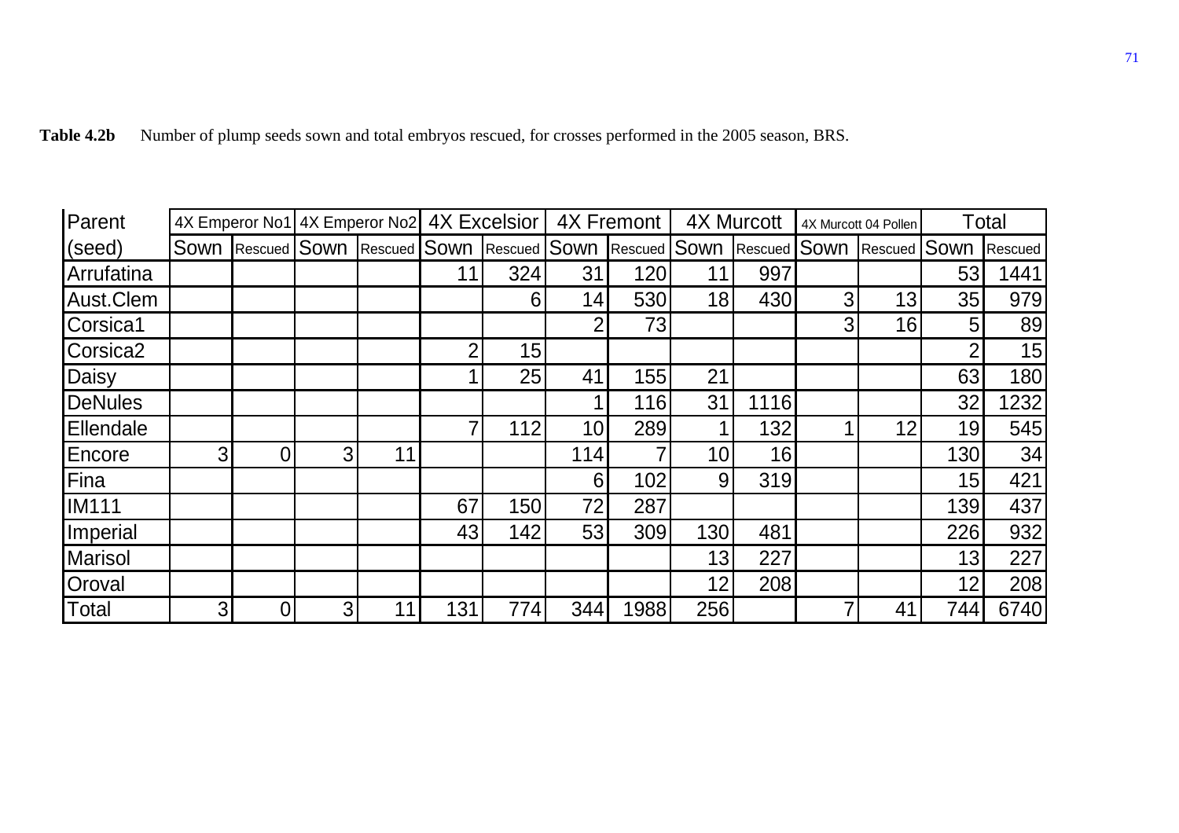**Table 4.2b** Number of plump seeds sown and total embryos rescued, for crosses performed in the 2005 season, BRS.

| Parent | 4X Emperor No1 | | 4X Emperor No2 | | 4X Excelsior | | 4X Fremont | | 4X Murcott | | 4X Murcott 04 Pollen | | Total | |
|---|---|---|---|---|---|---|---|---|---|---|---|---|---|---|
| (seed) | Sown | Rescued | Sown | Rescued | Sown | Rescued | Sown | Rescued | Sown | Rescued | Sown | Rescued | Sown | Rescued |
| Arrufatina | | | | | 11 | 324 | 31 | 120 | 11 | 997 | | | 53 | 1441 |
| Aust.Clem | | | | | | 6 | 14 | 530 | 18 | 430 | 3 | 13 | 35 | 979 |
| Corsica1 | | | | | | | 2 | 73 | | | 3 | 16 | 5 | 89 |
| Corsica2 | | | | | 2 | 15 | | | | | | | 2 | 15 |
| Daisy | | | | | 1 | 25 | 41 | 155 | 21 | | | | 63 | 180 |
| DeNules | | | | | | | 1 | 116 | 31 | 1116 | | | 32 | 1232 |
| Ellendale | | | | | 7 | 112 | 10 | 289 | 1 | 132 | 1 | 12 | 19 | 545 |
| Encore | 3 | 0 | 3 | 11 | | | 114 | 7 | 10 | 16 | | | 130 | 34 |
| Fina | | | | | | | 6 | 102 | 9 | 319 | | | 15 | 421 |
| IM111 | | | | | 67 | 150 | 72 | 287 | | | | | 139 | 437 |
| Imperial | | | | | 43 | 142 | 53 | 309 | 130 | 481 | | | 226 | 932 |
| Marisol | | | | | | | | | 13 | 227 | | | 13 | 227 |
| Oroval | | | | | | | | | 12 | 208 | | | 12 | 208 |
| Total | 3 | 0 | 3 | 11 | 131 | 774 | 344 | 1988 | 256 | | 7 | 41 | 744 | 6740 |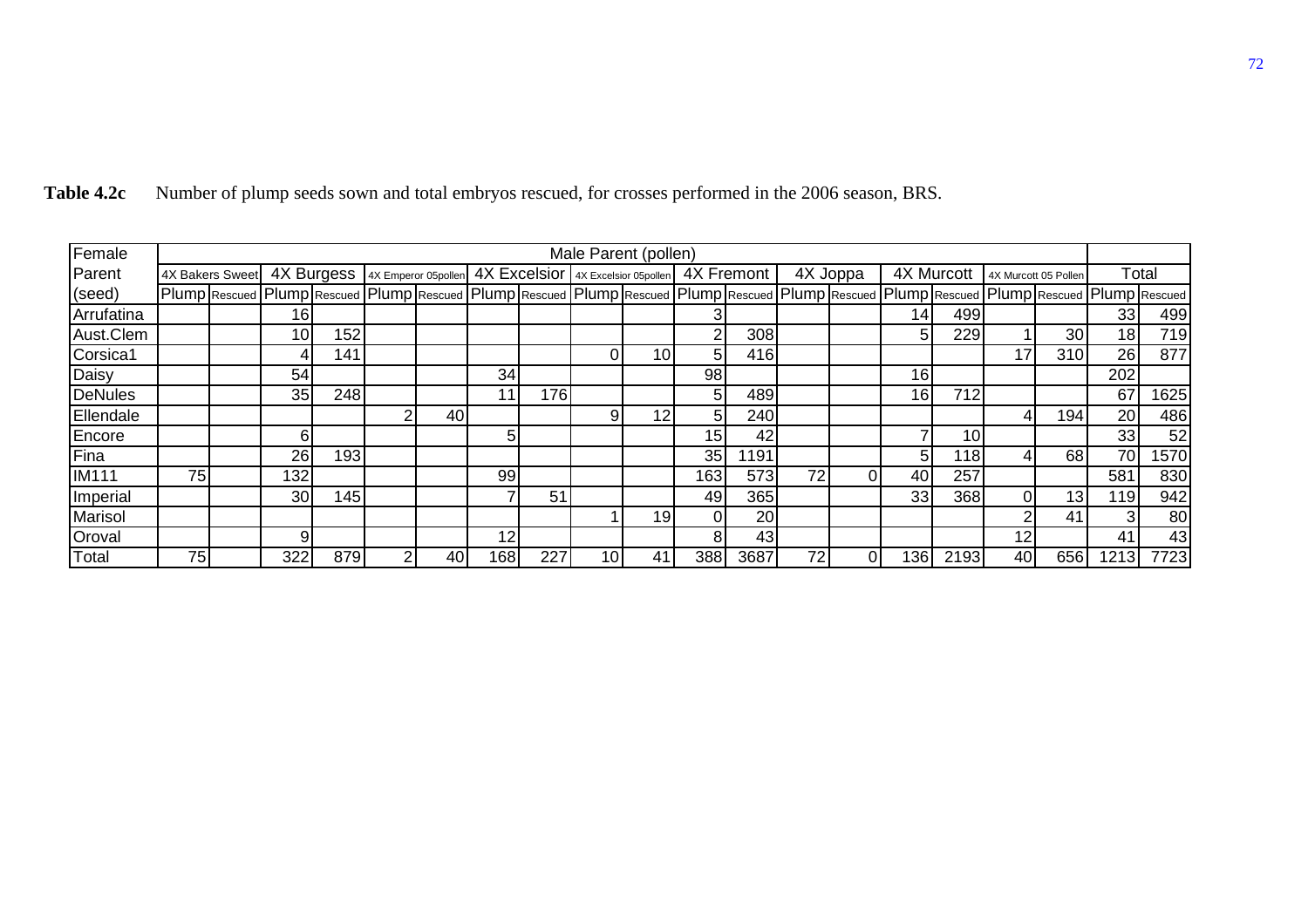**Table 4.2c** Number of plump seeds sown and total embryos rescued, for crosses performed in the 2006 season, BRS.

| Female Parent (seed) | Male Parent (pollen) | | | | | | | | | | | | | | | | | | Total | |
|---|---|---|---|---|---|---|---|---|---|---|---|---|---|---|---|---|---|---|---|---|
| | 4X Bakers Sweet | | 4X Burgess | | 4X Emperor 05pollen | | 4X Excelsior | | 4X Excelsior 05pollen | | 4X Fremont | | 4X Joppa | | 4X Murcott | | 4X Murcott 05 Pollen | | | |
| | Plump | Rescued | Plump | Rescued | Plump | Rescued | Plump | Rescued | Plump | Rescued | Plump | Rescued | Plump | Rescued | Plump | Rescued | Plump | Rescued | Plump | Rescued |
| Arrufatina | | | 16 | | | | | | | | 3 | | | | 14 | 499 | | | 33 | 499 |
| Aust.Clem | | | 10 | 152 | | | | | | | 2 | 308 | | | 5 | 229 | 1 | 30 | 18 | 719 |
| Corsica1 | | | 4 | 141 | | | | | 0 | 10 | 5 | 416 | | | | | 17 | 310 | 26 | 877 |
| Daisy | | | 54 | | | | 34 | | | | 98 | | | | 16 | | | | 202 | |
| DeNules | | | 35 | 248 | | | 11 | 176 | | | 5 | 489 | | | 16 | 712 | | | 67 | 1625 |
| Ellendale | | | | | 2 | 40 | | | 9 | 12 | 5 | 240 | | | | | 4 | 194 | 20 | 486 |
| Encore | | | 6 | | | | 5 | | | | 15 | 42 | | | 7 | 10 | | | 33 | 52 |
| Fina | | | 26 | 193 | | | | | | | 35 | 1191 | | | 5 | 118 | 4 | 68 | 70 | 1570 |
| IM111 | 75 | | 132 | | | | 99 | | | | 163 | 573 | 72 | 0 | 40 | 257 | | | 581 | 830 |
| Imperial | | | 30 | 145 | | | 7 | 51 | | | 49 | 365 | | | 33 | 368 | 0 | 13 | 119 | 942 |
| Marisol | | | | | | | | | 1 | 19 | 0 | 20 | | | | | 2 | 41 | 3 | 80 |
| Oroval | | | 9 | | | | 12 | | | | 8 | 43 | | | | | 12 | | 41 | 43 |
| Total | 75 | | 322 | 879 | 2 | 40 | 168 | 227 | 10 | 41 | 388 | 3687 | 72 | 0 | 136 | 2193 | 40 | 656 | 1213 | 7723 |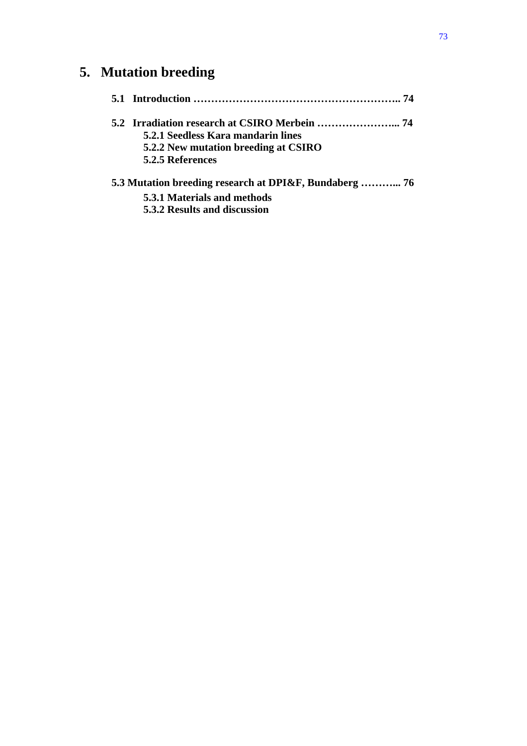# 5. Mutation breeding

**5.1 Introduction ………………………………………………….. 74**

**5.2 Irradiation research at CSIRO Merbein ………………….. 74**

- **5.2.1 Seedless Kara mandarin lines**
- **5.2.2 New mutation breeding at CSIRO**
- **5.2.5 References**

**5.3 Mutation breeding research at DPI&F, Bundaberg ……….. 76**

- **5.3.1 Materials and methods**
- **5.3.2 Results and discussion**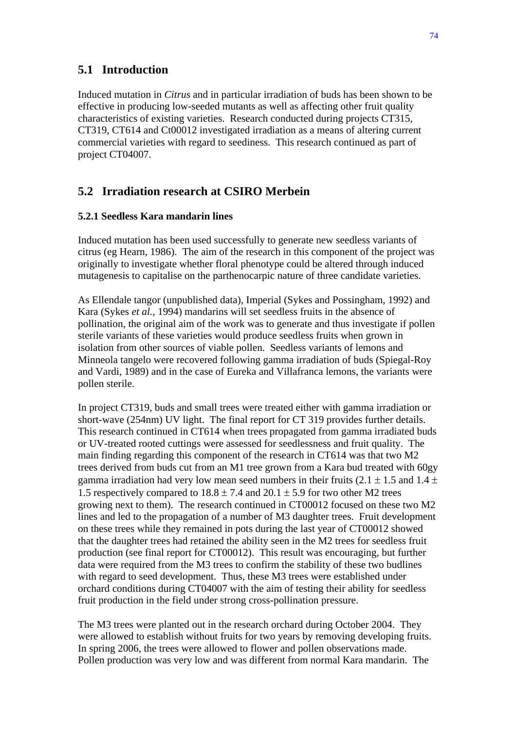## 5.1 Introduction

Induced mutation in *Citrus* and in particular irradiation of buds has been shown to be effective in producing low-seeded mutants as well as affecting other fruit quality characteristics of existing varieties. Research conducted during projects CT315, CT319, CT614 and Ct00012 investigated irradiation as a means of altering current commercial varieties with regard to seediness. This research continued as part of project CT04007.

## 5.2 Irradiation research at CSIRO Merbein

### 5.2.1 Seedless Kara mandarin lines

Induced mutation has been used successfully to generate new seedless variants of citrus (eg Hearn, 1986). The aim of the research in this component of the project was originally to investigate whether floral phenotype could be altered through induced mutagenesis to capitalise on the parthenocarpic nature of three candidate varieties.

As Ellendale tangor (unpublished data), Imperial (Sykes and Possingham, 1992) and Kara (Sykes *et al.*, 1994) mandarins will set seedless fruits in the absence of pollination, the original aim of the work was to generate and thus investigate if pollen sterile variants of these varieties would produce seedless fruits when grown in isolation from other sources of viable pollen. Seedless variants of lemons and Minneola tangelo were recovered following gamma irradiation of buds (Spiegal-Roy and Vardi, 1989) and in the case of Eureka and Villafranca lemons, the variants were pollen sterile.

In project CT319, buds and small trees were treated either with gamma irradiation or short-wave (254nm) UV light. The final report for CT 319 provides further details. This research continued in CT614 when trees propagated from gamma irradiated buds or UV-treated rooted cuttings were assessed for seedlessness and fruit quality. The main finding regarding this component of the research in CT614 was that two M2 trees derived from buds cut from an M1 tree grown from a Kara bud treated with 60gy gamma irradiation had very low mean seed numbers in their fruits ($2.1 \pm 1.5$ and $1.4 \pm 1.5$ respectively compared to $18.8 \pm 7.4$ and $20.1 \pm 5.9$ for two other M2 trees growing next to them). The research continued in CT00012 focused on these two M2 lines and led to the propagation of a number of M3 daughter trees. Fruit development on these trees while they remained in pots during the last year of CT00012 showed that the daughter trees had retained the ability seen in the M2 trees for seedless fruit production (see final report for CT00012). This result was encouraging, but further data were required from the M3 trees to confirm the stability of these two budlines with regard to seed development. Thus, these M3 trees were established under orchard conditions during CT04007 with the aim of testing their ability for seedless fruit production in the field under strong cross-pollination pressure.

The M3 trees were planted out in the research orchard during October 2004. They were allowed to establish without fruits for two years by removing developing fruits. In spring 2006, the trees were allowed to flower and pollen observations made. Pollen production was very low and was different from normal Kara mandarin. The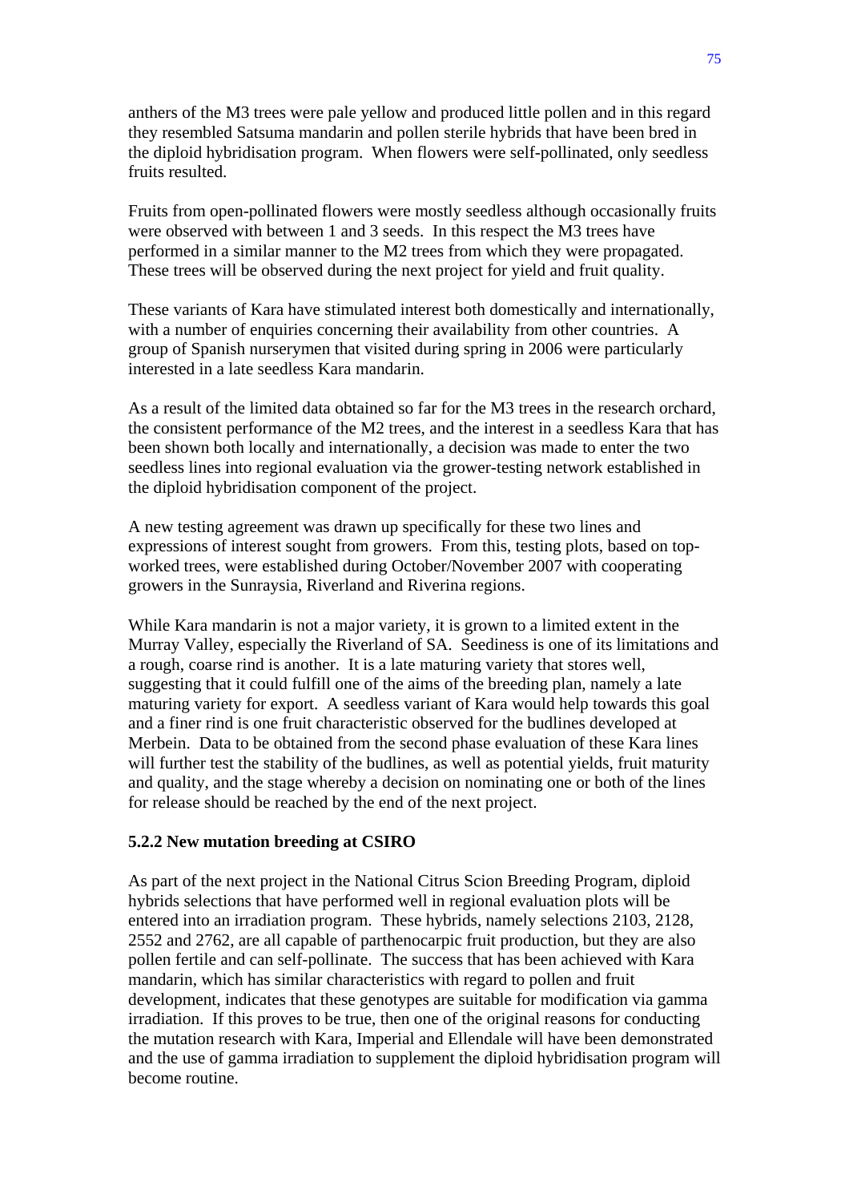anthers of the M3 trees were pale yellow and produced little pollen and in this regard they resembled Satsuma mandarin and pollen sterile hybrids that have been bred in the diploid hybridisation program. When flowers were self-pollinated, only seedless fruits resulted.

Fruits from open-pollinated flowers were mostly seedless although occasionally fruits were observed with between 1 and 3 seeds. In this respect the M3 trees have performed in a similar manner to the M2 trees from which they were propagated. These trees will be observed during the next project for yield and fruit quality.

These variants of Kara have stimulated interest both domestically and internationally, with a number of enquiries concerning their availability from other countries. A group of Spanish nurserymen that visited during spring in 2006 were particularly interested in a late seedless Kara mandarin.

As a result of the limited data obtained so far for the M3 trees in the research orchard, the consistent performance of the M2 trees, and the interest in a seedless Kara that has been shown both locally and internationally, a decision was made to enter the two seedless lines into regional evaluation via the grower-testing network established in the diploid hybridisation component of the project.

A new testing agreement was drawn up specifically for these two lines and expressions of interest sought from growers. From this, testing plots, based on top-worked trees, were established during October/November 2007 with cooperating growers in the Sunraysia, Riverland and Riverina regions.

While Kara mandarin is not a major variety, it is grown to a limited extent in the Murray Valley, especially the Riverland of SA. Seediness is one of its limitations and a rough, coarse rind is another. It is a late maturing variety that stores well, suggesting that it could fulfill one of the aims of the breeding plan, namely a late maturing variety for export. A seedless variant of Kara would help towards this goal and a finer rind is one fruit characteristic observed for the budlines developed at Merbein. Data to be obtained from the second phase evaluation of these Kara lines will further test the stability of the budlines, as well as potential yields, fruit maturity and quality, and the stage whereby a decision on nominating one or both of the lines for release should be reached by the end of the next project.

### 5.2.2 New mutation breeding at CSIRO

As part of the next project in the National Citrus Scion Breeding Program, diploid hybrids selections that have performed well in regional evaluation plots will be entered into an irradiation program. These hybrids, namely selections 2103, 2128, 2552 and 2762, are all capable of parthenocarpic fruit production, but they are also pollen fertile and can self-pollinate. The success that has been achieved with Kara mandarin, which has similar characteristics with regard to pollen and fruit development, indicates that these genotypes are suitable for modification via gamma irradiation. If this proves to be true, then one of the original reasons for conducting the mutation research with Kara, Imperial and Ellendale will have been demonstrated and the use of gamma irradiation to supplement the diploid hybridisation program will become routine.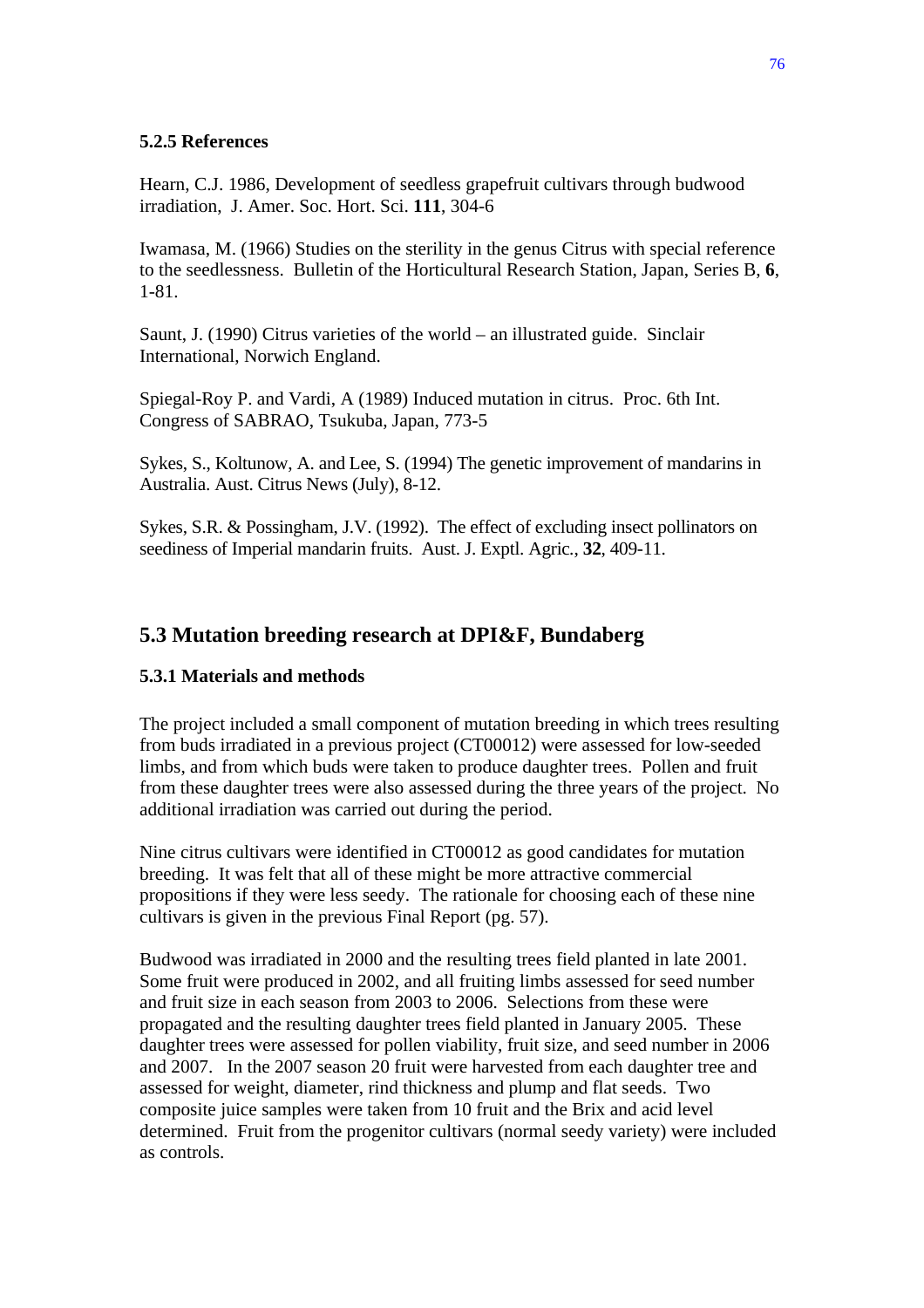### 5.2.5 References

Hearn, C.J. 1986, Development of seedless grapefruit cultivars through budwood irradiation, J. Amer. Soc. Hort. Sci. **111**, 304-6

Iwamasa, M. (1966) Studies on the sterility in the genus Citrus with special reference to the seedlessness. Bulletin of the Horticultural Research Station, Japan, Series B, **6**, 1-81.

Saunt, J. (1990) Citrus varieties of the world – an illustrated guide. Sinclair International, Norwich England.

Spiegal-Roy P. and Vardi, A (1989) Induced mutation in citrus. Proc. 6th Int. Congress of SABRAO, Tsukuba, Japan, 773-5

Sykes, S., Koltunow, A. and Lee, S. (1994) The genetic improvement of mandarins in Australia. Aust. Citrus News (July), 8-12.

Sykes, S.R. & Possingham, J.V. (1992). The effect of excluding insect pollinators on seediness of Imperial mandarin fruits. Aust. J. Exptl. Agric., **32**, 409-11.

## 5.3 Mutation breeding research at DPI&F, Bundaberg

### 5.3.1 Materials and methods

The project included a small component of mutation breeding in which trees resulting from buds irradiated in a previous project (CT00012) were assessed for low-seeded limbs, and from which buds were taken to produce daughter trees. Pollen and fruit from these daughter trees were also assessed during the three years of the project. No additional irradiation was carried out during the period.

Nine citrus cultivars were identified in CT00012 as good candidates for mutation breeding. It was felt that all of these might be more attractive commercial propositions if they were less seedy. The rationale for choosing each of these nine cultivars is given in the previous Final Report (pg. 57).

Budwood was irradiated in 2000 and the resulting trees field planted in late 2001. Some fruit were produced in 2002, and all fruiting limbs assessed for seed number and fruit size in each season from 2003 to 2006. Selections from these were propagated and the resulting daughter trees field planted in January 2005. These daughter trees were assessed for pollen viability, fruit size, and seed number in 2006 and 2007. In the 2007 season 20 fruit were harvested from each daughter tree and assessed for weight, diameter, rind thickness and plump and flat seeds. Two composite juice samples were taken from 10 fruit and the Brix and acid level determined. Fruit from the progenitor cultivars (normal seedy variety) were included as controls.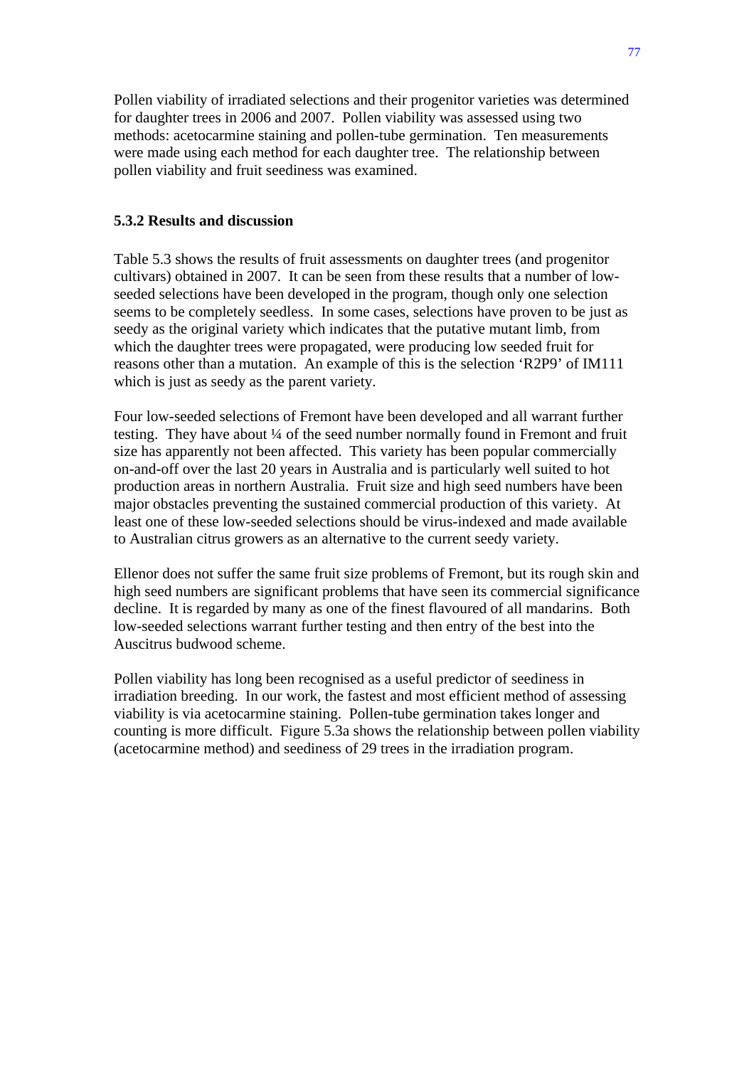Pollen viability of irradiated selections and their progenitor varieties was determined for daughter trees in 2006 and 2007. Pollen viability was assessed using two methods: acetocarmine staining and pollen-tube germination. Ten measurements were made using each method for each daughter tree. The relationship between pollen viability and fruit seediness was examined.

### 5.3.2 Results and discussion

Table 5.3 shows the results of fruit assessments on daughter trees (and progenitor cultivars) obtained in 2007. It can be seen from these results that a number of low-seeded selections have been developed in the program, though only one selection seems to be completely seedless. In some cases, selections have proven to be just as seedy as the original variety which indicates that the putative mutant limb, from which the daughter trees were propagated, were producing low seeded fruit for reasons other than a mutation. An example of this is the selection 'R2P9' of IM111 which is just as seedy as the parent variety.

Four low-seeded selections of Fremont have been developed and all warrant further testing. They have about ¼ of the seed number normally found in Fremont and fruit size has apparently not been affected. This variety has been popular commercially on-and-off over the last 20 years in Australia and is particularly well suited to hot production areas in northern Australia. Fruit size and high seed numbers have been major obstacles preventing the sustained commercial production of this variety. At least one of these low-seeded selections should be virus-indexed and made available to Australian citrus growers as an alternative to the current seedy variety.

Ellenor does not suffer the same fruit size problems of Fremont, but its rough skin and high seed numbers are significant problems that have seen its commercial significance decline. It is regarded by many as one of the finest flavoured of all mandarins. Both low-seeded selections warrant further testing and then entry of the best into the Auscitrus budwood scheme.

Pollen viability has long been recognised as a useful predictor of seediness in irradiation breeding. In our work, the fastest and most efficient method of assessing viability is via acetocarmine staining. Pollen-tube germination takes longer and counting is more difficult. Figure 5.3a shows the relationship between pollen viability (acetocarmine method) and seediness of 29 trees in the irradiation program.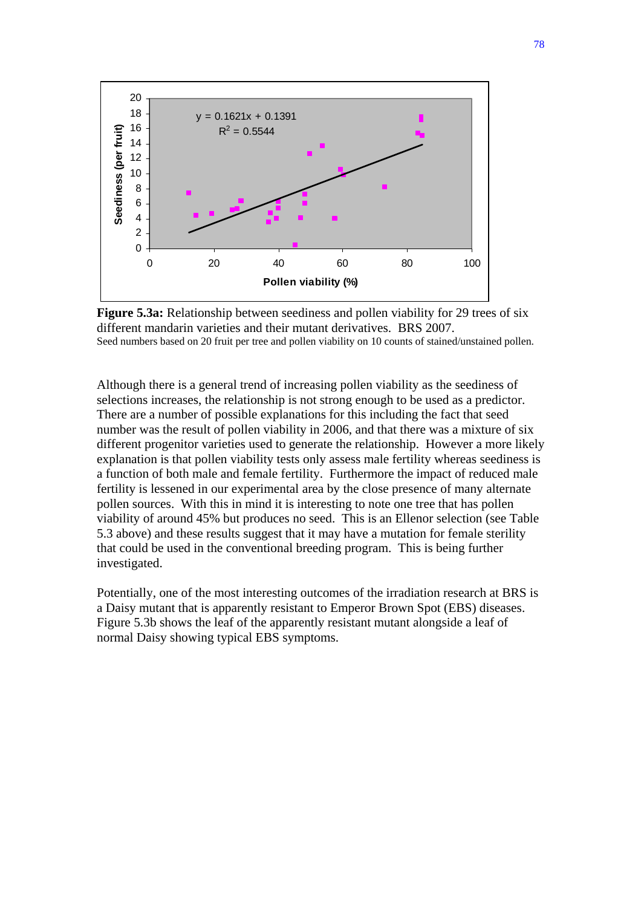**Figure 5.3a:** Relationship between seediness and pollen viability for 29 trees of six different mandarin varieties and their mutant derivatives. BRS 2007.
Seed numbers based on 20 fruit per tree and pollen viability on 10 counts of stained/unstained pollen.

Although there is a general trend of increasing pollen viability as the seediness of selections increases, the relationship is not strong enough to be used as a predictor. There are a number of possible explanations for this including the fact that seed number was the result of pollen viability in 2006, and that there was a mixture of six different progenitor varieties used to generate the relationship. However a more likely explanation is that pollen viability tests only assess male fertility whereas seediness is a function of both male and female fertility. Furthermore the impact of reduced male fertility is lessened in our experimental area by the close presence of many alternate pollen sources. With this in mind it is interesting to note one tree that has pollen viability of around 45% but produces no seed. This is an Ellenor selection (see Table 5.3 above) and these results suggest that it may have a mutation for female sterility that could be used in the conventional breeding program. This is being further investigated.

Potentially, one of the most interesting outcomes of the irradiation research at BRS is a Daisy mutant that is apparently resistant to Emperor Brown Spot (EBS) diseases. Figure 5.3b shows the leaf of the apparently resistant mutant alongside a leaf of normal Daisy showing typical EBS symptoms.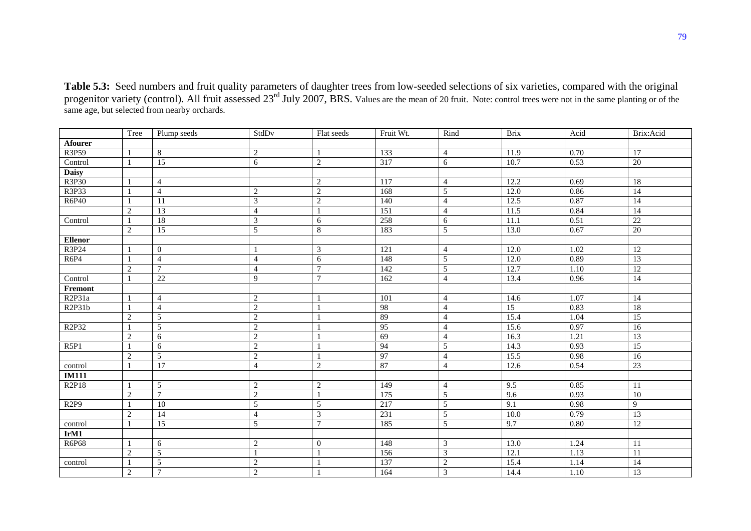**Table 5.3:** Seed numbers and fruit quality parameters of daughter trees from low-seeded selections of six varieties, compared with the original progenitor variety (control). All fruit assessed 23[rd] July 2007, BRS. Values are the mean of 20 fruit. Note: control trees were not in the same planting or of the same age, but selected from nearby orchards.

| | Tree | Plump seeds | StdDv | Flat seeds | Fruit Wt. | Rind | Brix | Acid | Brix:Acid |
|---|---|---|---|---|---|---|---|---|---|
| **Afourer** | | | | | | | | | |
| R3P59 | 1 | 8 | 2 | 1 | 133 | 4 | 11.9 | 0.70 | 17 |
| Control | 1 | 15 | 6 | 2 | 317 | 6 | 10.7 | 0.53 | 20 |
| **Daisy** | | | | | | | | | |
| R3P30 | 1 | 4 | | 2 | 117 | 4 | 12.2 | 0.69 | 18 |
| R3P33 | 1 | 4 | 2 | 2 | 168 | 5 | 12.0 | 0.86 | 14 |
| R6P40 | 1 | 11 | 3 | 2 | 140 | 4 | 12.5 | 0.87 | 14 |
| | 2 | 13 | 4 | 1 | 151 | 4 | 11.5 | 0.84 | 14 |
| Control | 1 | 18 | 3 | 6 | 258 | 6 | 11.1 | 0.51 | 22 |
| | 2 | 15 | 5 | 8 | 183 | 5 | 13.0 | 0.67 | 20 |
| **Ellenor** | | | | | | | | | |
| R3P24 | 1 | 0 | 1 | 3 | 121 | 4 | 12.0 | 1.02 | 12 |
| R6P4 | 1 | 4 | 4 | 6 | 148 | 5 | 12.0 | 0.89 | 13 |
| | 2 | 7 | 4 | 7 | 142 | 5 | 12.7 | 1.10 | 12 |
| Control | 1 | 22 | 9 | 7 | 162 | 4 | 13.4 | 0.96 | 14 |
| **Fremont** | | | | | | | | | |
| R2P31a | 1 | 4 | 2 | 1 | 101 | 4 | 14.6 | 1.07 | 14 |
| R2P31b | 1 | 4 | 2 | 1 | 98 | 4 | 15 | 0.83 | 18 |
| | 2 | 5 | 2 | 1 | 89 | 4 | 15.4 | 1.04 | 15 |
| R2P32 | 1 | 5 | 2 | 1 | 95 | 4 | 15.6 | 0.97 | 16 |
| | 2 | 6 | 2 | 1 | 69 | 4 | 16.3 | 1.21 | 13 |
| R5P1 | 1 | 6 | 2 | 1 | 94 | 5 | 14.3 | 0.93 | 15 |
| | 2 | 5 | 2 | 1 | 97 | 4 | 15.5 | 0.98 | 16 |
| control | 1 | 17 | 4 | 2 | 87 | 4 | 12.6 | 0.54 | 23 |
| **IM111** | | | | | | | | | |
| R2P18 | 1 | 5 | 2 | 2 | 149 | 4 | 9.5 | 0.85 | 11 |
| | 2 | 7 | 2 | 1 | 175 | 5 | 9.6 | 0.93 | 10 |
| R2P9 | 1 | 10 | 5 | 5 | 217 | 5 | 9.1 | 0.98 | 9 |
| | 2 | 14 | 4 | 3 | 231 | 5 | 10.0 | 0.79 | 13 |
| control | 1 | 15 | 5 | 7 | 185 | 5 | 9.7 | 0.80 | 12 |
| **IrM1** | | | | | | | | | |
| R6P68 | 1 | 6 | 2 | 0 | 148 | 3 | 13.0 | 1.24 | 11 |
| | 2 | 5 | 1 | 1 | 156 | 3 | 12.1 | 1.13 | 11 |
| control | 1 | 5 | 2 | 1 | 137 | 2 | 15.4 | 1.14 | 14 |
| | 2 | 7 | 2 | 1 | 164 | 3 | 14.4 | 1.10 | 13 |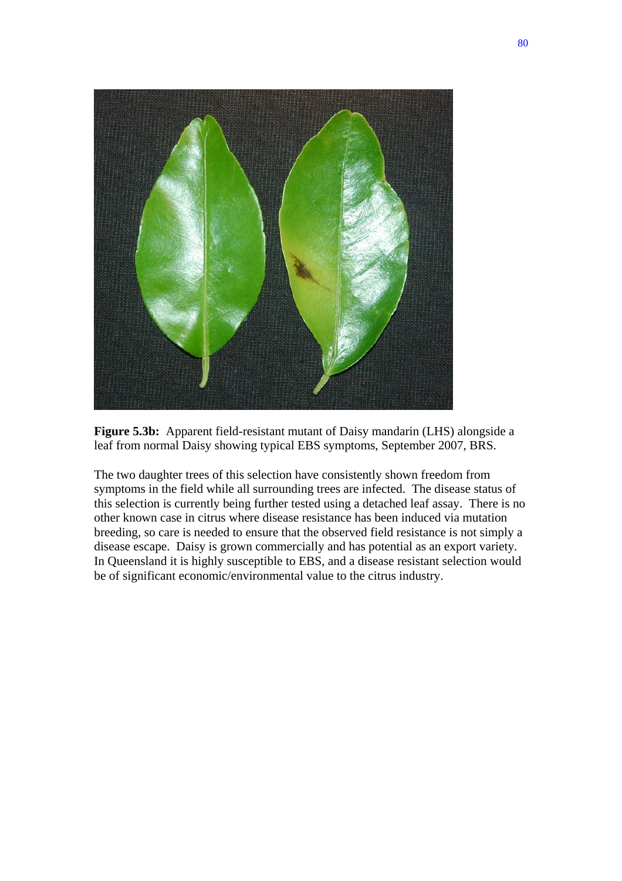**Figure 5.3b:** Apparent field-resistant mutant of Daisy mandarin (LHS) alongside a leaf from normal Daisy showing typical EBS symptoms, September 2007, BRS.

The two daughter trees of this selection have consistently shown freedom from symptoms in the field while all surrounding trees are infected. The disease status of this selection is currently being further tested using a detached leaf assay. There is no other known case in citrus where disease resistance has been induced via mutation breeding, so care is needed to ensure that the observed field resistance is not simply a disease escape. Daisy is grown commercially and has potential as an export variety. In Queensland it is highly susceptible to EBS, and a disease resistant selection would be of significant economic/environmental value to the citrus industry.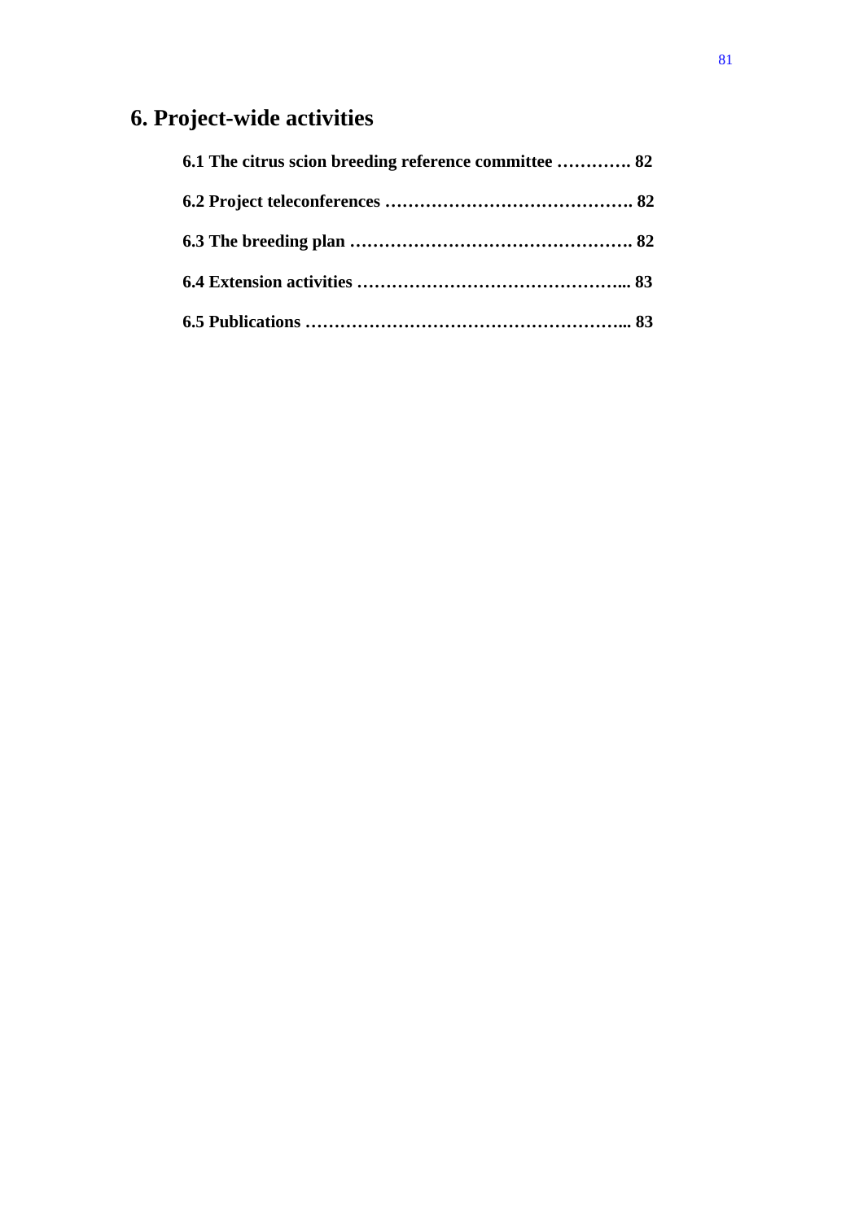# 6. Project-wide activities

**6.1 The citrus scion breeding reference committee …………. 82**

**6.2 Project teleconferences ……………………………………. 82**

**6.3 The breeding plan …………………………………………. 82**

**6.4 Extension activities ………………………………………... 83**

**6.5 Publications ………………………………………………... 83**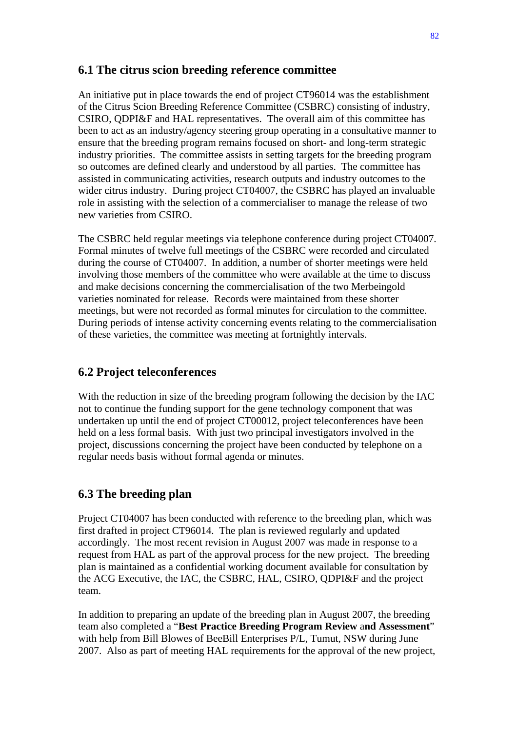## 6.1 The citrus scion breeding reference committee

An initiative put in place towards the end of project CT96014 was the establishment of the Citrus Scion Breeding Reference Committee (CSBRC) consisting of industry, CSIRO, QDPI&F and HAL representatives. The overall aim of this committee has been to act as an industry/agency steering group operating in a consultative manner to ensure that the breeding program remains focused on short- and long-term strategic industry priorities. The committee assists in setting targets for the breeding program so outcomes are defined clearly and understood by all parties. The committee has assisted in communicating activities, research outputs and industry outcomes to the wider citrus industry. During project CT04007, the CSBRC has played an invaluable role in assisting with the selection of a commercialiser to manage the release of two new varieties from CSIRO.

The CSBRC held regular meetings via telephone conference during project CT04007. Formal minutes of twelve full meetings of the CSBRC were recorded and circulated during the course of CT04007. In addition, a number of shorter meetings were held involving those members of the committee who were available at the time to discuss and make decisions concerning the commercialisation of the two Merbeingold varieties nominated for release. Records were maintained from these shorter meetings, but were not recorded as formal minutes for circulation to the committee. During periods of intense activity concerning events relating to the commercialisation of these varieties, the committee was meeting at fortnightly intervals.

## 6.2 Project teleconferences

With the reduction in size of the breeding program following the decision by the IAC not to continue the funding support for the gene technology component that was undertaken up until the end of project CT00012, project teleconferences have been held on a less formal basis. With just two principal investigators involved in the project, discussions concerning the project have been conducted by telephone on a regular needs basis without formal agenda or minutes.

## 6.3 The breeding plan

Project CT04007 has been conducted with reference to the breeding plan, which was first drafted in project CT96014. The plan is reviewed regularly and updated accordingly. The most recent revision in August 2007 was made in response to a request from HAL as part of the approval process for the new project. The breeding plan is maintained as a confidential working document available for consultation by the ACG Executive, the IAC, the CSBRC, HAL, CSIRO, QDPI&F and the project team.

In addition to preparing an update of the breeding plan in August 2007, the breeding team also completed a "**Best Practice Breeding Program Review** a**nd Assessment**" with help from Bill Blowes of BeeBill Enterprises P/L, Tumut, NSW during June 2007. Also as part of meeting HAL requirements for the approval of the new project,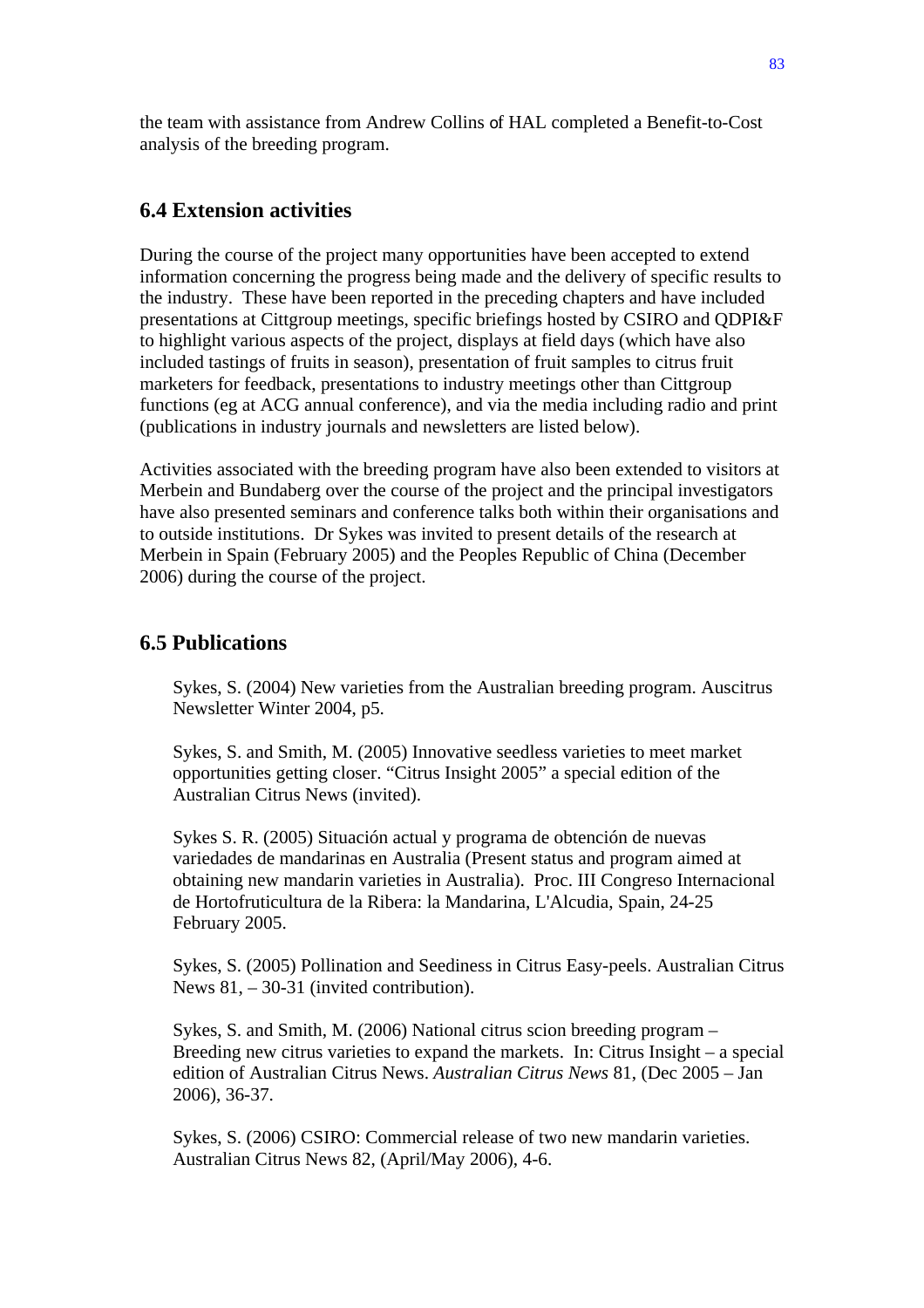the team with assistance from Andrew Collins of HAL completed a Benefit-to-Cost analysis of the breeding program.

## 6.4 Extension activities

During the course of the project many opportunities have been accepted to extend information concerning the progress being made and the delivery of specific results to the industry. These have been reported in the preceding chapters and have included presentations at Cittgroup meetings, specific briefings hosted by CSIRO and QDPI&F to highlight various aspects of the project, displays at field days (which have also included tastings of fruits in season), presentation of fruit samples to citrus fruit marketers for feedback, presentations to industry meetings other than Cittgroup functions (eg at ACG annual conference), and via the media including radio and print (publications in industry journals and newsletters are listed below).

Activities associated with the breeding program have also been extended to visitors at Merbein and Bundaberg over the course of the project and the principal investigators have also presented seminars and conference talks both within their organisations and to outside institutions. Dr Sykes was invited to present details of the research at Merbein in Spain (February 2005) and the Peoples Republic of China (December 2006) during the course of the project.

## 6.5 Publications

Sykes, S. (2004) New varieties from the Australian breeding program. Auscitrus Newsletter Winter 2004, p5.

Sykes, S. and Smith, M. (2005) Innovative seedless varieties to meet market opportunities getting closer. "Citrus Insight 2005" a special edition of the Australian Citrus News (invited).

Sykes S. R. (2005) Situación actual y programa de obtención de nuevas variedades de mandarinas en Australia (Present status and program aimed at obtaining new mandarin varieties in Australia). Proc. III Congreso Internacional de Hortofruticultura de la Ribera: la Mandarina, L'Alcudia, Spain, 24-25 February 2005.

Sykes, S. (2005) Pollination and Seediness in Citrus Easy-peels. Australian Citrus News 81, – 30-31 (invited contribution).

Sykes, S. and Smith, M. (2006) National citrus scion breeding program – Breeding new citrus varieties to expand the markets. In: Citrus Insight – a special edition of Australian Citrus News. *Australian Citrus News* 81, (Dec 2005 – Jan 2006), 36-37.

Sykes, S. (2006) CSIRO: Commercial release of two new mandarin varieties. Australian Citrus News 82, (April/May 2006), 4-6.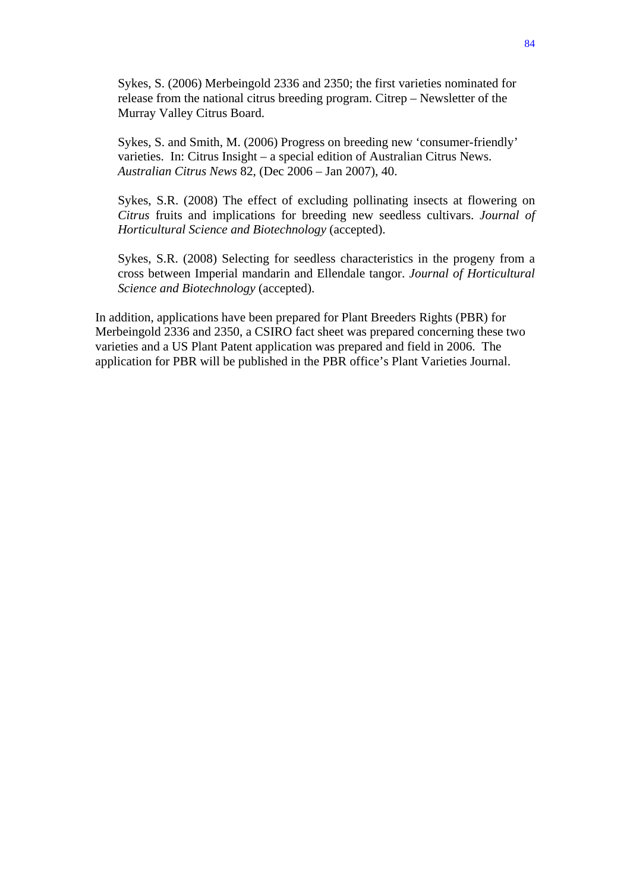Sykes, S. (2006) Merbeingold 2336 and 2350; the first varieties nominated for release from the national citrus breeding program. Citrep – Newsletter of the Murray Valley Citrus Board.

Sykes, S. and Smith, M. (2006) Progress on breeding new 'consumer-friendly' varieties. In: Citrus Insight – a special edition of Australian Citrus News. *Australian Citrus News* 82, (Dec 2006 – Jan 2007), 40.

Sykes, S.R. (2008) The effect of excluding pollinating insects at flowering on *Citrus* fruits and implications for breeding new seedless cultivars. *Journal of Horticultural Science and Biotechnology* (accepted).

Sykes, S.R. (2008) Selecting for seedless characteristics in the progeny from a cross between Imperial mandarin and Ellendale tangor. *Journal of Horticultural Science and Biotechnology* (accepted).

In addition, applications have been prepared for Plant Breeders Rights (PBR) for Merbeingold 2336 and 2350, a CSIRO fact sheet was prepared concerning these two varieties and a US Plant Patent application was prepared and field in 2006. The application for PBR will be published in the PBR office's Plant Varieties Journal.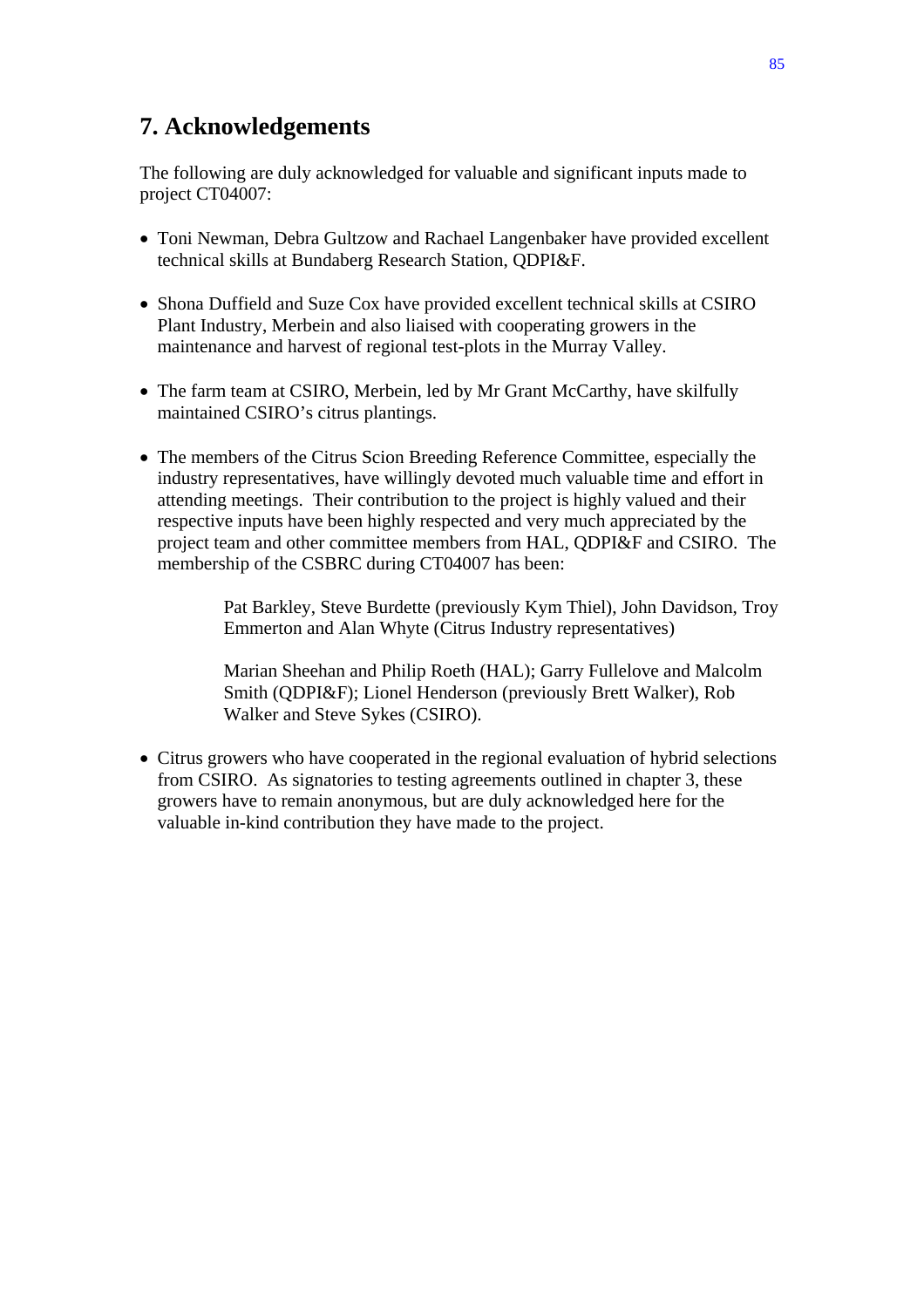# 7. Acknowledgements

The following are duly acknowledged for valuable and significant inputs made to project CT04007:

- Toni Newman, Debra Gultzow and Rachael Langenbaker have provided excellent technical skills at Bundaberg Research Station, QDPI&F.

- Shona Duffield and Suze Cox have provided excellent technical skills at CSIRO Plant Industry, Merbein and also liaised with cooperating growers in the maintenance and harvest of regional test-plots in the Murray Valley.

- The farm team at CSIRO, Merbein, led by Mr Grant McCarthy, have skilfully maintained CSIRO's citrus plantings.

- The members of the Citrus Scion Breeding Reference Committee, especially the industry representatives, have willingly devoted much valuable time and effort in attending meetings. Their contribution to the project is highly valued and their respective inputs have been highly respected and very much appreciated by the project team and other committee members from HAL, QDPI&F and CSIRO. The membership of the CSBRC during CT04007 has been:

  Pat Barkley, Steve Burdette (previously Kym Thiel), John Davidson, Troy Emmerton and Alan Whyte (Citrus Industry representatives)

  Marian Sheehan and Philip Roeth (HAL); Garry Fullelove and Malcolm Smith (QDPI&F); Lionel Henderson (previously Brett Walker), Rob Walker and Steve Sykes (CSIRO).

- Citrus growers who have cooperated in the regional evaluation of hybrid selections from CSIRO. As signatories to testing agreements outlined in chapter 3, these growers have to remain anonymous, but are duly acknowledged here for the valuable in-kind contribution they have made to the project.